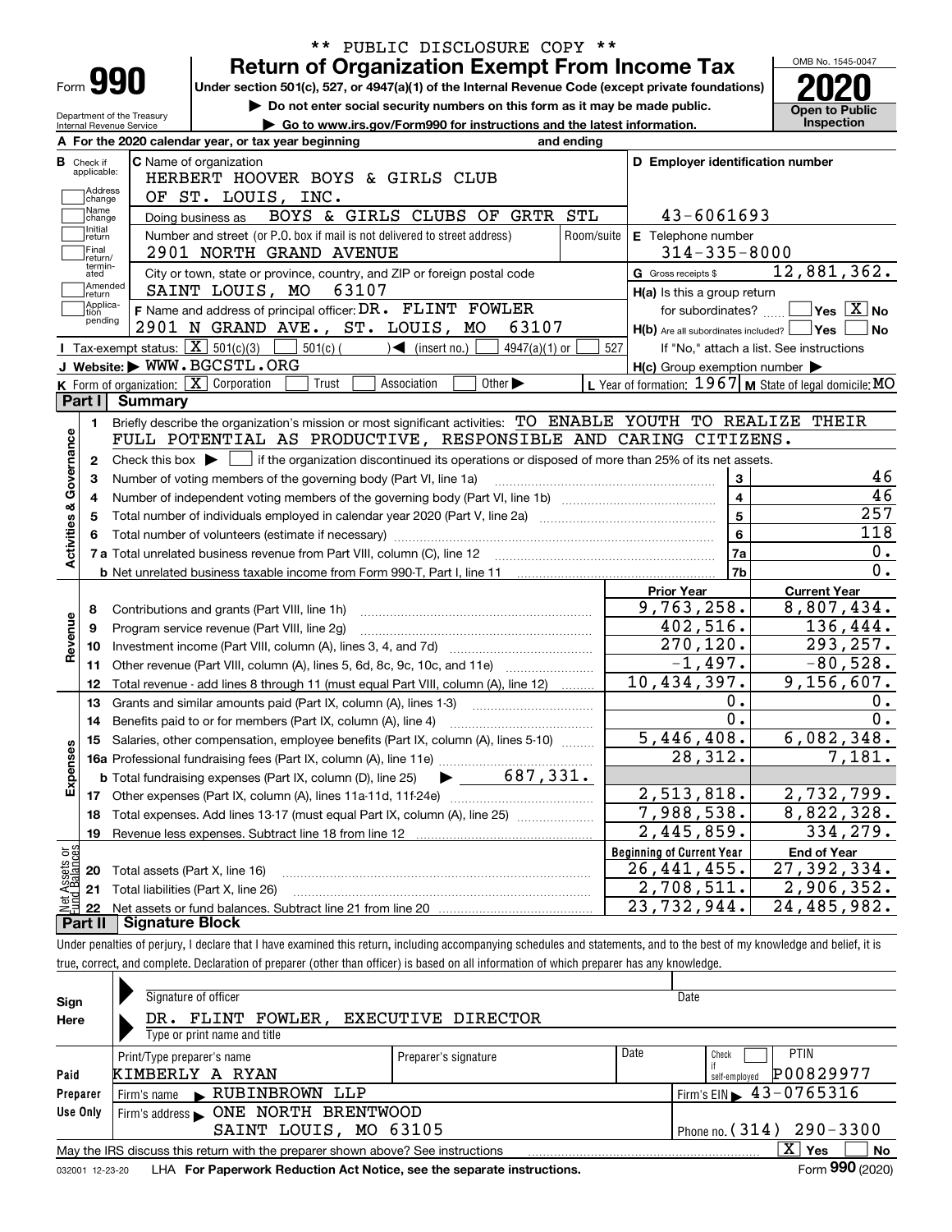\*\* PUBLIC DISCLOSURE COPY \*\*

# Form 990 — Return of Organization Exempt From Income Tax

**Under section 501(c), 527, or 4947(a)(1) of the Internal Revenue Code (except private foundations)**

▶ Do not enter social security numbers on this form as it may be made public.

▶ Go to www.irs.gov/Form990 for instructions and the latest information.

OMB No. 1545-0047

**2020**

**Open to Public Inspection**

Department of the Treasury
Internal Revenue Service

**A** For the 2020 calendar year, or tax year beginning and ending

**B** Check if applicable: Address change, Name change, Initial return, Final return/terminated, Amended return, Application pending

**C** Name of organization: HERBERT HOOVER BOYS & GIRLS CLUB OF ST. LOUIS, INC.

Doing business as: BOYS & GIRLS CLUBS OF GRTR STL

Number and street (or P.O. box if mail is not delivered to street address): 2901 NORTH GRAND AVENUE — Room/suite

City or town, state or province, country, and ZIP or foreign postal code: SAINT LOUIS, MO 63107

**D** Employer identification number: 43-6061693

**E** Telephone number: 314-335-8000

**G** Gross receipts $ 12,881,362.

**F** Name and address of principal officer: DR. FLINT FOWLER, 2901 N GRAND AVE., ST. LOUIS, MO 63107

**H(a)** Is this a group return for subordinates? ☐ Yes ☒ No

**H(b)** Are all subordinates included? ☐ Yes ☐ No — If "No," attach a list. See instructions

**H(c)** Group exemption number ▶

**I** Tax-exempt status: ☒ 501(c)(3) ☐ 501(c) ( ) ◀ (insert no.) ☐ 4947(a)(1) or ☐ 527

**J** Website: ▶ WWW.BGCSTL.ORG

**K** Form of organization: ☒ Corporation ☐ Trust ☐ Association ☐ Other ▶

**L** Year of formation: 1967 **M** State of legal domicile: MO

## Part I Summary

**Activities & Governance**

1. Briefly describe the organization's mission or most significant activities: TO ENABLE YOUTH TO REALIZE THEIR FULL POTENTIAL AS PRODUCTIVE, RESPONSIBLE AND CARING CITIZENS.
2. Check this box ▶ ☐ if the organization discontinued its operations or disposed of more than 25% of its net assets.

| | | | |
|---|---|---|---|
| 3 | Number of voting members of the governing body (Part VI, line 1a) | 3 | 46 |
| 4 | Number of independent voting members of the governing body (Part VI, line 1b) | 4 | 46 |
| 5 | Total number of individuals employed in calendar year 2020 (Part V, line 2a) | 5 | 257 |
| 6 | Total number of volunteers (estimate if necessary) | 6 | 118 |
| 7a | Total unrelated business revenue from Part VIII, column (C), line 12 | 7a | 0. |
| b | Net unrelated business taxable income from Form 990-T, Part I, line 11 | 7b | 0. |

| | | Prior Year | Current Year |
|---|---|---|---|
| **Revenue** | | | |
| 8 | Contributions and grants (Part VIII, line 1h) | 9,763,258. | 8,807,434. |
| 9 | Program service revenue (Part VIII, line 2g) | 402,516. | 136,444. |
| 10 | Investment income (Part VIII, column (A), lines 3, 4, and 7d) | 270,120. | 293,257. |
| 11 | Other revenue (Part VIII, column (A), lines 5, 6d, 8c, 9c, 10c, and 11e) | -1,497. | -80,528. |
| 12 | Total revenue - add lines 8 through 11 (must equal Part VIII, column (A), line 12) | 10,434,397. | 9,156,607. |
| **Expenses** | | | |
| 13 | Grants and similar amounts paid (Part IX, column (A), lines 1-3) | 0. | 0. |
| 14 | Benefits paid to or for members (Part IX, column (A), line 4) | 0. | 0. |
| 15 | Salaries, other compensation, employee benefits (Part IX, column (A), lines 5-10) | 5,446,408. | 6,082,348. |
| 16a | Professional fundraising fees (Part IX, column (A), line 11e) | 28,312. | 7,181. |
| b | Total fundraising expenses (Part IX, column (D), line 25) ▶ 687,331. | | |
| 17 | Other expenses (Part IX, column (A), lines 11a-11d, 11f-24e) | 2,513,818. | 2,732,799. |
| 18 | Total expenses. Add lines 13-17 (must equal Part IX, column (A), line 25) | 7,988,538. | 8,822,328. |
| 19 | Revenue less expenses. Subtract line 18 from line 12 | 2,445,859. | 334,279. |

| **Net Assets or Fund Balances** | | Beginning of Current Year | End of Year |
|---|---|---|---|
| 20 | Total assets (Part X, line 16) | 26,441,455. | 27,392,334. |
| 21 | Total liabilities (Part X, line 26) | 2,708,511. | 2,906,352. |
| 22 | Net assets or fund balances. Subtract line 21 from line 20 | 23,732,944. | 24,485,982. |

## Part II Signature Block

Under penalties of perjury, I declare that I have examined this return, including accompanying schedules and statements, and to the best of my knowledge and belief, it is true, correct, and complete. Declaration of preparer (other than officer) is based on all information of which preparer has any knowledge.

**Sign Here**

Signature of officer — Date

DR. FLINT FOWLER, EXECUTIVE DIRECTOR
Type or print name and title

**Paid Preparer Use Only**

| Print/Type preparer's name | Preparer's signature | Date | Check ☐ if self-employed | PTIN |
|---|---|---|---|---|
| KIMBERLY A RYAN | | | | P00829977 |

Firm's name ▶ RUBINBROWN LLP — Firm's EIN ▶ 43-0765316

Firm's address ▶ ONE NORTH BRENTWOOD, SAINT LOUIS, MO 63105 — Phone no. (314) 290-3300

May the IRS discuss this return with the preparer shown above? See instructions ☒ Yes ☐ No

032001 12-23-20 LHA For Paperwork Reduction Act Notice, see the separate instructions. Form **990** (2020)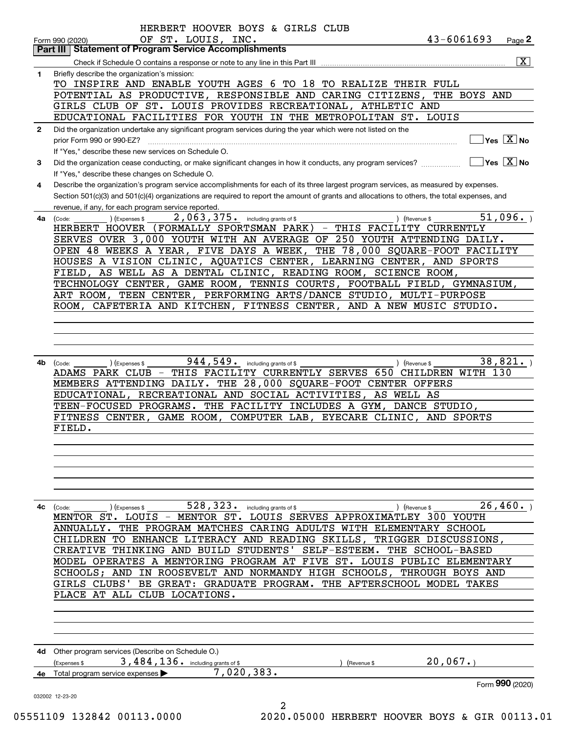HERBERT HOOVER BOYS & GIRLS CLUB OF ST. LOUIS, INC. 43-6061693

Form 990 (2020)

## Part III Statement of Program Service Accomplishments

Check if Schedule O contains a response or note to any line in this Part III [X]

**1** Briefly describe the organization's mission:

TO INSPIRE AND ENABLE YOUTH AGES 6 TO 18 TO REALIZE THEIR FULL POTENTIAL AS PRODUCTIVE, RESPONSIBLE AND CARING CITIZENS, THE BOYS AND GIRLS CLUB OF ST. LOUIS PROVIDES RECREATIONAL, ATHLETIC AND EDUCATIONAL FACILITIES FOR YOUTH IN THE METROPOLITAN ST. LOUIS

**2** Did the organization undertake any significant program services during the year which were not listed on the prior Form 990 or 990-EZ? [ ] Yes [X] No

If "Yes," describe these new services on Schedule O.

**3** Did the organization cease conducting, or make significant changes in how it conducts, any program services? [ ] Yes [X] No

If "Yes," describe these changes on Schedule O.

**4** Describe the organization's program service accomplishments for each of its three largest program services, as measured by expenses. Section 501(c)(3) and 501(c)(4) organizations are required to report the amount of grants and allocations to others, the total expenses, and revenue, if any, for each program service reported.

**4a** (Code: ) (Expenses $ 2,063,375. including grants of $ ) (Revenue $ 51,096. )

HERBERT HOOVER (FORMALLY SPORTSMAN PARK) - THIS FACILITY CURRENTLY SERVES OVER 3,000 YOUTH WITH AN AVERAGE OF 250 YOUTH ATTENDING DAILY. OPEN 48 WEEKS A YEAR, FIVE DAYS A WEEK, THE 78,000 SQUARE-FOOT FACILITY HOUSES A VISION CLINIC, AQUATICS CENTER, LEARNING CENTER, AND SPORTS FIELD, AS WELL AS A DENTAL CLINIC, READING ROOM, SCIENCE ROOM, TECHNOLOGY CENTER, GAME ROOM, TENNIS COURTS, FOOTBALL FIELD, GYMNASIUM, ART ROOM, TEEN CENTER, PERFORMING ARTS/DANCE STUDIO, MULTI-PURPOSE ROOM, CAFETERIA AND KITCHEN, FITNESS CENTER, AND A NEW MUSIC STUDIO.

**4b** (Code: ) (Expenses $ 944,549. including grants of $ ) (Revenue $ 38,821. )

ADAMS PARK CLUB - THIS FACILITY CURRENTLY SERVES 650 CHILDREN WITH 130 MEMBERS ATTENDING DAILY. THE 28,000 SQUARE-FOOT CENTER OFFERS EDUCATIONAL, RECREATIONAL AND SOCIAL ACTIVITIES, AS WELL AS TEEN-FOCUSED PROGRAMS. THE FACILITY INCLUDES A GYM, DANCE STUDIO, FITNESS CENTER, GAME ROOM, COMPUTER LAB, EYECARE CLINIC, AND SPORTS FIELD.

**4c** (Code: ) (Expenses $ 528,323. including grants of $ ) (Revenue $ 26,460. )

MENTOR ST. LOUIS - MENTOR ST. LOUIS SERVES APPROXIMATLEY 300 YOUTH ANNUALLY. THE PROGRAM MATCHES CARING ADULTS WITH ELEMENTARY SCHOOL CHILDREN TO ENHANCE LITERACY AND READING SKILLS, TRIGGER DISCUSSIONS, CREATIVE THINKING AND BUILD STUDENTS' SELF-ESTEEM. THE SCHOOL-BASED MODEL OPERATES A MENTORING PROGRAM AT FIVE ST. LOUIS PUBLIC ELEMENTARY SCHOOLS; AND IN ROOSEVELT AND NORMANDY HIGH SCHOOLS, THROUGH BOYS AND GIRLS CLUBS' BE GREAT: GRADUATE PROGRAM. THE AFTERSCHOOL MODEL TAKES PLACE AT ALL CLUB LOCATIONS.

**4d** Other program services (Describe on Schedule O.)

(Expenses $ 3,484,136. including grants of $ ) (Revenue $ 20,067.)

**4e** Total program service expenses ▶ 7,020,383.

Form **990** (2020)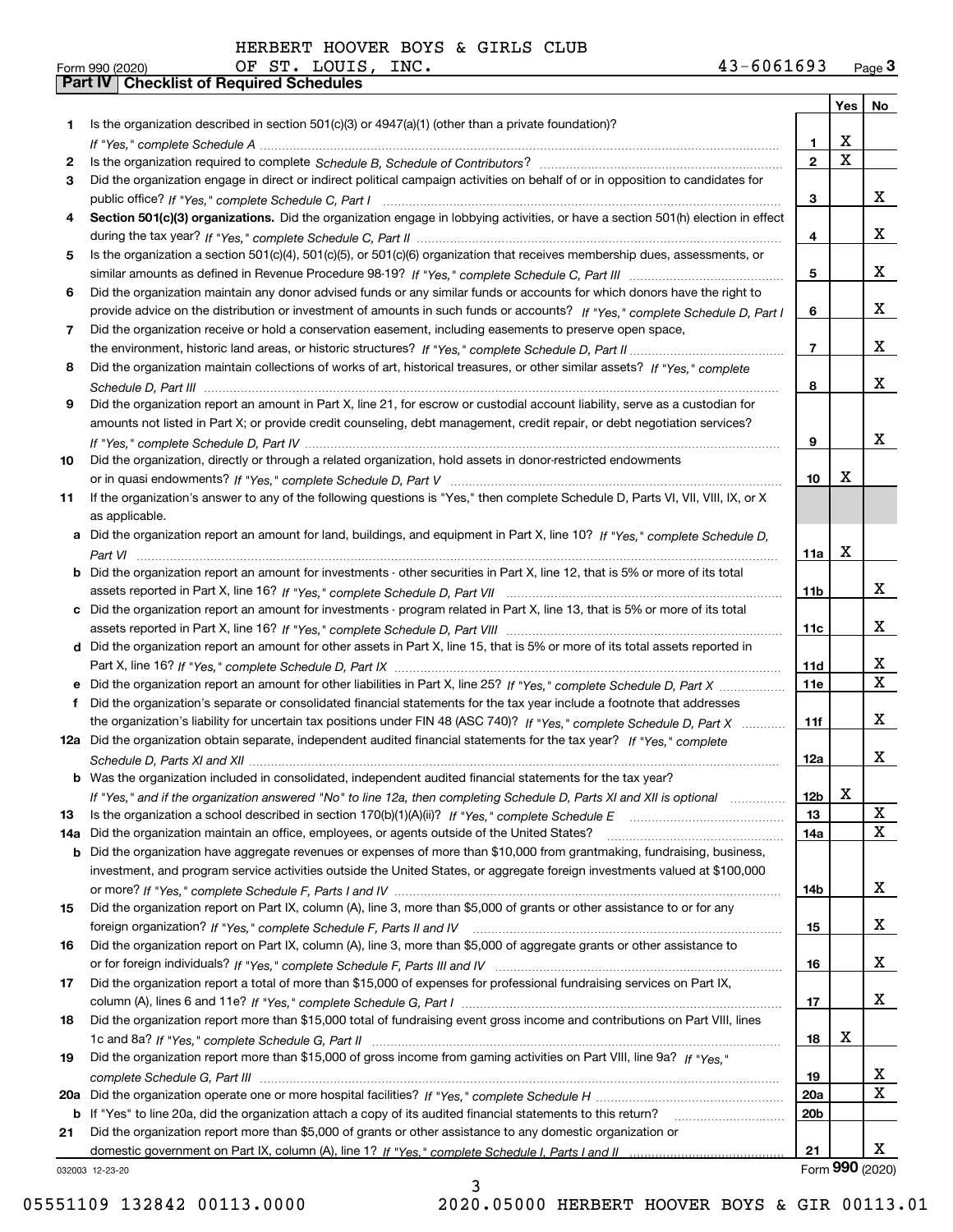HERBERT HOOVER BOYS & GIRLS CLUB
Form 990 (2020) OF ST. LOUIS, INC. 43-6061693 Page **3**

**Part IV Checklist of Required Schedules**

| | | | Yes | No |
|---|---|---|---|---|
| **1** | Is the organization described in section 501(c)(3) or 4947(a)(1) (other than a private foundation)? *If "Yes," complete Schedule A* | **1** | X | |
| **2** | Is the organization required to complete *Schedule B, Schedule of Contributors*? | **2** | X | |
| **3** | Did the organization engage in direct or indirect political campaign activities on behalf of or in opposition to candidates for public office? *If "Yes," complete Schedule C, Part I* | **3** | | X |
| **4** | **Section 501(c)(3) organizations.** Did the organization engage in lobbying activities, or have a section 501(h) election in effect during the tax year? *If "Yes," complete Schedule C, Part II* | **4** | | X |
| **5** | Is the organization a section 501(c)(4), 501(c)(5), or 501(c)(6) organization that receives membership dues, assessments, or similar amounts as defined in Revenue Procedure 98-19? *If "Yes," complete Schedule C, Part III* | **5** | | X |
| **6** | Did the organization maintain any donor advised funds or any similar funds or accounts for which donors have the right to provide advice on the distribution or investment of amounts in such funds or accounts? *If "Yes," complete Schedule D, Part I* | **6** | | X |
| **7** | Did the organization receive or hold a conservation easement, including easements to preserve open space, the environment, historic land areas, or historic structures? *If "Yes," complete Schedule D, Part II* | **7** | | X |
| **8** | Did the organization maintain collections of works of art, historical treasures, or other similar assets? *If "Yes," complete Schedule D, Part III* | **8** | | X |
| **9** | Did the organization report an amount in Part X, line 21, for escrow or custodial account liability, serve as a custodian for amounts not listed in Part X; or provide credit counseling, debt management, credit repair, or debt negotiation services? *If "Yes," complete Schedule D, Part IV* | **9** | | X |
| **10** | Did the organization, directly or through a related organization, hold assets in donor-restricted endowments or in quasi endowments? *If "Yes," complete Schedule D, Part V* | **10** | X | |
| **11** | If the organization's answer to any of the following questions is "Yes," then complete Schedule D, Parts VI, VII, VIII, IX, or X as applicable. | | | |
| **a** | Did the organization report an amount for land, buildings, and equipment in Part X, line 10? *If "Yes," complete Schedule D, Part VI* | **11a** | X | |
| **b** | Did the organization report an amount for investments - other securities in Part X, line 12, that is 5% or more of its total assets reported in Part X, line 16? *If "Yes," complete Schedule D, Part VII* | **11b** | | X |
| **c** | Did the organization report an amount for investments - program related in Part X, line 13, that is 5% or more of its total assets reported in Part X, line 16? *If "Yes," complete Schedule D, Part VIII* | **11c** | | X |
| **d** | Did the organization report an amount for other assets in Part X, line 15, that is 5% or more of its total assets reported in Part X, line 16? *If "Yes," complete Schedule D, Part IX* | **11d** | | X |
| **e** | Did the organization report an amount for other liabilities in Part X, line 25? *If "Yes," complete Schedule D, Part X* | **11e** | | X |
| **f** | Did the organization's separate or consolidated financial statements for the tax year include a footnote that addresses the organization's liability for uncertain tax positions under FIN 48 (ASC 740)? *If "Yes," complete Schedule D, Part X* | **11f** | | X |
| **12a** | Did the organization obtain separate, independent audited financial statements for the tax year? *If "Yes," complete Schedule D, Parts XI and XII* | **12a** | | X |
| **b** | Was the organization included in consolidated, independent audited financial statements for the tax year? *If "Yes," and if the organization answered "No" to line 12a, then completing Schedule D, Parts XI and XII is optional* | **12b** | X | |
| **13** | Is the organization a school described in section 170(b)(1)(A)(ii)? *If "Yes," complete Schedule E* | **13** | | X |
| **14a** | Did the organization maintain an office, employees, or agents outside of the United States? | **14a** | | X |
| **b** | Did the organization have aggregate revenues or expenses of more than $10,000 from grantmaking, fundraising, business, investment, and program service activities outside the United States, or aggregate foreign investments valued at $100,000 or more? *If "Yes," complete Schedule F, Parts I and IV* | **14b** | | X |
| **15** | Did the organization report on Part IX, column (A), line 3, more than $5,000 of grants or other assistance to or for any foreign organization? *If "Yes," complete Schedule F, Parts II and IV* | **15** | | X |
| **16** | Did the organization report on Part IX, column (A), line 3, more than $5,000 of aggregate grants or other assistance to or for foreign individuals? *If "Yes," complete Schedule F, Parts III and IV* | **16** | | X |
| **17** | Did the organization report a total of more than $15,000 of expenses for professional fundraising services on Part IX, column (A), lines 6 and 11e? *If "Yes," complete Schedule G, Part I* | **17** | | X |
| **18** | Did the organization report more than $15,000 total of fundraising event gross income and contributions on Part VIII, lines 1c and 8a? *If "Yes," complete Schedule G, Part II* | **18** | X | |
| **19** | Did the organization report more than $15,000 of gross income from gaming activities on Part VIII, line 9a? *If "Yes," complete Schedule G, Part III* | **19** | | X |
| **20a** | Did the organization operate one or more hospital facilities? *If "Yes," complete Schedule H* | **20a** | | X |
| **b** | If "Yes" to line 20a, did the organization attach a copy of its audited financial statements to this return? | **20b** | | |
| **21** | Did the organization report more than $5,000 of grants or other assistance to any domestic organization or domestic government on Part IX, column (A), line 1? *If "Yes," complete Schedule I, Parts I and II* | **21** | | X |

032003 12-23-20 Form **990** (2020)

05551109 132842 00113.0000 2020.05000 HERBERT HOOVER BOYS & GIR 00113.01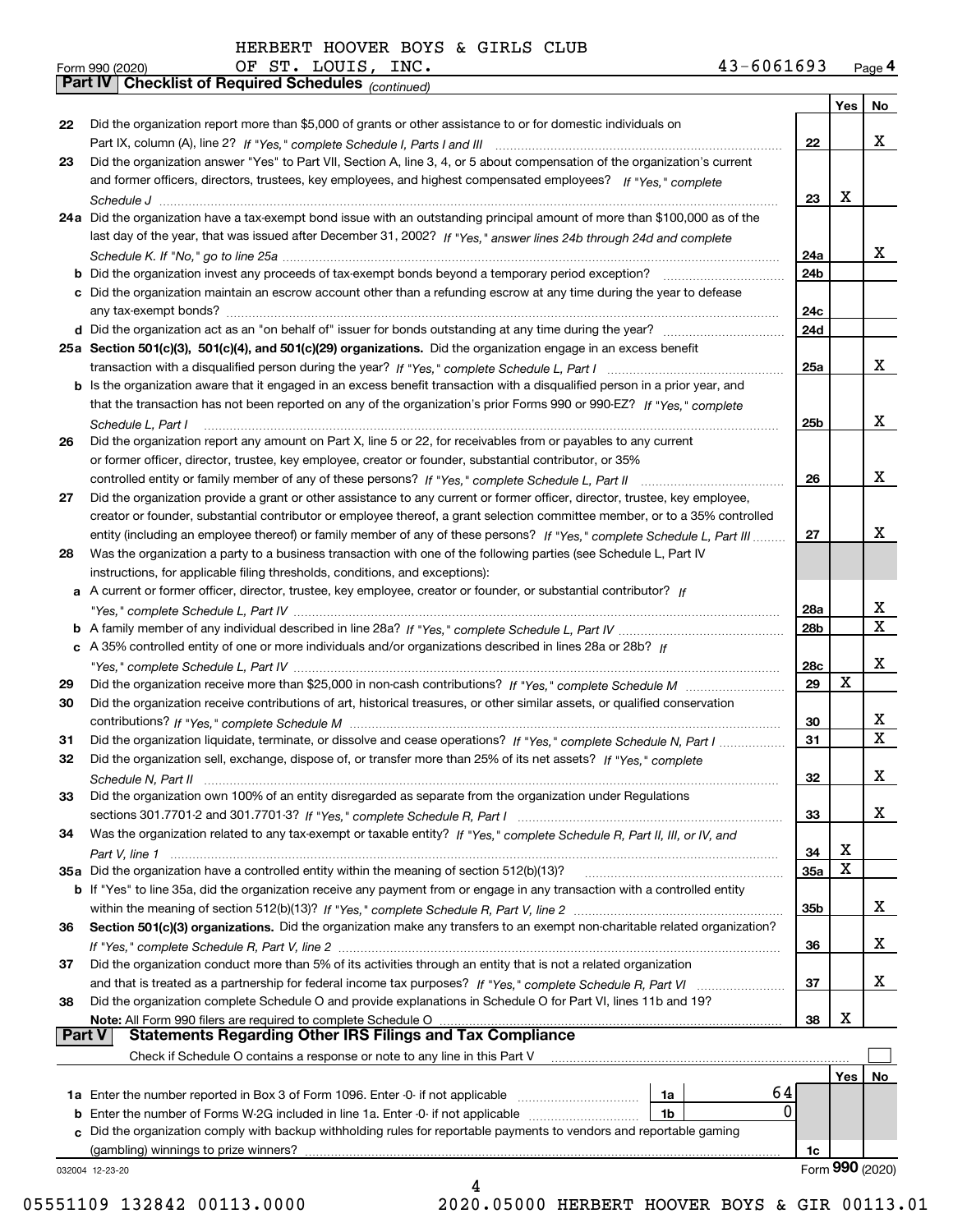HERBERT HOOVER BOYS & GIRLS CLUB
OF ST. LOUIS, INC. 43-6061693

Form 990 (2020)

## Part IV Checklist of Required Schedules *(continued)*

| | | | Yes | No |
|---|---|---|---|---|
| 22 | Did the organization report more than $5,000 of grants or other assistance to or for domestic individuals on Part IX, column (A), line 2? *If "Yes," complete Schedule I, Parts I and III* | 22 | | X |
| 23 | Did the organization answer "Yes" to Part VII, Section A, line 3, 4, or 5 about compensation of the organization's current and former officers, directors, trustees, key employees, and highest compensated employees? *If "Yes," complete Schedule J* | 23 | X | |
| 24a | Did the organization have a tax-exempt bond issue with an outstanding principal amount of more than $100,000 as of the last day of the year, that was issued after December 31, 2002? *If "Yes," answer lines 24b through 24d and complete Schedule K. If "No," go to line 25a* | 24a | | X |
| b | Did the organization invest any proceeds of tax-exempt bonds beyond a temporary period exception? | 24b | | |
| c | Did the organization maintain an escrow account other than a refunding escrow at any time during the year to defease any tax-exempt bonds? | 24c | | |
| d | Did the organization act as an "on behalf of" issuer for bonds outstanding at any time during the year? | 24d | | |
| 25a | **Section 501(c)(3), 501(c)(4), and 501(c)(29) organizations.** Did the organization engage in an excess benefit transaction with a disqualified person during the year? *If "Yes," complete Schedule L, Part I* | 25a | | X |
| b | Is the organization aware that it engaged in an excess benefit transaction with a disqualified person in a prior year, and that the transaction has not been reported on any of the organization's prior Forms 990 or 990-EZ? *If "Yes," complete Schedule L, Part I* | 25b | | X |
| 26 | Did the organization report any amount on Part X, line 5 or 22, for receivables from or payables to any current or former officer, director, trustee, key employee, creator or founder, substantial contributor, or 35% controlled entity or family member of any of these persons? *If "Yes," complete Schedule L, Part II* | 26 | | X |
| 27 | Did the organization provide a grant or other assistance to any current or former officer, director, trustee, key employee, creator or founder, substantial contributor or employee thereof, a grant selection committee member, or to a 35% controlled entity (including an employee thereof) or family member of any of these persons? *If "Yes," complete Schedule L, Part III* | 27 | | X |
| 28 | Was the organization a party to a business transaction with one of the following parties (see Schedule L, Part IV instructions, for applicable filing thresholds, conditions, and exceptions): | | | |
| a | A current or former officer, director, trustee, key employee, creator or founder, or substantial contributor? *If "Yes," complete Schedule L, Part IV* | 28a | | X |
| b | A family member of any individual described in line 28a? *If "Yes," complete Schedule L, Part IV* | 28b | | X |
| c | A 35% controlled entity of one or more individuals and/or organizations described in lines 28a or 28b? *If "Yes," complete Schedule L, Part IV* | 28c | | X |
| 29 | Did the organization receive more than $25,000 in non-cash contributions? *If "Yes," complete Schedule M* | 29 | X | |
| 30 | Did the organization receive contributions of art, historical treasures, or other similar assets, or qualified conservation contributions? *If "Yes," complete Schedule M* | 30 | | X |
| 31 | Did the organization liquidate, terminate, or dissolve and cease operations? *If "Yes," complete Schedule N, Part I* | 31 | | X |
| 32 | Did the organization sell, exchange, dispose of, or transfer more than 25% of its net assets? *If "Yes," complete Schedule N, Part II* | 32 | | X |
| 33 | Did the organization own 100% of an entity disregarded as separate from the organization under Regulations sections 301.7701-2 and 301.7701-3? *If "Yes," complete Schedule R, Part I* | 33 | | X |
| 34 | Was the organization related to any tax-exempt or taxable entity? *If "Yes," complete Schedule R, Part II, III, or IV, and Part V, line 1* | 34 | X | |
| 35a | Did the organization have a controlled entity within the meaning of section 512(b)(13)? | 35a | X | |
| b | If "Yes" to line 35a, did the organization receive any payment from or engage in any transaction with a controlled entity within the meaning of section 512(b)(13)? *If "Yes," complete Schedule R, Part V, line 2* | 35b | | X |
| 36 | **Section 501(c)(3) organizations.** Did the organization make any transfers to an exempt non-charitable related organization? *If "Yes," complete Schedule R, Part V, line 2* | 36 | | X |
| 37 | Did the organization conduct more than 5% of its activities through an entity that is not a related organization and that is treated as a partnership for federal income tax purposes? *If "Yes," complete Schedule R, Part VI* | 37 | | X |
| 38 | Did the organization complete Schedule O and provide explanations in Schedule O for Part VI, lines 11b and 19? **Note:** All Form 990 filers are required to complete Schedule O | 38 | X | |

## Part V Statements Regarding Other IRS Filings and Tax Compliance

Check if Schedule O contains a response or note to any line in this Part V ☐

| | | | | | Yes | No |
|---|---|---|---|---|---|---|
| 1a | Enter the number reported in Box 3 of Form 1096. Enter -0- if not applicable | 1a | 64 | | | |
| b | Enter the number of Forms W-2G included in line 1a. Enter -0- if not applicable | 1b | 0 | | | |
| c | Did the organization comply with backup withholding rules for reportable payments to vendors and reportable gaming (gambling) winnings to prize winners? | | | 1c | | |

032004 12-23-20

Form **990** (2020)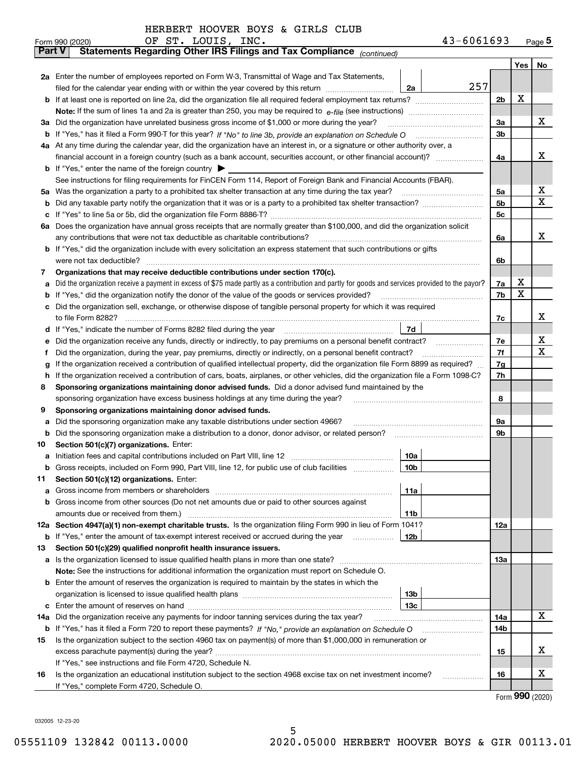HERBERT HOOVER BOYS & GIRLS CLUB
OF ST. LOUIS, INC.

Form 990 (2020) 43-6061693 Page 5

## Part V Statements Regarding Other IRS Filings and Tax Compliance *(continued)*

| | | | | | Yes | No |
|---|---|---|---|---|---|---|
| **2a** | Enter the number of employees reported on Form W-3, Transmittal of Wage and Tax Statements, filed for the calendar year ending with or within the year covered by this return | 2a | 257 | | | |
| **b** | If at least one is reported on line 2a, did the organization file all required federal employment tax returns? | | | 2b | X | |
| | **Note:** If the sum of lines 1a and 2a is greater than 250, you may be required to *e-file* (see instructions) | | | | | |
| **3a** | Did the organization have unrelated business gross income of $1,000 or more during the year? | | | 3a | | X |
| **b** | If "Yes," has it filed a Form 990-T for this year? *If "No" to line 3b, provide an explanation on Schedule O* | | | 3b | | |
| **4a** | At any time during the calendar year, did the organization have an interest in, or a signature or other authority over, a financial account in a foreign country (such as a bank account, securities account, or other financial account)? | | | 4a | | X |
| **b** | If "Yes," enter the name of the foreign country ▶ | | | | | |
| | See instructions for filing requirements for FinCEN Form 114, Report of Foreign Bank and Financial Accounts (FBAR). | | | | | |
| **5a** | Was the organization a party to a prohibited tax shelter transaction at any time during the tax year? | | | 5a | | X |
| **b** | Did any taxable party notify the organization that it was or is a party to a prohibited tax shelter transaction? | | | 5b | | X |
| **c** | If "Yes" to line 5a or 5b, did the organization file Form 8886-T? | | | 5c | | |
| **6a** | Does the organization have annual gross receipts that are normally greater than $100,000, and did the organization solicit any contributions that were not tax deductible as charitable contributions? | | | 6a | | X |
| **b** | If "Yes," did the organization include with every solicitation an express statement that such contributions or gifts were not tax deductible? | | | 6b | | |
| **7** | **Organizations that may receive deductible contributions under section 170(c).** | | | | | |
| **a** | Did the organization receive a payment in excess of $75 made partly as a contribution and partly for goods and services provided to the payor? | | | 7a | X | |
| **b** | If "Yes," did the organization notify the donor of the value of the goods or services provided? | | | 7b | X | |
| **c** | Did the organization sell, exchange, or otherwise dispose of tangible personal property for which it was required to file Form 8282? | | | 7c | | X |
| **d** | If "Yes," indicate the number of Forms 8282 filed during the year | 7d | | | | |
| **e** | Did the organization receive any funds, directly or indirectly, to pay premiums on a personal benefit contract? | | | 7e | | X |
| **f** | Did the organization, during the year, pay premiums, directly or indirectly, on a personal benefit contract? | | | 7f | | X |
| **g** | If the organization received a contribution of qualified intellectual property, did the organization file Form 8899 as required? | | | 7g | | |
| **h** | If the organization received a contribution of cars, boats, airplanes, or other vehicles, did the organization file a Form 1098-C? | | | 7h | | |
| **8** | **Sponsoring organizations maintaining donor advised funds.** Did a donor advised fund maintained by the sponsoring organization have excess business holdings at any time during the year? | | | 8 | | |
| **9** | **Sponsoring organizations maintaining donor advised funds.** | | | | | |
| **a** | Did the sponsoring organization make any taxable distributions under section 4966? | | | 9a | | |
| **b** | Did the sponsoring organization make a distribution to a donor, donor advisor, or related person? | | | 9b | | |
| **10** | **Section 501(c)(7) organizations.** Enter: | | | | | |
| **a** | Initiation fees and capital contributions included on Part VIII, line 12 | 10a | | | | |
| **b** | Gross receipts, included on Form 990, Part VIII, line 12, for public use of club facilities | 10b | | | | |
| **11** | **Section 501(c)(12) organizations.** Enter: | | | | | |
| **a** | Gross income from members or shareholders | 11a | | | | |
| **b** | Gross income from other sources (Do not net amounts due or paid to other sources against amounts due or received from them.) | 11b | | | | |
| **12a** | **Section 4947(a)(1) non-exempt charitable trusts.** Is the organization filing Form 990 in lieu of Form 1041? | | | 12a | | |
| **b** | If "Yes," enter the amount of tax-exempt interest received or accrued during the year | 12b | | | | |
| **13** | **Section 501(c)(29) qualified nonprofit health insurance issuers.** | | | | | |
| **a** | Is the organization licensed to issue qualified health plans in more than one state? | | | 13a | | |
| | **Note:** See the instructions for additional information the organization must report on Schedule O. | | | | | |
| **b** | Enter the amount of reserves the organization is required to maintain by the states in which the organization is licensed to issue qualified health plans | 13b | | | | |
| **c** | Enter the amount of reserves on hand | 13c | | | | |
| **14a** | Did the organization receive any payments for indoor tanning services during the tax year? | | | 14a | | X |
| **b** | If "Yes," has it filed a Form 720 to report these payments? *If "No," provide an explanation on Schedule O* | | | 14b | | |
| **15** | Is the organization subject to the section 4960 tax on payment(s) of more than $1,000,000 in remuneration or excess parachute payment(s) during the year? | | | 15 | | X |
| | If "Yes," see instructions and file Form 4720, Schedule N. | | | | | |
| **16** | Is the organization an educational institution subject to the section 4968 excise tax on net investment income? | | | 16 | | X |
| | If "Yes," complete Form 4720, Schedule O. | | | | | |

Form **990** (2020)

032005 12-23-20

05551109 132842 00113.0000 2020.05000 HERBERT HOOVER BOYS & GIR 00113.01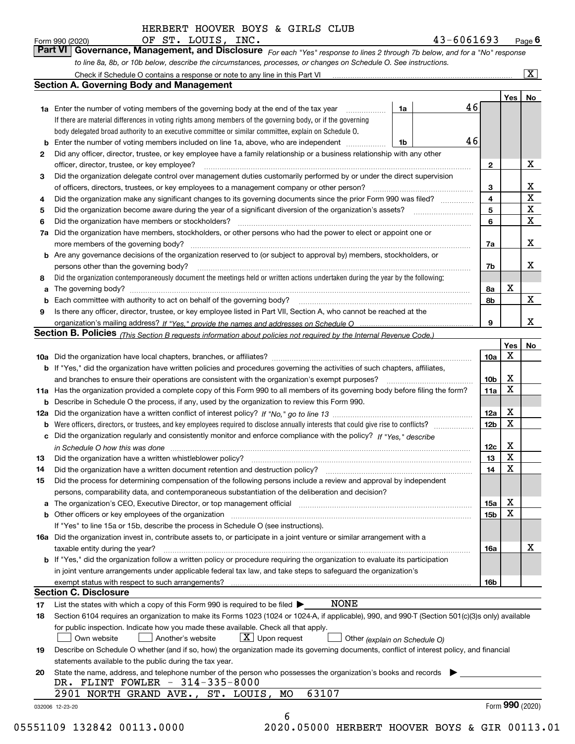HERBERT HOOVER BOYS & GIRLS CLUB
Form 990 (2020) OF ST. LOUIS, INC. 43-6061693 Page **6**

**Part VI** **Governance, Management, and Disclosure** *For each "Yes" response to lines 2 through 7b below, and for a "No" response to line 8a, 8b, or 10b below, describe the circumstances, processes, or changes on Schedule O. See instructions.*

Check if Schedule O contains a response or note to any line in this Part VI .......... [X]

### Section A. Governing Body and Management

| | | | | | Yes | No |
|---|---|---|---|---|---|---|
| **1a** | Enter the number of voting members of the governing body at the end of the tax year | 1a | 46 | | | |
| | If there are material differences in voting rights among members of the governing body, or if the governing body delegated broad authority to an executive committee or similar committee, explain on Schedule O. | | | | | |
| **b** | Enter the number of voting members included on line 1a, above, who are independent | 1b | 46 | | | |
| **2** | Did any officer, director, trustee, or key employee have a family relationship or a business relationship with any other officer, director, trustee, or key employee? | | | 2 | | X |
| **3** | Did the organization delegate control over management duties customarily performed by or under the direct supervision of officers, directors, trustees, or key employees to a management company or other person? | | | 3 | | X |
| **4** | Did the organization make any significant changes to its governing documents since the prior Form 990 was filed? | | | 4 | | X |
| **5** | Did the organization become aware during the year of a significant diversion of the organization's assets? | | | 5 | | X |
| **6** | Did the organization have members or stockholders? | | | 6 | | X |
| **7a** | Did the organization have members, stockholders, or other persons who had the power to elect or appoint one or more members of the governing body? | | | 7a | | X |
| **b** | Are any governance decisions of the organization reserved to (or subject to approval by) members, stockholders, or persons other than the governing body? | | | 7b | | X |
| **8** | Did the organization contemporaneously document the meetings held or written actions undertaken during the year by the following: | | | | | |
| **a** | The governing body? | | | 8a | X | |
| **b** | Each committee with authority to act on behalf of the governing body? | | | 8b | | X |
| **9** | Is there any officer, director, trustee, or key employee listed in Part VII, Section A, who cannot be reached at the organization's mailing address? *If "Yes," provide the names and addresses on Schedule O* | | | 9 | | X |

### Section B. Policies *(This Section B requests information about policies not required by the Internal Revenue Code.)*

| | | | Yes | No |
|---|---|---|---|---|
| **10a** | Did the organization have local chapters, branches, or affiliates? | 10a | X | |
| **b** | If "Yes," did the organization have written policies and procedures governing the activities of such chapters, affiliates, and branches to ensure their operations are consistent with the organization's exempt purposes? | 10b | X | |
| **11a** | Has the organization provided a complete copy of this Form 990 to all members of its governing body before filing the form? | 11a | X | |
| **b** | Describe in Schedule O the process, if any, used by the organization to review this Form 990. | | | |
| **12a** | Did the organization have a written conflict of interest policy? *If "No," go to line 13* | 12a | X | |
| **b** | Were officers, directors, or trustees, and key employees required to disclose annually interests that could give rise to conflicts? | 12b | X | |
| **c** | Did the organization regularly and consistently monitor and enforce compliance with the policy? *If "Yes," describe in Schedule O how this was done* | 12c | X | |
| **13** | Did the organization have a written whistleblower policy? | 13 | X | |
| **14** | Did the organization have a written document retention and destruction policy? | 14 | X | |
| **15** | Did the process for determining compensation of the following persons include a review and approval by independent persons, comparability data, and contemporaneous substantiation of the deliberation and decision? | | | |
| **a** | The organization's CEO, Executive Director, or top management official | 15a | X | |
| **b** | Other officers or key employees of the organization | 15b | X | |
| | If "Yes" to line 15a or 15b, describe the process in Schedule O (see instructions). | | | |
| **16a** | Did the organization invest in, contribute assets to, or participate in a joint venture or similar arrangement with a taxable entity during the year? | 16a | | X |
| **b** | If "Yes," did the organization follow a written policy or procedure requiring the organization to evaluate its participation in joint venture arrangements under applicable federal tax law, and take steps to safeguard the organization's exempt status with respect to such arrangements? | 16b | | |

### Section C. Disclosure

**17** List the states with which a copy of this Form 990 is required to be filed ▶ NONE

**18** Section 6104 requires an organization to make its Forms 1023 (1024 or 1024-A, if applicable), 990, and 990-T (Section 501(c)(3)s only) available for public inspection. Indicate how you made these available. Check all that apply.

[ ] Own website [ ] Another's website [X] Upon request [ ] Other *(explain on Schedule O)*

**19** Describe on Schedule O whether (and if so, how) the organization made its governing documents, conflict of interest policy, and financial statements available to the public during the tax year.

**20** State the name, address, and telephone number of the person who possesses the organization's books and records ▶

DR. FLINT FOWLER - 314-335-8000
2901 NORTH GRAND AVE., ST. LOUIS, MO 63107

032006 12-23-20 Form **990** (2020)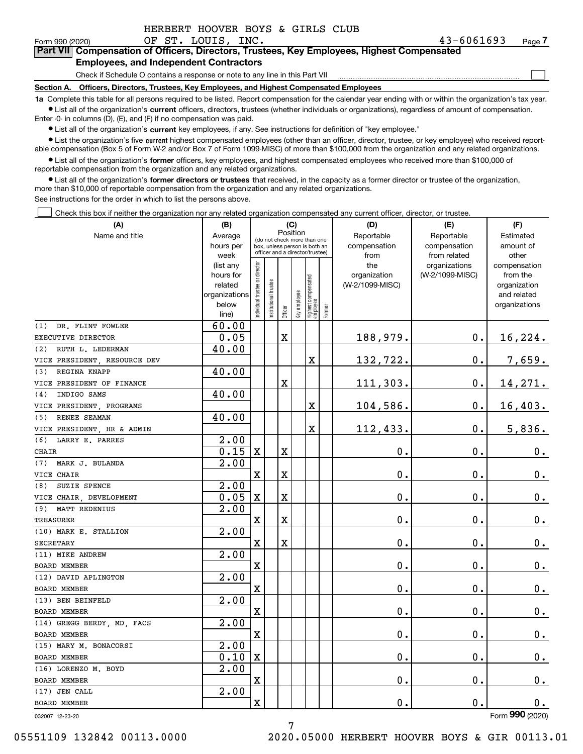HERBERT HOOVER BOYS & GIRLS CLUB
Form 990 (2020) OF ST. LOUIS, INC. 43-6061693 Page 7

**Part VII Compensation of Officers, Directors, Trustees, Key Employees, Highest Compensated Employees, and Independent Contractors**

Check if Schedule O contains a response or note to any line in this Part VII ☐

**Section A. Officers, Directors, Trustees, Key Employees, and Highest Compensated Employees**

**1a** Complete this table for all persons required to be listed. Report compensation for the calendar year ending with or within the organization's tax year.

- List all of the organization's **current** officers, directors, trustees (whether individuals or organizations), regardless of amount of compensation. Enter -0- in columns (D), (E), and (F) if no compensation was paid.
- List all of the organization's **current** key employees, if any. See instructions for definition of "key employee."
- List the organization's five **current** highest compensated employees (other than an officer, director, trustee, or key employee) who received reportable compensation (Box 5 of Form W-2 and/or Box 7 of Form 1099-MISC) of more than $100,000 from the organization and any related organizations.
- List all of the organization's **former** officers, key employees, and highest compensated employees who received more than $100,000 of reportable compensation from the organization and any related organizations.
- List all of the organization's **former directors or trustees** that received, in the capacity as a former director or trustee of the organization, more than $10,000 of reportable compensation from the organization and any related organizations.

See instructions for the order in which to list the persons above.

☐ Check this box if neither the organization nor any related organization compensated any current officer, director, or trustee.

| (A) Name and title | (B) Average hours per week (list any hours for related organizations below line) | (C) Position: Individual trustee or director | Institutional trustee | Officer | Key employee | Highest compensated employee | Former | (D) Reportable compensation from the organization (W-2/1099-MISC) | (E) Reportable compensation from related organizations (W-2/1099-MISC) | (F) Estimated amount of other compensation from the organization and related organizations |
|---|---|---|---|---|---|---|---|---|---|---|
| (1) DR. FLINT FOWLER<br>EXECUTIVE DIRECTOR | 60.00<br>0.05 | | | X | | | | 188,979. | 0. | 16,224. |
| (2) RUTH L. LEDERMAN<br>VICE PRESIDENT, RESOURCE DEV | 40.00 | | | | | X | | 132,722. | 0. | 7,659. |
| (3) REGINA KNAPP<br>VICE PRESIDENT OF FINANCE | 40.00 | | | X | | | | 111,303. | 0. | 14,271. |
| (4) INDIGO SAMS<br>VICE PRESIDENT, PROGRAMS | 40.00 | | | | | X | | 104,586. | 0. | 16,403. |
| (5) RENEE SEAMAN<br>VICE PRESIDENT, HR & ADMIN | 40.00 | | | | | X | | 112,433. | 0. | 5,836. |
| (6) LARRY E. PARRES<br>CHAIR | 2.00<br>0.15 | X | | X | | | | 0. | 0. | 0. |
| (7) MARK J. BULANDA<br>VICE CHAIR | 2.00 | X | | X | | | | 0. | 0. | 0. |
| (8) SUZIE SPENCE<br>VICE CHAIR, DEVELOPMENT | 2.00<br>0.05 | X | | X | | | | 0. | 0. | 0. |
| (9) MATT REDENIUS<br>TREASURER | 2.00 | X | | X | | | | 0. | 0. | 0. |
| (10) MARK E. STALLION<br>SECRETARY | 2.00 | X | | X | | | | 0. | 0. | 0. |
| (11) MIKE ANDREW<br>BOARD MEMBER | 2.00 | X | | | | | | 0. | 0. | 0. |
| (12) DAVID APLINGTON<br>BOARD MEMBER | 2.00 | X | | | | | | 0. | 0. | 0. |
| (13) BEN BEINFELD<br>BOARD MEMBER | 2.00 | X | | | | | | 0. | 0. | 0. |
| (14) GREGG BERDY, MD, FACS<br>BOARD MEMBER | 2.00 | X | | | | | | 0. | 0. | 0. |
| (15) MARY M. BONACORSI<br>BOARD MEMBER | 2.00<br>0.10 | X | | | | | | 0. | 0. | 0. |
| (16) LORENZO M. BOYD<br>BOARD MEMBER | 2.00 | X | | | | | | 0. | 0. | 0. |
| (17) JEN CALL<br>BOARD MEMBER | 2.00 | X | | | | | | 0. | 0. | 0. |

032007 12-23-20 Form **990** (2020)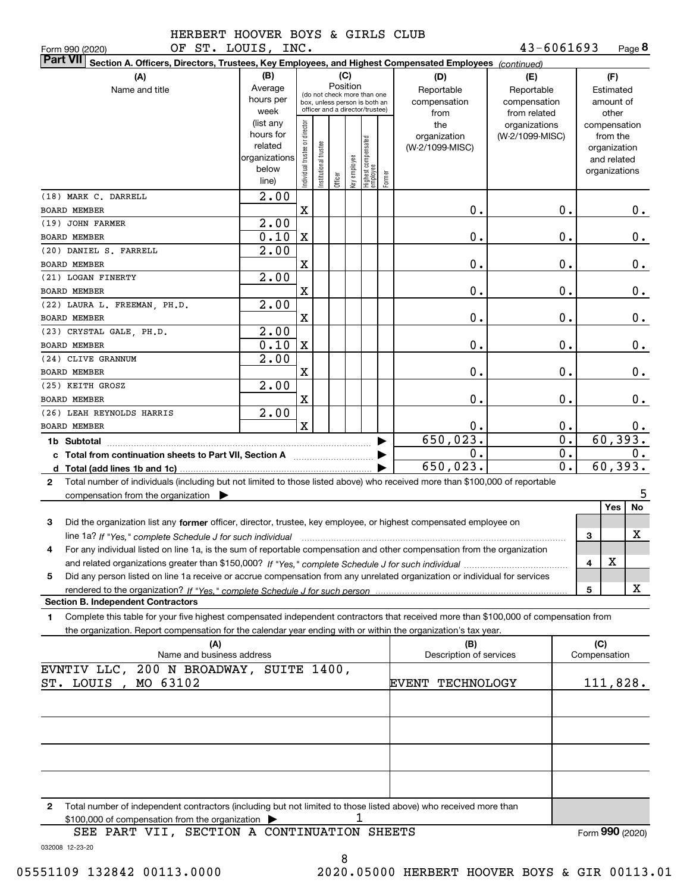HERBERT HOOVER BOYS & GIRLS CLUB OF ST. LOUIS, INC. — 43-6061693

Form 990 (2020)

**Part VII Section A. Officers, Directors, Trustees, Key Employees, and Highest Compensated Employees** *(continued)*

| (A) Name and title | (B) Average hours per week (list any hours for related organizations below line) | (C) Position: Individual trustee or director | Institutional trustee | Officer | Key employee | Highest compensated employee | Former | (D) Reportable compensation from the organization (W-2/1099-MISC) | (E) Reportable compensation from related organizations (W-2/1099-MISC) | (F) Estimated amount of other compensation from the organization and related organizations |
|---|---|---|---|---|---|---|---|---|---|---|
| (18) MARK C. DARRELL<br>BOARD MEMBER | 2.00 | X | | | | | | 0. | 0. | 0. |
| (19) JOHN FARMER<br>BOARD MEMBER | 2.00<br>0.10 | X | | | | | | 0. | 0. | 0. |
| (20) DANIEL S. FARRELL<br>BOARD MEMBER | 2.00 | X | | | | | | 0. | 0. | 0. |
| (21) LOGAN FINERTY<br>BOARD MEMBER | 2.00 | X | | | | | | 0. | 0. | 0. |
| (22) LAURA L. FREEMAN, PH.D.<br>BOARD MEMBER | 2.00 | X | | | | | | 0. | 0. | 0. |
| (23) CRYSTAL GALE, PH.D.<br>BOARD MEMBER | 2.00<br>0.10 | X | | | | | | 0. | 0. | 0. |
| (24) CLIVE GRANNUM<br>BOARD MEMBER | 2.00 | X | | | | | | 0. | 0. | 0. |
| (25) KEITH GROSZ<br>BOARD MEMBER | 2.00 | X | | | | | | 0. | 0. | 0. |
| (26) LEAH REYNOLDS HARRIS<br>BOARD MEMBER | 2.00 | X | | | | | | 0. | 0. | 0. |
| **1b Subtotal** | | | | | | | | 650,023. | 0. | 60,393. |
| **c Total from continuation sheets to Part VII, Section A** | | | | | | | | 0. | 0. | 0. |
| **d Total (add lines 1b and 1c)** | | | | | | | | 650,023. | 0. | 60,393. |

**2** Total number of individuals (including but not limited to those listed above) who received more than $100,000 of reportable compensation from the organization ▶ 5

| | | Yes | No |
|---|---|---|---|
| **3** Did the organization list any **former** officer, director, trustee, key employee, or highest compensated employee on line 1a? *If "Yes," complete Schedule J for such individual* | 3 | | X |
| **4** For any individual listed on line 1a, is the sum of reportable compensation and other compensation from the organization and related organizations greater than $150,000? *If "Yes," complete Schedule J for such individual* | 4 | X | |
| **5** Did any person listed on line 1a receive or accrue compensation from any unrelated organization or individual for services rendered to the organization? *If "Yes," complete Schedule J for such person* | 5 | | X |

**Section B. Independent Contractors**

**1** Complete this table for your five highest compensated independent contractors that received more than $100,000 of compensation from the organization. Report compensation for the calendar year ending with or within the organization's tax year.

| (A) Name and business address | (B) Description of services | (C) Compensation |
|---|---|---|
| EVNTIV LLC, 200 N BROADWAY, SUITE 1400, ST. LOUIS , MO 63102 | EVENT TECHNOLOGY | 111,828. |
| | | |
| | | |
| | | |
| | | |

**2** Total number of independent contractors (including but not limited to those listed above) who received more than $100,000 of compensation from the organization ▶ 1

SEE PART VII, SECTION A CONTINUATION SHEETS

Form **990** (2020)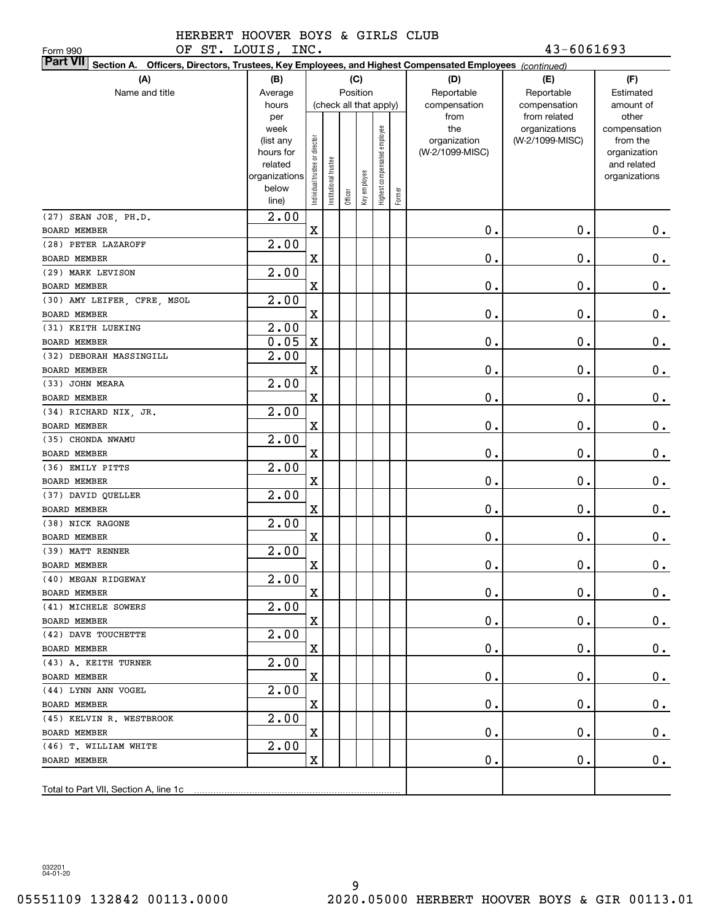HERBERT HOOVER BOYS & GIRLS CLUB OF ST. LOUIS, INC. 43-6061693

Form 990

**Part VII Section A. Officers, Directors, Trustees, Key Employees, and Highest Compensated Employees** *(continued)*

| (A) Name and title | (B) Average hours per week (list any hours for related organizations below line) | (C) Position (check all that apply): Individual trustee or director | Institutional trustee | Officer | Key employee | Highest compensated employee | Former | (D) Reportable compensation from the organization (W-2/1099-MISC) | (E) Reportable compensation from related organizations (W-2/1099-MISC) | (F) Estimated amount of other compensation from the organization and related organizations |
|---|---|---|---|---|---|---|---|---|---|---|
| (27) SEAN JOE, PH.D.<br>BOARD MEMBER | 2.00 | X | | | | | | 0. | 0. | 0. |
| (28) PETER LAZAROFF<br>BOARD MEMBER | 2.00 | X | | | | | | 0. | 0. | 0. |
| (29) MARK LEVISON<br>BOARD MEMBER | 2.00 | X | | | | | | 0. | 0. | 0. |
| (30) AMY LEIFER, CFRE, MSOL<br>BOARD MEMBER | 2.00 | X | | | | | | 0. | 0. | 0. |
| (31) KEITH LUEKING<br>BOARD MEMBER | 2.00<br>0.05 | X | | | | | | 0. | 0. | 0. |
| (32) DEBORAH MASSINGILL<br>BOARD MEMBER | 2.00 | X | | | | | | 0. | 0. | 0. |
| (33) JOHN MEARA<br>BOARD MEMBER | 2.00 | X | | | | | | 0. | 0. | 0. |
| (34) RICHARD NIX, JR.<br>BOARD MEMBER | 2.00 | X | | | | | | 0. | 0. | 0. |
| (35) CHONDA NWAMU<br>BOARD MEMBER | 2.00 | X | | | | | | 0. | 0. | 0. |
| (36) EMILY PITTS<br>BOARD MEMBER | 2.00 | X | | | | | | 0. | 0. | 0. |
| (37) DAVID QUELLER<br>BOARD MEMBER | 2.00 | X | | | | | | 0. | 0. | 0. |
| (38) NICK RAGONE<br>BOARD MEMBER | 2.00 | X | | | | | | 0. | 0. | 0. |
| (39) MATT RENNER<br>BOARD MEMBER | 2.00 | X | | | | | | 0. | 0. | 0. |
| (40) MEGAN RIDGEWAY<br>BOARD MEMBER | 2.00 | X | | | | | | 0. | 0. | 0. |
| (41) MICHELE SOWERS<br>BOARD MEMBER | 2.00 | X | | | | | | 0. | 0. | 0. |
| (42) DAVE TOUCHETTE<br>BOARD MEMBER | 2.00 | X | | | | | | 0. | 0. | 0. |
| (43) A. KEITH TURNER<br>BOARD MEMBER | 2.00 | X | | | | | | 0. | 0. | 0. |
| (44) LYNN ANN VOGEL<br>BOARD MEMBER | 2.00 | X | | | | | | 0. | 0. | 0. |
| (45) KELVIN R. WESTBROOK<br>BOARD MEMBER | 2.00 | X | | | | | | 0. | 0. | 0. |
| (46) T. WILLIAM WHITE<br>BOARD MEMBER | 2.00 | X | | | | | | 0. | 0. | 0. |
| Total to Part VII, Section A, line 1c | | | | | | | | | | |

032201 04-01-20

05551109 132842 00113.0000 2020.05000 HERBERT HOOVER BOYS & GIR 00113.01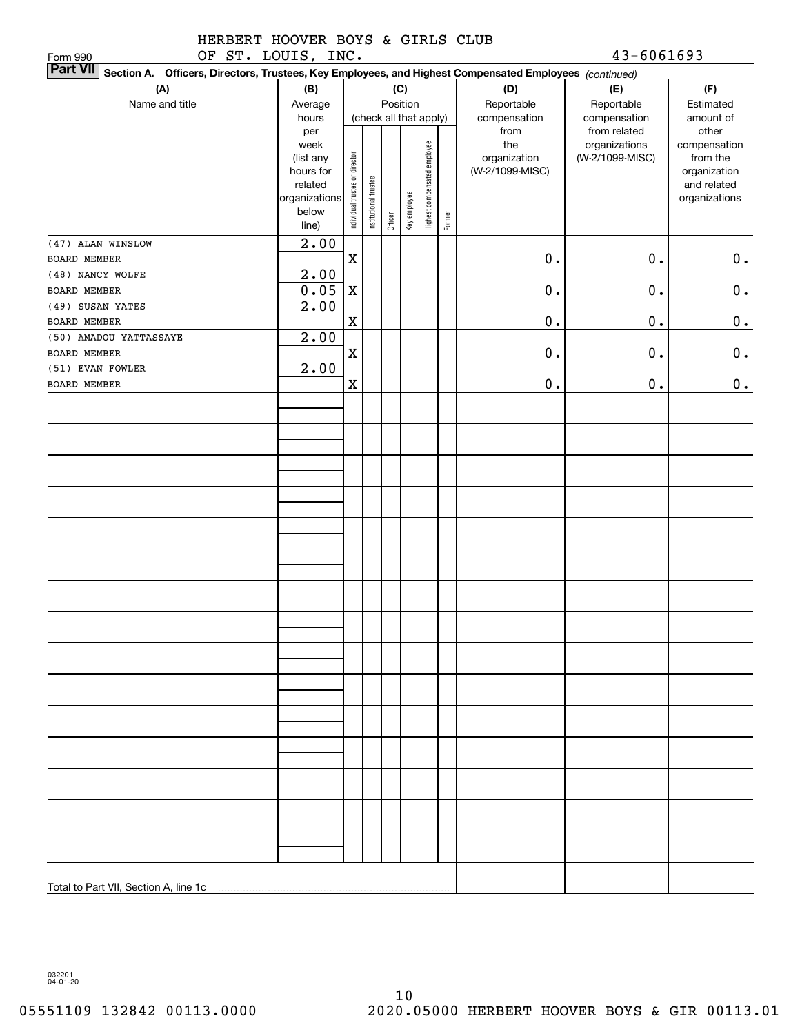HERBERT HOOVER BOYS & GIRLS CLUB
OF ST. LOUIS, INC.

Form 990 | 43-6061693

**Part VII** **Section A. Officers, Directors, Trustees, Key Employees, and Highest Compensated Employees** *(continued)*

| (A) Name and title | (B) Average hours per week (list any hours for related organizations below line) | (C) Position (check all that apply): Individual trustee or director | Institutional trustee | Officer | Key employee | Highest compensated employee | Former | (D) Reportable compensation from the organization (W-2/1099-MISC) | (E) Reportable compensation from related organizations (W-2/1099-MISC) | (F) Estimated amount of other compensation from the organization and related organizations |
|---|---|---|---|---|---|---|---|---|---|---|
| (47) ALAN WINSLOW<br>BOARD MEMBER | 2.00 | X | | | | | | 0. | 0. | 0. |
| (48) NANCY WOLFE<br>BOARD MEMBER | 2.00<br>0.05 | X | | | | | | 0. | 0. | 0. |
| (49) SUSAN YATES<br>BOARD MEMBER | 2.00 | X | | | | | | 0. | 0. | 0. |
| (50) AMADOU YATTASSAYE<br>BOARD MEMBER | 2.00 | X | | | | | | 0. | 0. | 0. |
| (51) EVAN FOWLER<br>BOARD MEMBER | 2.00 | X | | | | | | 0. | 0. | 0. |
| Total to Part VII, Section A, line 1c | | | | | | | | | | |

032201 04-01-20

05551109 132842 00113.0000 2020.05000 HERBERT HOOVER BOYS & GIR 00113.01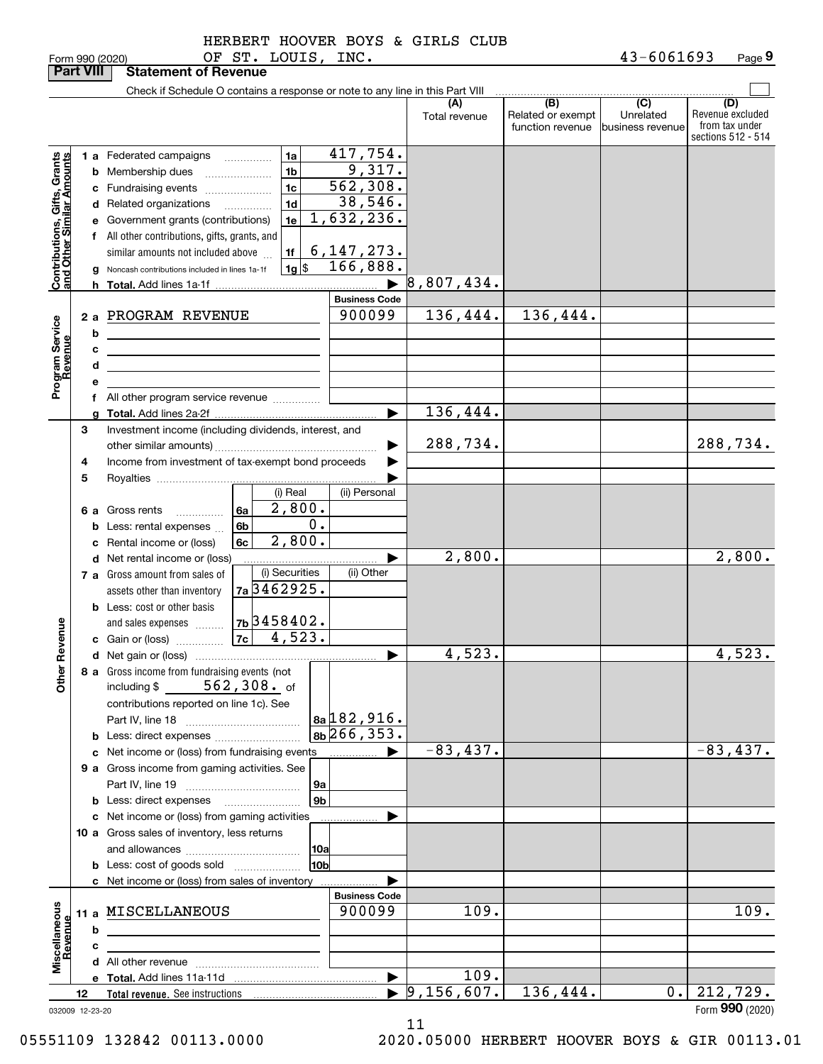HERBERT HOOVER BOYS & GIRLS CLUB OF ST. LOUIS, INC. — 43-6061693

Form 990 (2020) Page 9

## Part VIII Statement of Revenue

Check if Schedule O contains a response or note to any line in this Part VIII ☐

| | | | | (A) Total revenue | (B) Related or exempt function revenue | (C) Unrelated business revenue | (D) Revenue excluded from tax under sections 512 - 514 |
|---|---|---|---|---|---|---|---|
| **Contributions, Gifts, Grants and Other Similar Amounts** | 1 a Federated campaigns | 1a | 417,754. | | | | |
| | b Membership dues | 1b | 9,317. | | | | |
| | c Fundraising events | 1c | 562,308. | | | | |
| | d Related organizations | 1d | 38,546. | | | | |
| | e Government grants (contributions) | 1e | 1,632,236. | | | | |
| | f All other contributions, gifts, grants, and similar amounts not included above | 1f | 6,147,273. | | | | |
| | g Noncash contributions included in lines 1a-1f | 1g | $ 166,888. | | | | |
| | h **Total.** Add lines 1a-1f | | ▶ | 8,807,434. | | | |
| | | | **Business Code** | | | | |
| **Program Service Revenue** | 2 a PROGRAM REVENUE | | 900099 | 136,444. | 136,444. | | |
| | b | | | | | | |
| | c | | | | | | |
| | d | | | | | | |
| | e | | | | | | |
| | f All other program service revenue | | | | | | |
| | g **Total.** Add lines 2a-2f | | ▶ | 136,444. | | | |
| **Other Revenue** | 3 Investment income (including dividends, interest, and other similar amounts) | | ▶ | 288,734. | | | 288,734. |
| | 4 Income from investment of tax-exempt bond proceeds | | ▶ | | | | |
| | 5 Royalties | | ▶ | | | | |
| | | (i) Real | (ii) Personal | | | | |
| | 6 a Gross rents (6a) | 2,800. | | | | | |
| | b Less: rental expenses (6b) | 0. | | | | | |
| | c Rental income or (loss) (6c) | 2,800. | | | | | |
| | d Net rental income or (loss) | | ▶ | 2,800. | | | 2,800. |
| | | (i) Securities | (ii) Other | | | | |
| | 7 a Gross amount from sales of assets other than inventory (7a) | 3462925. | | | | | |
| | b Less: cost or other basis and sales expenses (7b) | 3458402. | | | | | |
| | c Gain or (loss) (7c) | 4,523. | | | | | |
| | d Net gain or (loss) | | ▶ | 4,523. | | | 4,523. |
| | 8 a Gross income from fundraising events (not including $ 562,308. of contributions reported on line 1c). See Part IV, line 18 | 8a | 182,916. | | | | |
| | b Less: direct expenses | 8b | 266,353. | | | | |
| | c Net income or (loss) from fundraising events | | ▶ | -83,437. | | | -83,437. |
| | 9 a Gross income from gaming activities. See Part IV, line 19 | 9a | | | | | |
| | b Less: direct expenses | 9b | | | | | |
| | c Net income or (loss) from gaming activities | | ▶ | | | | |
| | 10 a Gross sales of inventory, less returns and allowances | 10a | | | | | |
| | b Less: cost of goods sold | 10b | | | | | |
| | c Net income or (loss) from sales of inventory | | ▶ | | | | |
| | | | **Business Code** | | | | |
| **Miscellaneous Revenue** | 11 a MISCELLANEOUS | | 900099 | 109. | | | 109. |
| | b | | | | | | |
| | c | | | | | | |
| | d All other revenue | | | | | | |
| | e **Total.** Add lines 11a-11d | | ▶ | 109. | | | |
| | 12 **Total revenue.** See instructions | | ▶ | 9,156,607. | 136,444. | 0. | 212,729. |

032009 12-23-20 Form **990** (2020)

05551109 132842 00113.0000 2020.05000 HERBERT HOOVER BOYS & GIR 00113.01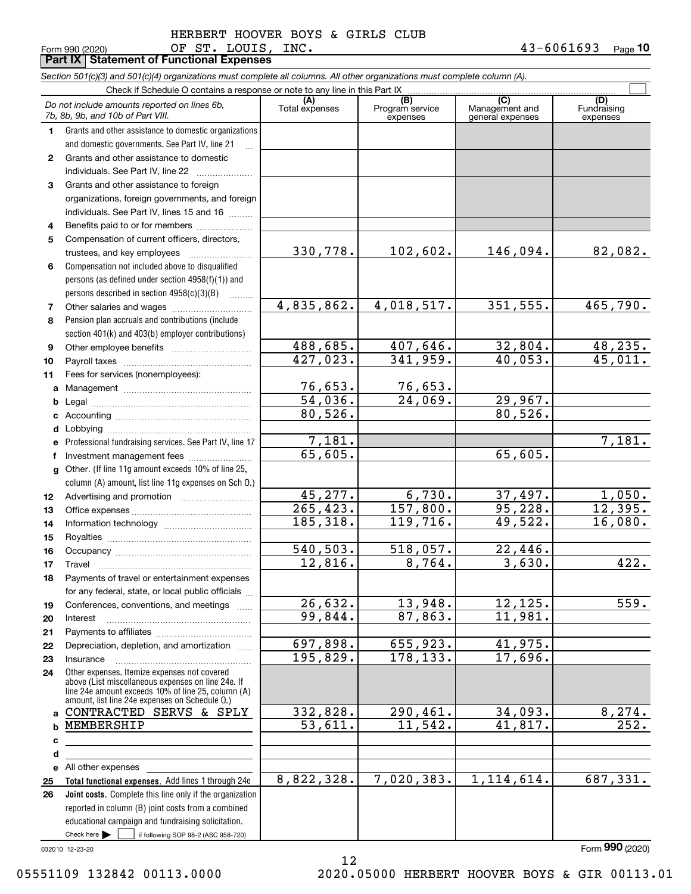HERBERT HOOVER BOYS & GIRLS CLUB
Form 990 (2020) OF ST. LOUIS, INC. 43-6061693 Page **10**

**Part IX Statement of Functional Expenses**

*Section 501(c)(3) and 501(c)(4) organizations must complete all columns. All other organizations must complete column (A).*

Check if Schedule O contains a response or note to any line in this Part IX ☐

| *Do not include amounts reported on lines 6b, 7b, 8b, 9b, and 10b of Part VIII.* | (A) Total expenses | (B) Program service expenses | (C) Management and general expenses | (D) Fundraising expenses |
|---|---|---|---|---|
| **1** Grants and other assistance to domestic organizations and domestic governments. See Part IV, line 21 | | | | |
| **2** Grants and other assistance to domestic individuals. See Part IV, line 22 | | | | |
| **3** Grants and other assistance to foreign organizations, foreign governments, and foreign individuals. See Part IV, lines 15 and 16 | | | | |
| **4** Benefits paid to or for members | | | | |
| **5** Compensation of current officers, directors, trustees, and key employees | 330,778. | 102,602. | 146,094. | 82,082. |
| **6** Compensation not included above to disqualified persons (as defined under section 4958(f)(1)) and persons described in section 4958(c)(3)(B) | | | | |
| **7** Other salaries and wages | 4,835,862. | 4,018,517. | 351,555. | 465,790. |
| **8** Pension plan accruals and contributions (include section 401(k) and 403(b) employer contributions) | | | | |
| **9** Other employee benefits | 488,685. | 407,646. | 32,804. | 48,235. |
| **10** Payroll taxes | 427,023. | 341,959. | 40,053. | 45,011. |
| **11** Fees for services (nonemployees): | | | | |
| **a** Management | 76,653. | 76,653. | | |
| **b** Legal | 54,036. | 24,069. | 29,967. | |
| **c** Accounting | 80,526. | | 80,526. | |
| **d** Lobbying | | | | |
| **e** Professional fundraising services. See Part IV, line 17 | 7,181. | | | 7,181. |
| **f** Investment management fees | 65,605. | | 65,605. | |
| **g** Other. (If line 11g amount exceeds 10% of line 25, column (A) amount, list line 11g expenses on Sch O.) | | | | |
| **12** Advertising and promotion | 45,277. | 6,730. | 37,497. | 1,050. |
| **13** Office expenses | 265,423. | 157,800. | 95,228. | 12,395. |
| **14** Information technology | 185,318. | 119,716. | 49,522. | 16,080. |
| **15** Royalties | | | | |
| **16** Occupancy | 540,503. | 518,057. | 22,446. | |
| **17** Travel | 12,816. | 8,764. | 3,630. | 422. |
| **18** Payments of travel or entertainment expenses for any federal, state, or local public officials | | | | |
| **19** Conferences, conventions, and meetings | 26,632. | 13,948. | 12,125. | 559. |
| **20** Interest | 99,844. | 87,863. | 11,981. | |
| **21** Payments to affiliates | | | | |
| **22** Depreciation, depletion, and amortization | 697,898. | 655,923. | 41,975. | |
| **23** Insurance | 195,829. | 178,133. | 17,696. | |
| **24** Other expenses. Itemize expenses not covered above (List miscellaneous expenses on line 24e. If line 24e amount exceeds 10% of line 25, column (A) amount, list line 24e expenses on Schedule O.) | | | | |
| **a** CONTRACTED SERVS & SPLY | 332,828. | 290,461. | 34,093. | 8,274. |
| **b** MEMBERSHIP | 53,611. | 11,542. | 41,817. | 252. |
| **c** | | | | |
| **d** | | | | |
| **e** All other expenses | | | | |
| **25** **Total functional expenses.** Add lines 1 through 24e | 8,822,328. | 7,020,383. | 1,114,614. | 687,331. |
| **26** **Joint costs.** Complete this line only if the organization reported in column (B) joint costs from a combined educational campaign and fundraising solicitation. Check here ☐ if following SOP 98-2 (ASC 958-720) | | | | |

032010 12-23-20 Form **990** (2020)

05551109 132842 00113.0000 2020.05000 HERBERT HOOVER BOYS & GIR 00113.01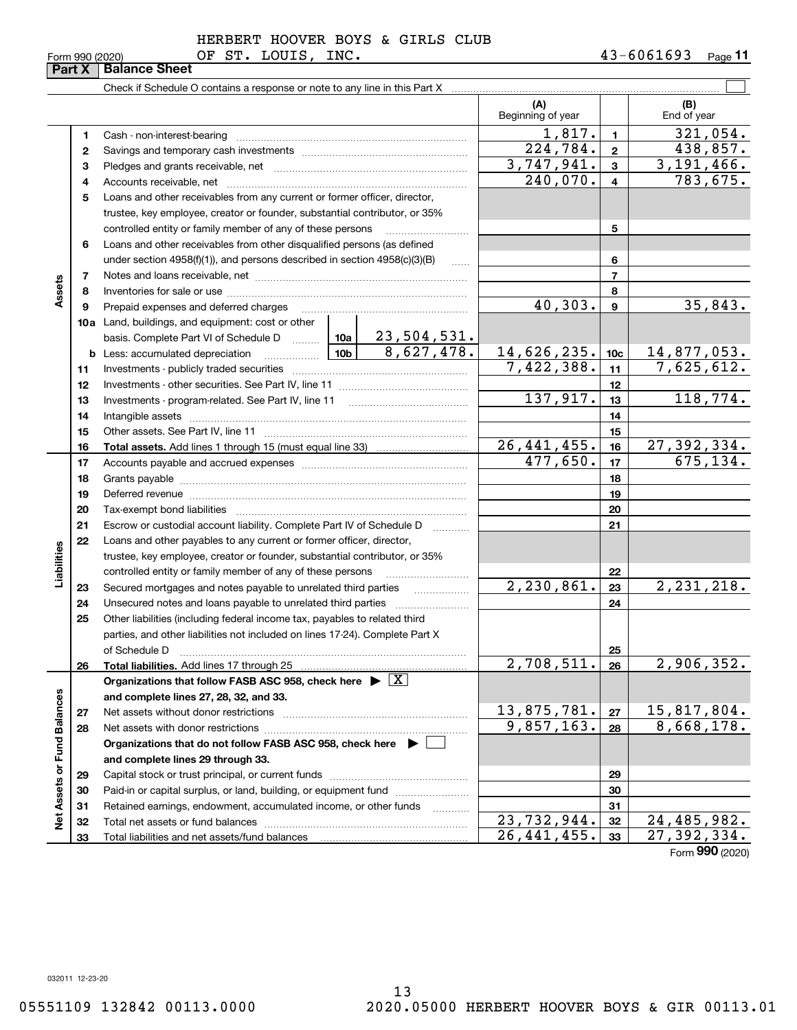HERBERT HOOVER BOYS & GIRLS CLUB OF ST. LOUIS, INC. 43-6061693

Form 990 (2020) Page **11**

## Part X Balance Sheet

Check if Schedule O contains a response or note to any line in this Part X ☐

| | | | | (A) Beginning of year | | (B) End of year |
|---|---|---|---|---|---|---|
| Assets | 1 | Cash - non-interest-bearing | | 1,817. | 1 | 321,054. |
| | 2 | Savings and temporary cash investments | | 224,784. | 2 | 438,857. |
| | 3 | Pledges and grants receivable, net | | 3,747,941. | 3 | 3,191,466. |
| | 4 | Accounts receivable, net | | 240,070. | 4 | 783,675. |
| | 5 | Loans and other receivables from any current or former officer, director, trustee, key employee, creator or founder, substantial contributor, or 35% controlled entity or family member of any of these persons | | | 5 | |
| | 6 | Loans and other receivables from other disqualified persons (as defined under section 4958(f)(1)), and persons described in section 4958(c)(3)(B) | | | 6 | |
| | 7 | Notes and loans receivable, net | | | 7 | |
| | 8 | Inventories for sale or use | | | 8 | |
| | 9 | Prepaid expenses and deferred charges | | 40,303. | 9 | 35,843. |
| | 10a | Land, buildings, and equipment: cost or other basis. Complete Part VI of Schedule D | 10a 23,504,531. | | | |
| | b | Less: accumulated depreciation | 10b 8,627,478. | 14,626,235. | 10c | 14,877,053. |
| | 11 | Investments - publicly traded securities | | 7,422,388. | 11 | 7,625,612. |
| | 12 | Investments - other securities. See Part IV, line 11 | | | 12 | |
| | 13 | Investments - program-related. See Part IV, line 11 | | 137,917. | 13 | 118,774. |
| | 14 | Intangible assets | | | 14 | |
| | 15 | Other assets. See Part IV, line 11 | | | 15 | |
| | 16 | **Total assets.** Add lines 1 through 15 (must equal line 33) | | 26,441,455. | 16 | 27,392,334. |
| Liabilities | 17 | Accounts payable and accrued expenses | | 477,650. | 17 | 675,134. |
| | 18 | Grants payable | | | 18 | |
| | 19 | Deferred revenue | | | 19 | |
| | 20 | Tax-exempt bond liabilities | | | 20 | |
| | 21 | Escrow or custodial account liability. Complete Part IV of Schedule D | | | 21 | |
| | 22 | Loans and other payables to any current or former officer, director, trustee, key employee, creator or founder, substantial contributor, or 35% controlled entity or family member of any of these persons | | | 22 | |
| | 23 | Secured mortgages and notes payable to unrelated third parties | | 2,230,861. | 23 | 2,231,218. |
| | 24 | Unsecured notes and loans payable to unrelated third parties | | | 24 | |
| | 25 | Other liabilities (including federal income tax, payables to related third parties, and other liabilities not included on lines 17-24). Complete Part X of Schedule D | | | 25 | |
| | 26 | **Total liabilities.** Add lines 17 through 25 | | 2,708,511. | 26 | 2,906,352. |
| Net Assets or Fund Balances | | **Organizations that follow FASB ASC 958, check here ▶ ☒ and complete lines 27, 28, 32, and 33.** | | | | |
| | 27 | Net assets without donor restrictions | | 13,875,781. | 27 | 15,817,804. |
| | 28 | Net assets with donor restrictions | | 9,857,163. | 28 | 8,668,178. |
| | | **Organizations that do not follow FASB ASC 958, check here ▶ ☐ and complete lines 29 through 33.** | | | | |
| | 29 | Capital stock or trust principal, or current funds | | | 29 | |
| | 30 | Paid-in or capital surplus, or land, building, or equipment fund | | | 30 | |
| | 31 | Retained earnings, endowment, accumulated income, or other funds | | | 31 | |
| | 32 | Total net assets or fund balances | | 23,732,944. | 32 | 24,485,982. |
| | 33 | Total liabilities and net assets/fund balances | | 26,441,455. | 33 | 27,392,334. |

Form **990** (2020)

032011 12-23-20

05551109 132842 00113.0000 2020.05000 HERBERT HOOVER BOYS & GIR 00113.01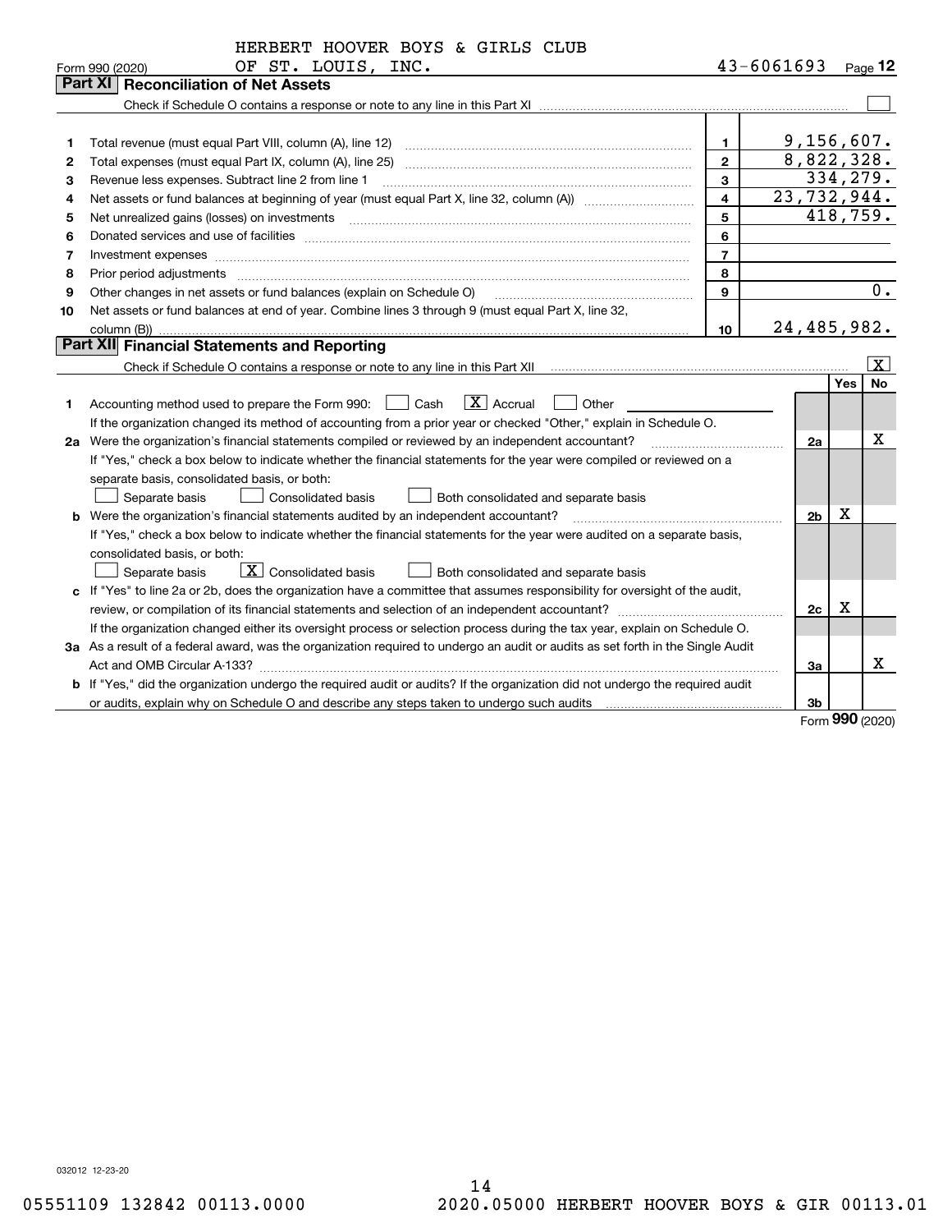HERBERT HOOVER BOYS & GIRLS CLUB OF ST. LOUIS, INC.

Form 990 (2020) 43-6061693 Page **12**

## Part XI Reconciliation of Net Assets

Check if Schedule O contains a response or note to any line in this Part XI ☐

| | | | |
|---|---|---|---|
| 1 | Total revenue (must equal Part VIII, column (A), line 12) | 1 | 9,156,607. |
| 2 | Total expenses (must equal Part IX, column (A), line 25) | 2 | 8,822,328. |
| 3 | Revenue less expenses. Subtract line 2 from line 1 | 3 | 334,279. |
| 4 | Net assets or fund balances at beginning of year (must equal Part X, line 32, column (A)) | 4 | 23,732,944. |
| 5 | Net unrealized gains (losses) on investments | 5 | 418,759. |
| 6 | Donated services and use of facilities | 6 | |
| 7 | Investment expenses | 7 | |
| 8 | Prior period adjustments | 8 | |
| 9 | Other changes in net assets or fund balances (explain on Schedule O) | 9 | 0. |
| 10 | Net assets or fund balances at end of year. Combine lines 3 through 9 (must equal Part X, line 32, column (B)) | 10 | 24,485,982. |

## Part XII Financial Statements and Reporting

Check if Schedule O contains a response or note to any line in this Part XII ☒

| | | | Yes | No |
|---|---|---|---|---|
| 1 | Accounting method used to prepare the Form 990: ☐ Cash ☒ Accrual ☐ Other | | | |
| | If the organization changed its method of accounting from a prior year or checked "Other," explain in Schedule O. | | | |
| 2a | Were the organization's financial statements compiled or reviewed by an independent accountant? | 2a | | X |
| | If "Yes," check a box below to indicate whether the financial statements for the year were compiled or reviewed on a separate basis, consolidated basis, or both: ☐ Separate basis ☐ Consolidated basis ☐ Both consolidated and separate basis | | | |
| b | Were the organization's financial statements audited by an independent accountant? | 2b | X | |
| | If "Yes," check a box below to indicate whether the financial statements for the year were audited on a separate basis, consolidated basis, or both: ☐ Separate basis ☒ Consolidated basis ☐ Both consolidated and separate basis | | | |
| c | If "Yes" to line 2a or 2b, does the organization have a committee that assumes responsibility for oversight of the audit, review, or compilation of its financial statements and selection of an independent accountant? | 2c | X | |
| | If the organization changed either its oversight process or selection process during the tax year, explain on Schedule O. | | | |
| 3a | As a result of a federal award, was the organization required to undergo an audit or audits as set forth in the Single Audit Act and OMB Circular A-133? | 3a | | X |
| b | If "Yes," did the organization undergo the required audit or audits? If the organization did not undergo the required audit or audits, explain why on Schedule O and describe any steps taken to undergo such audits | 3b | | |

Form **990** (2020)

032012 12-23-20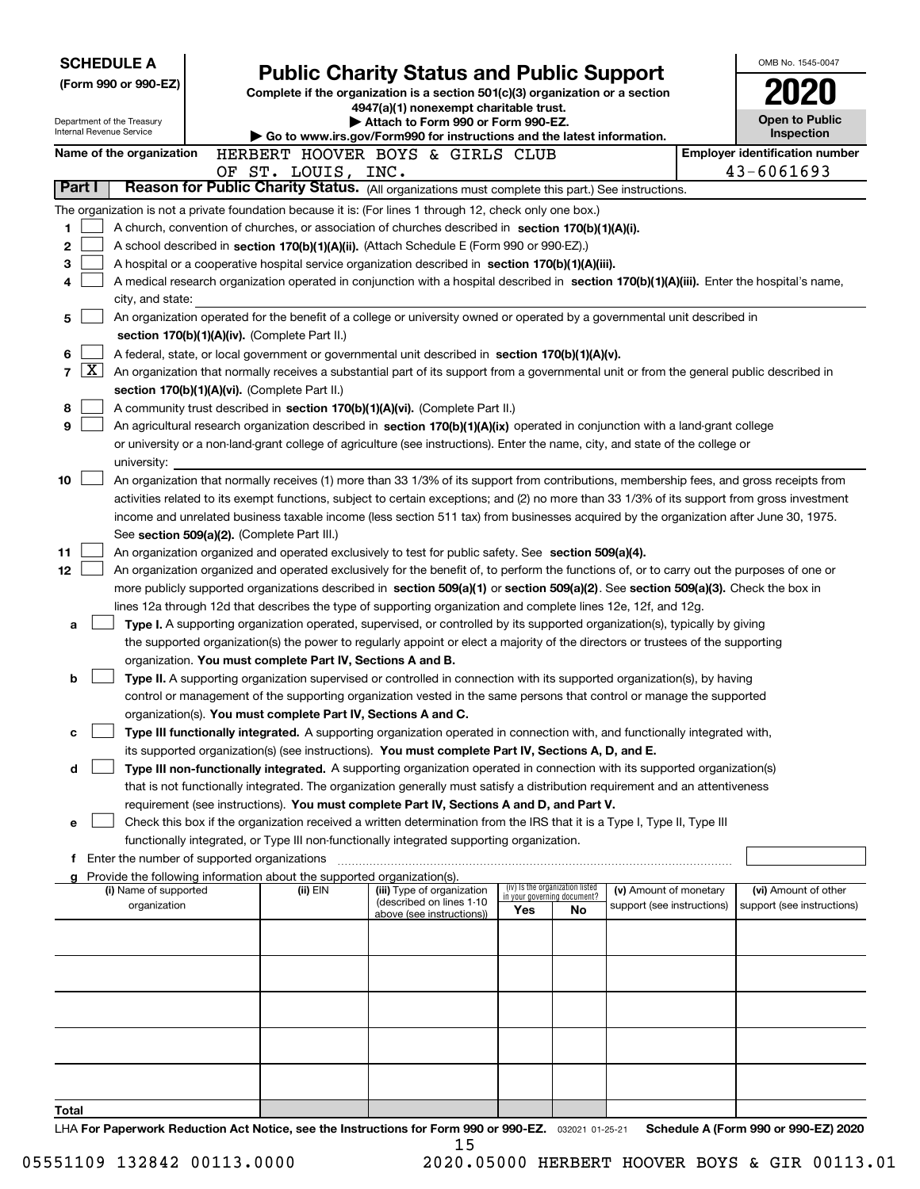**SCHEDULE A**
**(Form 990 or 990-EZ)**

Department of the Treasury
Internal Revenue Service

# Public Charity Status and Public Support

**Complete if the organization is a section 501(c)(3) organization or a section 4947(a)(1) nonexempt charitable trust.**
**▶ Attach to Form 990 or Form 990-EZ.**
**▶ Go to www.irs.gov/Form990 for instructions and the latest information.**

OMB No. 1545-0047
**2020**
**Open to Public Inspection**

**Name of the organization** HERBERT HOOVER BOYS & GIRLS CLUB OF ST. LOUIS, INC.

**Employer identification number** 43-6061693

## Part I — Reason for Public Charity Status. (All organizations must complete this part.) See instructions.

The organization is not a private foundation because it is: (For lines 1 through 12, check only one box.)

1. ☐ A church, convention of churches, or association of churches described in **section 170(b)(1)(A)(i).**
2. ☐ A school described in **section 170(b)(1)(A)(ii).** (Attach Schedule E (Form 990 or 990-EZ).)
3. ☐ A hospital or a cooperative hospital service organization described in **section 170(b)(1)(A)(iii).**
4. ☐ A medical research organization operated in conjunction with a hospital described in **section 170(b)(1)(A)(iii).** Enter the hospital's name, city, and state:
5. ☐ An organization operated for the benefit of a college or university owned or operated by a governmental unit described in **section 170(b)(1)(A)(iv).** (Complete Part II.)
6. ☐ A federal, state, or local government or governmental unit described in **section 170(b)(1)(A)(v).**
7. ☒ An organization that normally receives a substantial part of its support from a governmental unit or from the general public described in **section 170(b)(1)(A)(vi).** (Complete Part II.)
8. ☐ A community trust described in **section 170(b)(1)(A)(vi).** (Complete Part II.)
9. ☐ An agricultural research organization described in **section 170(b)(1)(A)(ix)** operated in conjunction with a land-grant college or university or a non-land-grant college of agriculture (see instructions). Enter the name, city, and state of the college or university:
10. ☐ An organization that normally receives (1) more than 33 1/3% of its support from contributions, membership fees, and gross receipts from activities related to its exempt functions, subject to certain exceptions; and (2) no more than 33 1/3% of its support from gross investment income and unrelated business taxable income (less section 511 tax) from businesses acquired by the organization after June 30, 1975. See **section 509(a)(2).** (Complete Part III.)
11. ☐ An organization organized and operated exclusively to test for public safety. See **section 509(a)(4).**
12. ☐ An organization organized and operated exclusively for the benefit of, to perform the functions of, or to carry out the purposes of one or more publicly supported organizations described in **section 509(a)(1)** or **section 509(a)(2)**. See **section 509(a)(3).** Check the box in lines 12a through 12d that describes the type of supporting organization and complete lines 12e, 12f, and 12g.
   - **a** ☐ **Type I.** A supporting organization operated, supervised, or controlled by its supported organization(s), typically by giving the supported organization(s) the power to regularly appoint or elect a majority of the directors or trustees of the supporting organization. **You must complete Part IV, Sections A and B.**
   - **b** ☐ **Type II.** A supporting organization supervised or controlled in connection with its supported organization(s), by having control or management of the supporting organization vested in the same persons that control or manage the supported organization(s). **You must complete Part IV, Sections A and C.**
   - **c** ☐ **Type III functionally integrated.** A supporting organization operated in connection with, and functionally integrated with, its supported organization(s) (see instructions). **You must complete Part IV, Sections A, D, and E.**
   - **d** ☐ **Type III non-functionally integrated.** A supporting organization operated in connection with its supported organization(s) that is not functionally integrated. The organization generally must satisfy a distribution requirement and an attentiveness requirement (see instructions). **You must complete Part IV, Sections A and D, and Part V.**
   - **e** ☐ Check this box if the organization received a written determination from the IRS that it is a Type I, Type II, Type III functionally integrated, or Type III non-functionally integrated supporting organization.
   - **f** Enter the number of supported organizations
   - **g** Provide the following information about the supported organization(s).

| (i) Name of supported organization | (ii) EIN | (iii) Type of organization (described on lines 1-10 above (see instructions)) | (iv) Is the organization listed in your governing document? Yes | No | (v) Amount of monetary support (see instructions) | (vi) Amount of other support (see instructions) |
|---|---|---|---|---|---|---|
| | | | | | | |
| | | | | | | |
| | | | | | | |
| | | | | | | |
| | | | | | | |
| **Total** | | | | | | |

LHA **For Paperwork Reduction Act Notice, see the Instructions for Form 990 or 990-EZ.** 032021 01-25-21 **Schedule A (Form 990 or 990-EZ) 2020**

05551109 132842 00113.0000 2020.05000 HERBERT HOOVER BOYS & GIR 00113.01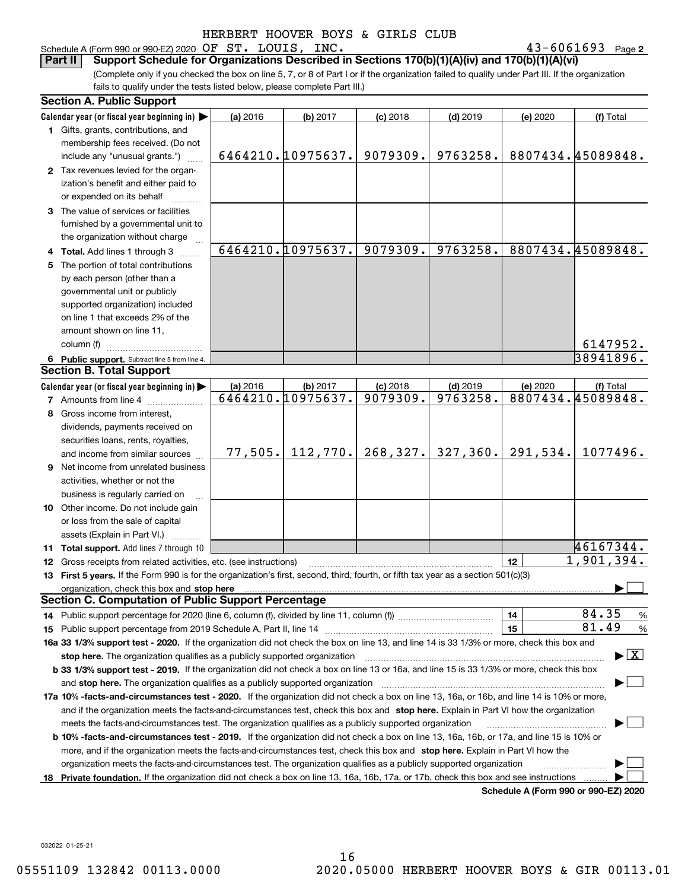HERBERT HOOVER BOYS & GIRLS CLUB

Schedule A (Form 990 or 990-EZ) 2020 OF ST. LOUIS, INC. 43-6061693 Page 2

**Part II Support Schedule for Organizations Described in Sections 170(b)(1)(A)(iv) and 170(b)(1)(A)(vi)**

(Complete only if you checked the box on line 5, 7, or 8 of Part I or if the organization failed to qualify under Part III. If the organization fails to qualify under the tests listed below, please complete Part III.)

### Section A. Public Support

| Calendar year (or fiscal year beginning in) | (a) 2016 | (b) 2017 | (c) 2018 | (d) 2019 | (e) 2020 | (f) Total |
|---|---|---|---|---|---|---|
| 1 Gifts, grants, contributions, and membership fees received. (Do not include any "unusual grants.") | 6464210. | 10975637. | 9079309. | 9763258. | 8807434. | 45089848. |
| 2 Tax revenues levied for the organization's benefit and either paid to or expended on its behalf | | | | | | |
| 3 The value of services or facilities furnished by a governmental unit to the organization without charge | | | | | | |
| 4 Total. Add lines 1 through 3 | 6464210. | 10975637. | 9079309. | 9763258. | 8807434. | 45089848. |
| 5 The portion of total contributions by each person (other than a governmental unit or publicly supported organization) included on line 1 that exceeds 2% of the amount shown on line 11, column (f) | | | | | | 6147952. |
| 6 Public support. Subtract line 5 from line 4. | | | | | | 38941896. |

### Section B. Total Support

| Calendar year (or fiscal year beginning in) | (a) 2016 | (b) 2017 | (c) 2018 | (d) 2019 | (e) 2020 | (f) Total |
|---|---|---|---|---|---|---|
| 7 Amounts from line 4 | 6464210. | 10975637. | 9079309. | 9763258. | 8807434. | 45089848. |
| 8 Gross income from interest, dividends, payments received on securities loans, rents, royalties, and income from similar sources | 77,505. | 112,770. | 268,327. | 327,360. | 291,534. | 1077496. |
| 9 Net income from unrelated business activities, whether or not the business is regularly carried on | | | | | | |
| 10 Other income. Do not include gain or loss from the sale of capital assets (Explain in Part VI.) | | | | | | |
| 11 Total support. Add lines 7 through 10 | | | | | | 46167344. |

12 Gross receipts from related activities, etc. (see instructions) — 12 — 1,901,394.

13 **First 5 years.** If the Form 990 is for the organization's first, second, third, fourth, or fifth tax year as a section 501(c)(3) organization, check this box and **stop here** ☐

### Section C. Computation of Public Support Percentage

14 Public support percentage for 2020 (line 6, column (f), divided by line 11, column (f)) — 14 — 84.35 %

15 Public support percentage from 2019 Schedule A, Part II, line 14 — 15 — 81.49 %

**16a 33 1/3% support test - 2020.** If the organization did not check the box on line 13, and line 14 is 33 1/3% or more, check this box and **stop here.** The organization qualifies as a publicly supported organization ☒

**b 33 1/3% support test - 2019.** If the organization did not check a box on line 13 or 16a, and line 15 is 33 1/3% or more, check this box and **stop here.** The organization qualifies as a publicly supported organization ☐

**17a 10% -facts-and-circumstances test - 2020.** If the organization did not check a box on line 13, 16a, or 16b, and line 14 is 10% or more, and if the organization meets the facts-and-circumstances test, check this box and **stop here.** Explain in Part VI how the organization meets the facts-and-circumstances test. The organization qualifies as a publicly supported organization ☐

**b 10% -facts-and-circumstances test - 2019.** If the organization did not check a box on line 13, 16a, 16b, or 17a, and line 15 is 10% or more, and if the organization meets the facts-and-circumstances test, check this box and **stop here.** Explain in Part VI how the organization meets the facts-and-circumstances test. The organization qualifies as a publicly supported organization ☐

**18 Private foundation.** If the organization did not check a box on line 13, 16a, 16b, 17a, or 17b, check this box and see instructions ☐

**Schedule A (Form 990 or 990-EZ) 2020**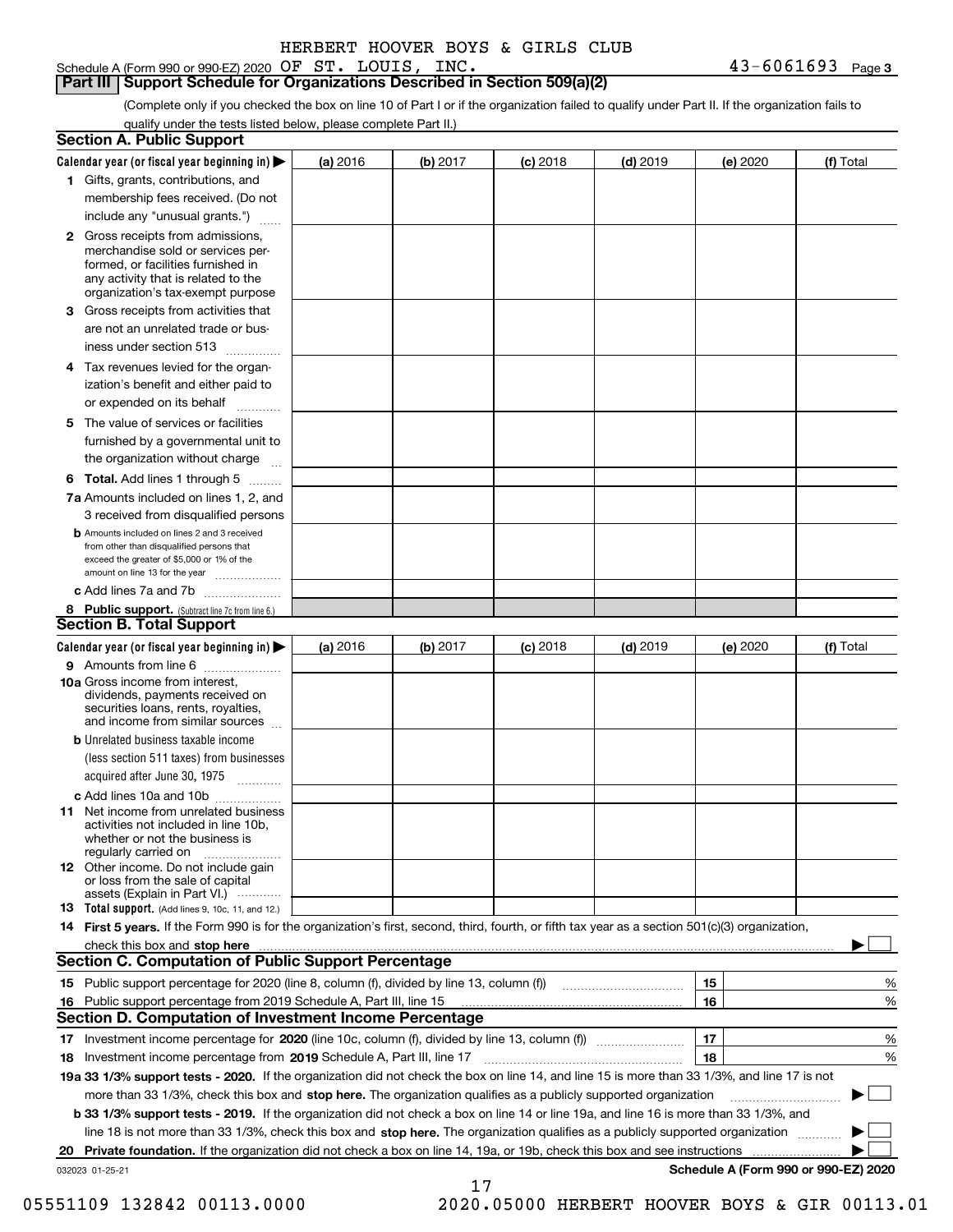HERBERT HOOVER BOYS & GIRLS CLUB

Schedule A (Form 990 or 990-EZ) 2020 OF ST. LOUIS, INC. 43-6061693 Page 3

## Part III Support Schedule for Organizations Described in Section 509(a)(2)

(Complete only if you checked the box on line 10 of Part I or if the organization failed to qualify under Part II. If the organization fails to qualify under the tests listed below, please complete Part II.)

### Section A. Public Support

| Calendar year (or fiscal year beginning in) ▶ | (a) 2016 | (b) 2017 | (c) 2018 | (d) 2019 | (e) 2020 | (f) Total |
|---|---|---|---|---|---|---|
| 1 Gifts, grants, contributions, and membership fees received. (Do not include any "unusual grants.") | | | | | | |
| 2 Gross receipts from admissions, merchandise sold or services performed, or facilities furnished in any activity that is related to the organization's tax-exempt purpose | | | | | | |
| 3 Gross receipts from activities that are not an unrelated trade or business under section 513 | | | | | | |
| 4 Tax revenues levied for the organization's benefit and either paid to or expended on its behalf | | | | | | |
| 5 The value of services or facilities furnished by a governmental unit to the organization without charge | | | | | | |
| 6 Total. Add lines 1 through 5 | | | | | | |
| 7a Amounts included on lines 1, 2, and 3 received from disqualified persons | | | | | | |
| b Amounts included on lines 2 and 3 received from other than disqualified persons that exceed the greater of $5,000 or 1% of the amount on line 13 for the year | | | | | | |
| c Add lines 7a and 7b | | | | | | |
| 8 Public support. (Subtract line 7c from line 6.) | | | | | | |

### Section B. Total Support

| Calendar year (or fiscal year beginning in) ▶ | (a) 2016 | (b) 2017 | (c) 2018 | (d) 2019 | (e) 2020 | (f) Total |
|---|---|---|---|---|---|---|
| 9 Amounts from line 6 | | | | | | |
| 10a Gross income from interest, dividends, payments received on securities loans, rents, royalties, and income from similar sources | | | | | | |
| b Unrelated business taxable income (less section 511 taxes) from businesses acquired after June 30, 1975 | | | | | | |
| c Add lines 10a and 10b | | | | | | |
| 11 Net income from unrelated business activities not included in line 10b, whether or not the business is regularly carried on | | | | | | |
| 12 Other income. Do not include gain or loss from the sale of capital assets (Explain in Part VI.) | | | | | | |
| 13 Total support. (Add lines 9, 10c, 11, and 12.) | | | | | | |

14 **First 5 years.** If the Form 990 is for the organization's first, second, third, fourth, or fifth tax year as a section 501(c)(3) organization, check this box and **stop here** ▶ ☐

### Section C. Computation of Public Support Percentage

| | | | |
|---|---|---|---|
| 15 | Public support percentage for 2020 (line 8, column (f), divided by line 13, column (f)) | 15 | % |
| 16 | Public support percentage from 2019 Schedule A, Part III, line 15 | 16 | % |

### Section D. Computation of Investment Income Percentage

| | | | |
|---|---|---|---|
| 17 | Investment income percentage for **2020** (line 10c, column (f), divided by line 13, column (f)) | 17 | % |
| 18 | Investment income percentage from **2019** Schedule A, Part III, line 17 | 18 | % |

**19a 33 1/3% support tests - 2020.** If the organization did not check the box on line 14, and line 15 is more than 33 1/3%, and line 17 is not more than 33 1/3%, check this box and **stop here.** The organization qualifies as a publicly supported organization ▶ ☐

**b 33 1/3% support tests - 2019.** If the organization did not check a box on line 14 or line 19a, and line 16 is more than 33 1/3%, and line 18 is not more than 33 1/3%, check this box and **stop here.** The organization qualifies as a publicly supported organization ▶ ☐

**20 Private foundation.** If the organization did not check a box on line 14, 19a, or 19b, check this box and see instructions ▶ ☐

032023 01-25-21 **Schedule A (Form 990 or 990-EZ) 2020**

05551109 132842 00113.0000 2020.05000 HERBERT HOOVER BOYS & GIR 00113.01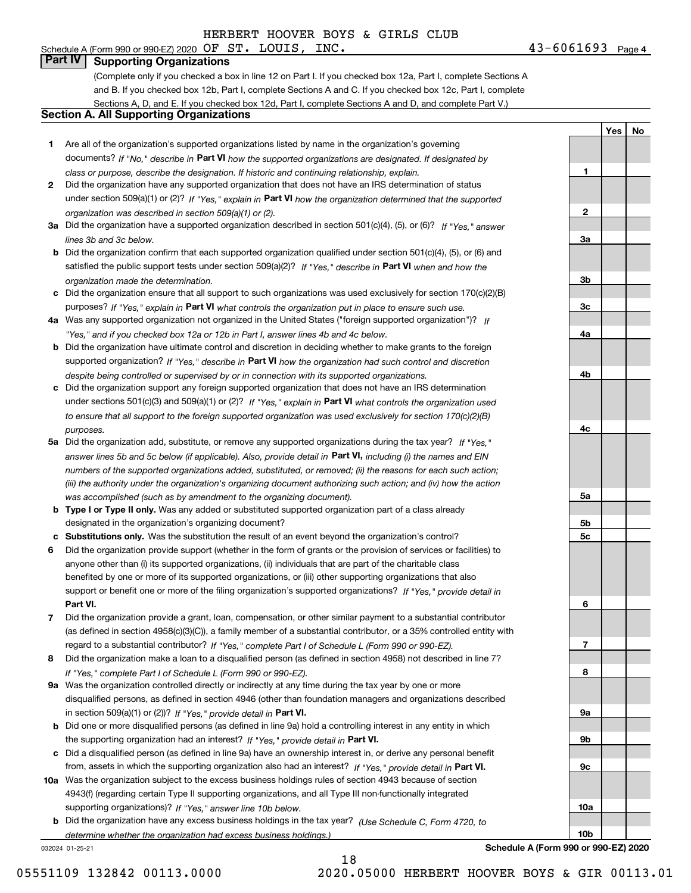HERBERT HOOVER BOYS & GIRLS CLUB

Schedule A (Form 990 or 990-EZ) 2020 OF ST. LOUIS, INC. 43-6061693 Page **4**

## Part IV Supporting Organizations

(Complete only if you checked a box in line 12 on Part I. If you checked box 12a, Part I, complete Sections A and B. If you checked box 12b, Part I, complete Sections A and C. If you checked box 12c, Part I, complete Sections A, D, and E. If you checked box 12d, Part I, complete Sections A and D, and complete Part V.)

### Section A. All Supporting Organizations

| | | | Yes | No |
|---|---|---|---|---|
| **1** | Are all of the organization's supported organizations listed by name in the organization's governing documents? *If "No," describe in* **Part VI** *how the supported organizations are designated. If designated by class or purpose, describe the designation. If historic and continuing relationship, explain.* | **1** | | |
| **2** | Did the organization have any supported organization that does not have an IRS determination of status under section 509(a)(1) or (2)? *If "Yes," explain in* **Part VI** *how the organization determined that the supported organization was described in section 509(a)(1) or (2).* | **2** | | |
| **3a** | Did the organization have a supported organization described in section 501(c)(4), (5), or (6)? *If "Yes," answer lines 3b and 3c below.* | **3a** | | |
| **b** | Did the organization confirm that each supported organization qualified under section 501(c)(4), (5), or (6) and satisfied the public support tests under section 509(a)(2)? *If "Yes," describe in* **Part VI** *when and how the organization made the determination.* | **3b** | | |
| **c** | Did the organization ensure that all support to such organizations was used exclusively for section 170(c)(2)(B) purposes? *If "Yes," explain in* **Part VI** *what controls the organization put in place to ensure such use.* | **3c** | | |
| **4a** | Was any supported organization not organized in the United States ("foreign supported organization")? *If "Yes," and if you checked box 12a or 12b in Part I, answer lines 4b and 4c below.* | **4a** | | |
| **b** | Did the organization have ultimate control and discretion in deciding whether to make grants to the foreign supported organization? *If "Yes," describe in* **Part VI** *how the organization had such control and discretion despite being controlled or supervised by or in connection with its supported organizations.* | **4b** | | |
| **c** | Did the organization support any foreign supported organization that does not have an IRS determination under sections 501(c)(3) and 509(a)(1) or (2)? *If "Yes," explain in* **Part VI** *what controls the organization used to ensure that all support to the foreign supported organization was used exclusively for section 170(c)(2)(B) purposes.* | **4c** | | |
| **5a** | Did the organization add, substitute, or remove any supported organizations during the tax year? *If "Yes," answer lines 5b and 5c below (if applicable). Also, provide detail in* **Part VI,** *including (i) the names and EIN numbers of the supported organizations added, substituted, or removed; (ii) the reasons for each such action; (iii) the authority under the organization's organizing document authorizing such action; and (iv) how the action was accomplished (such as by amendment to the organizing document).* | **5a** | | |
| **b** | **Type I or Type II only.** Was any added or substituted supported organization part of a class already designated in the organization's organizing document? | **5b** | | |
| **c** | **Substitutions only.** Was the substitution the result of an event beyond the organization's control? | **5c** | | |
| **6** | Did the organization provide support (whether in the form of grants or the provision of services or facilities) to anyone other than (i) its supported organizations, (ii) individuals that are part of the charitable class benefited by one or more of its supported organizations, or (iii) other supporting organizations that also support or benefit one or more of the filing organization's supported organizations? *If "Yes," provide detail in* **Part VI.** | **6** | | |
| **7** | Did the organization provide a grant, loan, compensation, or other similar payment to a substantial contributor (as defined in section 4958(c)(3)(C)), a family member of a substantial contributor, or a 35% controlled entity with regard to a substantial contributor? *If "Yes," complete Part I of Schedule L (Form 990 or 990-EZ).* | **7** | | |
| **8** | Did the organization make a loan to a disqualified person (as defined in section 4958) not described in line 7? *If "Yes," complete Part I of Schedule L (Form 990 or 990-EZ).* | **8** | | |
| **9a** | Was the organization controlled directly or indirectly at any time during the tax year by one or more disqualified persons, as defined in section 4946 (other than foundation managers and organizations described in section 509(a)(1) or (2))? *If "Yes," provide detail in* **Part VI.** | **9a** | | |
| **b** | Did one or more disqualified persons (as defined in line 9a) hold a controlling interest in any entity in which the supporting organization had an interest? *If "Yes," provide detail in* **Part VI.** | **9b** | | |
| **c** | Did a disqualified person (as defined in line 9a) have an ownership interest in, or derive any personal benefit from, assets in which the supporting organization also had an interest? *If "Yes," provide detail in* **Part VI.** | **9c** | | |
| **10a** | Was the organization subject to the excess business holdings rules of section 4943 because of section 4943(f) (regarding certain Type II supporting organizations, and all Type III non-functionally integrated supporting organizations)? *If "Yes," answer line 10b below.* | **10a** | | |
| **b** | Did the organization have any excess business holdings in the tax year? *(Use Schedule C, Form 4720, to determine whether the organization had excess business holdings.)* | **10b** | | |

032024 01-25-21 **Schedule A (Form 990 or 990-EZ) 2020**

05551109 132842 00113.0000 2020.05000 HERBERT HOOVER BOYS & GIR 00113.01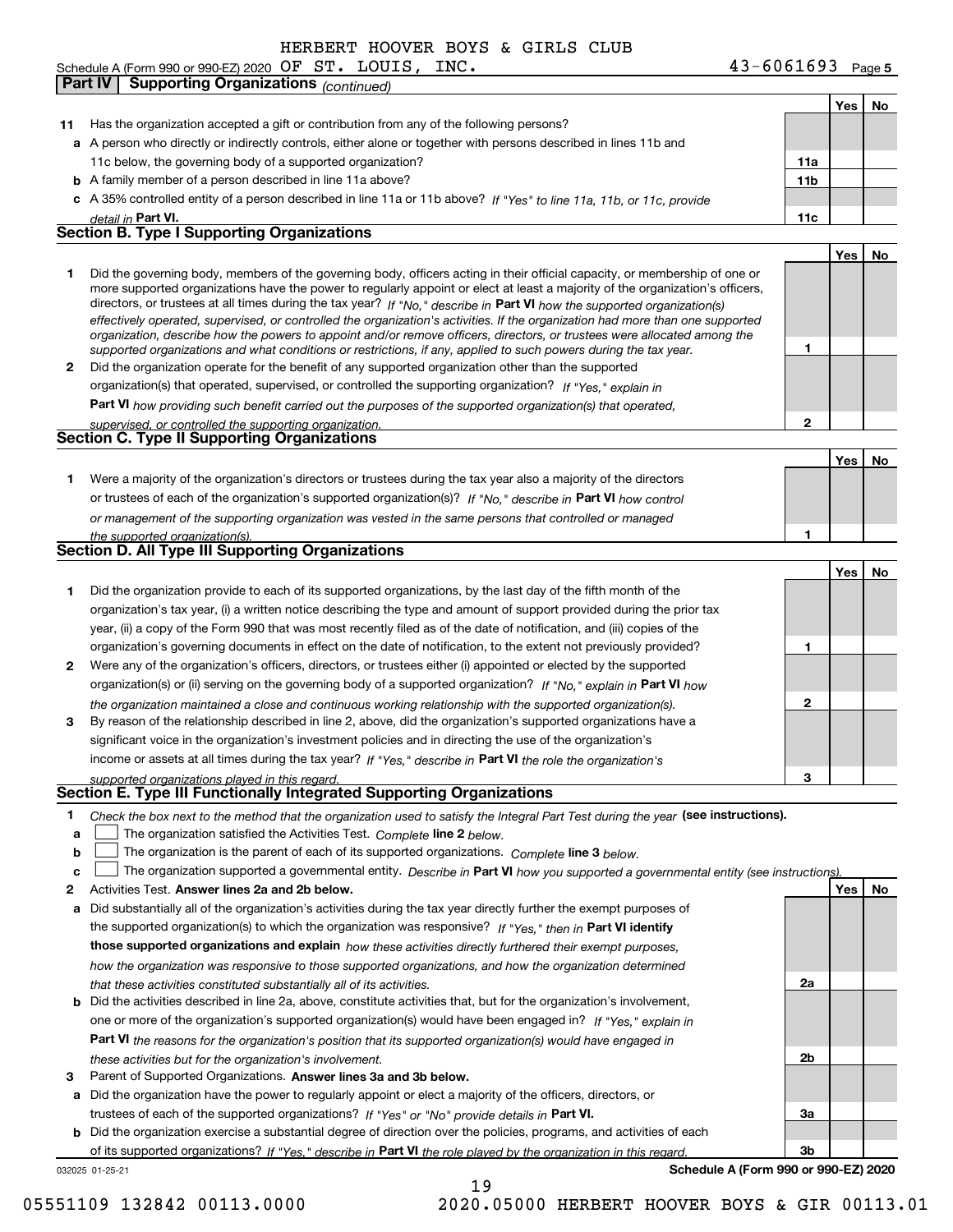HERBERT HOOVER BOYS & GIRLS CLUB

Schedule A (Form 990 or 990-EZ) 2020 OF ST. LOUIS, INC. 43-6061693 Page 5

**Part IV | Supporting Organizations** *(continued)*

| | | | Yes | No |
|---|---|---|---|---|
| **11** | Has the organization accepted a gift or contribution from any of the following persons? | | | |
| **a** | A person who directly or indirectly controls, either alone or together with persons described in lines 11b and 11c below, the governing body of a supported organization? | **11a** | | |
| **b** | A family member of a person described in line 11a above? | **11b** | | |
| **c** | A 35% controlled entity of a person described in line 11a or 11b above? *If "Yes" to line 11a, 11b, or 11c, provide detail in* **Part VI.** | **11c** | | |

## Section B. Type I Supporting Organizations

| | | | Yes | No |
|---|---|---|---|---|
| **1** | Did the governing body, members of the governing body, officers acting in their official capacity, or membership of one or more supported organizations have the power to regularly appoint or elect at least a majority of the organization's officers, directors, or trustees at all times during the tax year? *If "No," describe in* **Part VI** *how the supported organization(s) effectively operated, supervised, or controlled the organization's activities. If the organization had more than one supported organization, describe how the powers to appoint and/or remove officers, directors, or trustees were allocated among the supported organizations and what conditions or restrictions, if any, applied to such powers during the tax year.* | **1** | | |
| **2** | Did the organization operate for the benefit of any supported organization other than the supported organization(s) that operated, supervised, or controlled the supporting organization? *If "Yes," explain in* **Part VI** *how providing such benefit carried out the purposes of the supported organization(s) that operated, supervised, or controlled the supporting organization.* | **2** | | |

## Section C. Type II Supporting Organizations

| | | | Yes | No |
|---|---|---|---|---|
| **1** | Were a majority of the organization's directors or trustees during the tax year also a majority of the directors or trustees of each of the organization's supported organization(s)? *If "No," describe in* **Part VI** *how control or management of the supporting organization was vested in the same persons that controlled or managed the supported organization(s).* | **1** | | |

## Section D. All Type III Supporting Organizations

| | | | Yes | No |
|---|---|---|---|---|
| **1** | Did the organization provide to each of its supported organizations, by the last day of the fifth month of the organization's tax year, (i) a written notice describing the type and amount of support provided during the prior tax year, (ii) a copy of the Form 990 that was most recently filed as of the date of notification, and (iii) copies of the organization's governing documents in effect on the date of notification, to the extent not previously provided? | **1** | | |
| **2** | Were any of the organization's officers, directors, or trustees either (i) appointed or elected by the supported organization(s) or (ii) serving on the governing body of a supported organization? *If "No," explain in* **Part VI** *how the organization maintained a close and continuous working relationship with the supported organization(s).* | **2** | | |
| **3** | By reason of the relationship described in line 2, above, did the organization's supported organizations have a significant voice in the organization's investment policies and in directing the use of the organization's income or assets at all times during the tax year? *If "Yes," describe in* **Part VI** *the role the organization's supported organizations played in this regard.* | **3** | | |

## Section E. Type III Functionally Integrated Supporting Organizations

**1** *Check the box next to the method that the organization used to satisfy the Integral Part Test during the year* **(see instructions).**

- **a** ☐ The organization satisfied the Activities Test. *Complete* **line 2** *below.*
- **b** ☐ The organization is the parent of each of its supported organizations. *Complete* **line 3** *below.*
- **c** ☐ The organization supported a governmental entity. *Describe in* **Part VI** *how you supported a governmental entity (see instructions).*

| | | | Yes | No |
|---|---|---|---|---|
| **2** | Activities Test. **Answer lines 2a and 2b below.** | | | |
| **a** | Did substantially all of the organization's activities during the tax year directly further the exempt purposes of the supported organization(s) to which the organization was responsive? *If "Yes," then in* **Part VI identify those supported organizations and explain** *how these activities directly furthered their exempt purposes, how the organization was responsive to those supported organizations, and how the organization determined that these activities constituted substantially all of its activities.* | **2a** | | |
| **b** | Did the activities described in line 2a, above, constitute activities that, but for the organization's involvement, one or more of the organization's supported organization(s) would have been engaged in? *If "Yes," explain in* **Part VI** *the reasons for the organization's position that its supported organization(s) would have engaged in these activities but for the organization's involvement.* | **2b** | | |
| **3** | Parent of Supported Organizations. **Answer lines 3a and 3b below.** | | | |
| **a** | Did the organization have the power to regularly appoint or elect a majority of the officers, directors, or trustees of each of the supported organizations? *If "Yes" or "No" provide details in* **Part VI.** | **3a** | | |
| **b** | Did the organization exercise a substantial degree of direction over the policies, programs, and activities of each of its supported organizations? *If "Yes," describe in* **Part VI** *the role played by the organization in this regard.* | **3b** | | |

032025 01-25-21 **Schedule A (Form 990 or 990-EZ) 2020**

05551109 132842 00113.0000 2020.05000 HERBERT HOOVER BOYS & GIR 00113.01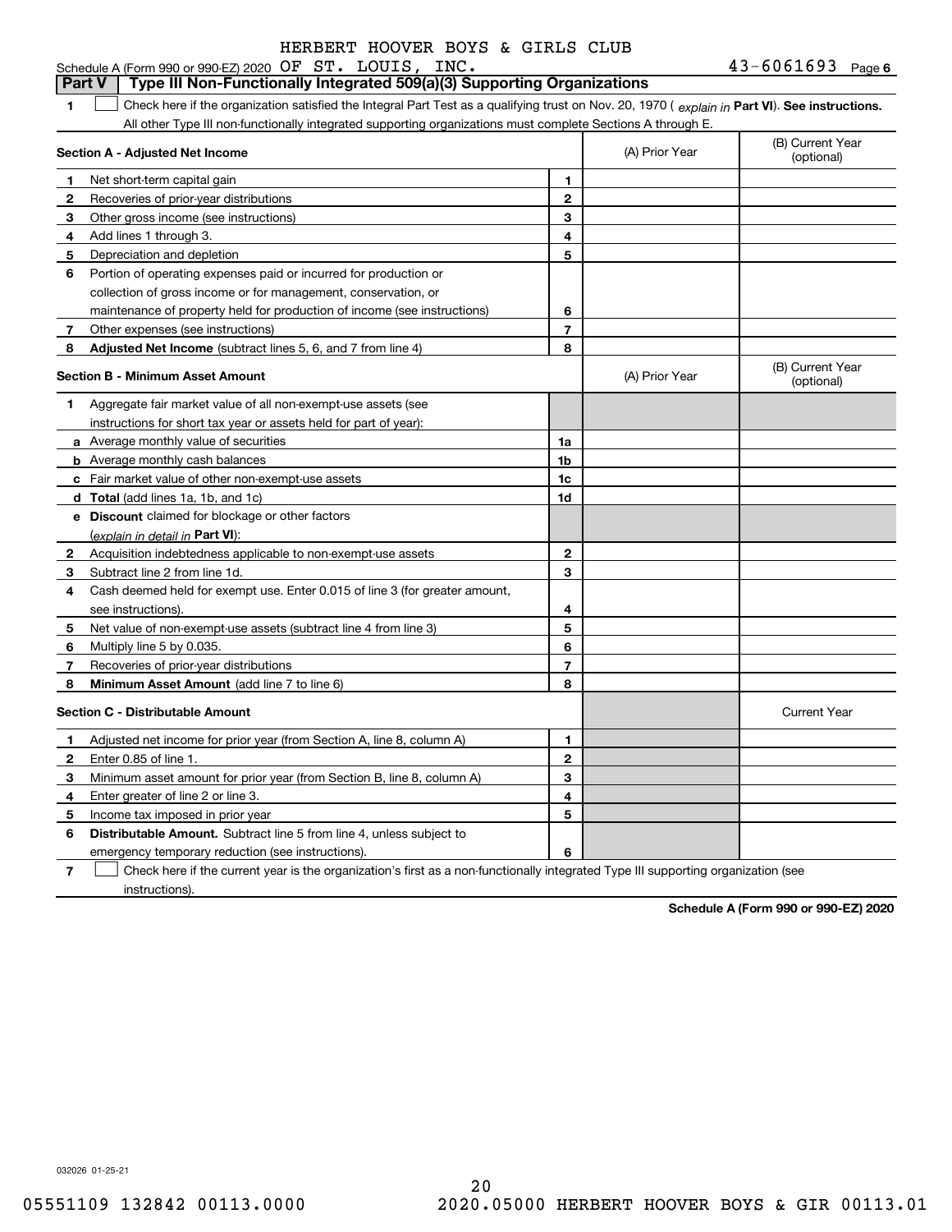HERBERT HOOVER BOYS & GIRLS CLUB

Schedule A (Form 990 or 990-EZ) 2020 OF ST. LOUIS, INC. 43-6061693 Page 6

## Part V Type III Non-Functionally Integrated 509(a)(3) Supporting Organizations

**1** ☐ Check here if the organization satisfied the Integral Part Test as a qualifying trust on Nov. 20, 1970 ( *explain in* **Part VI**). **See instructions.** All other Type III non-functionally integrated supporting organizations must complete Sections A through E.

| Section A - Adjusted Net Income | | (A) Prior Year | (B) Current Year (optional) |
|---|---|---|---|
| **1** Net short-term capital gain | 1 | | |
| **2** Recoveries of prior-year distributions | 2 | | |
| **3** Other gross income (see instructions) | 3 | | |
| **4** Add lines 1 through 3. | 4 | | |
| **5** Depreciation and depletion | 5 | | |
| **6** Portion of operating expenses paid or incurred for production or collection of gross income or for management, conservation, or maintenance of property held for production of income (see instructions) | 6 | | |
| **7** Other expenses (see instructions) | 7 | | |
| **8** **Adjusted Net Income** (subtract lines 5, 6, and 7 from line 4) | 8 | | |

| Section B - Minimum Asset Amount | | (A) Prior Year | (B) Current Year (optional) |
|---|---|---|---|
| **1** Aggregate fair market value of all non-exempt-use assets (see instructions for short tax year or assets held for part of year): | | | |
| **a** Average monthly value of securities | 1a | | |
| **b** Average monthly cash balances | 1b | | |
| **c** Fair market value of other non-exempt-use assets | 1c | | |
| **d** **Total** (add lines 1a, 1b, and 1c) | 1d | | |
| **e** **Discount** claimed for blockage or other factors (*explain in detail in* **Part VI**): | | | |
| **2** Acquisition indebtedness applicable to non-exempt-use assets | 2 | | |
| **3** Subtract line 2 from line 1d. | 3 | | |
| **4** Cash deemed held for exempt use. Enter 0.015 of line 3 (for greater amount, see instructions). | 4 | | |
| **5** Net value of non-exempt-use assets (subtract line 4 from line 3) | 5 | | |
| **6** Multiply line 5 by 0.035. | 6 | | |
| **7** Recoveries of prior-year distributions | 7 | | |
| **8** **Minimum Asset Amount** (add line 7 to line 6) | 8 | | |

| Section C - Distributable Amount | | | Current Year |
|---|---|---|---|
| **1** Adjusted net income for prior year (from Section A, line 8, column A) | 1 | | |
| **2** Enter 0.85 of line 1. | 2 | | |
| **3** Minimum asset amount for prior year (from Section B, line 8, column A) | 3 | | |
| **4** Enter greater of line 2 or line 3. | 4 | | |
| **5** Income tax imposed in prior year | 5 | | |
| **6** **Distributable Amount.** Subtract line 5 from line 4, unless subject to emergency temporary reduction (see instructions). | 6 | | |

**7** ☐ Check here if the current year is the organization's first as a non-functionally integrated Type III supporting organization (see instructions).

**Schedule A (Form 990 or 990-EZ) 2020**

032026 01-25-21

05551109 132842 00113.0000 2020.05000 HERBERT HOOVER BOYS & GIR 00113.01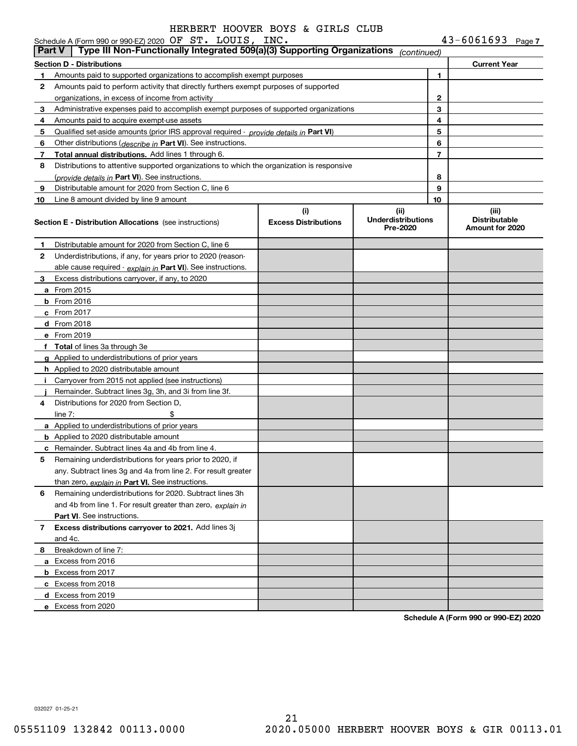HERBERT HOOVER BOYS & GIRLS CLUB

Schedule A (Form 990 or 990-EZ) 2020 OF ST. LOUIS, INC. 43-6061693 Page 7

## Part V | Type III Non-Functionally Integrated 509(a)(3) Supporting Organizations *(continued)*

| Section D - Distributions | | | Current Year |
|---|---|---|---|
| 1 | Amounts paid to supported organizations to accomplish exempt purposes | 1 | |
| 2 | Amounts paid to perform activity that directly furthers exempt purposes of supported organizations, in excess of income from activity | 2 | |
| 3 | Administrative expenses paid to accomplish exempt purposes of supported organizations | 3 | |
| 4 | Amounts paid to acquire exempt-use assets | 4 | |
| 5 | Qualified set-aside amounts (prior IRS approval required - *provide details in* **Part VI**) | 5 | |
| 6 | Other distributions (*describe in* **Part VI**). See instructions. | 6 | |
| 7 | **Total annual distributions.** Add lines 1 through 6. | 7 | |
| 8 | Distributions to attentive supported organizations to which the organization is responsive (*provide details in* **Part VI**). See instructions. | 8 | |
| 9 | Distributable amount for 2020 from Section C, line 6 | 9 | |
| 10 | Line 8 amount divided by line 9 amount | 10 | |

| Section E - Distribution Allocations (see instructions) | (i) Excess Distributions | (ii) Underdistributions Pre-2020 | (iii) Distributable Amount for 2020 |
|---|---|---|---|
| **1** Distributable amount for 2020 from Section C, line 6 | | | |
| **2** Underdistributions, if any, for years prior to 2020 (reasonable cause required - *explain in* **Part VI**). See instructions. | | | |
| **3** Excess distributions carryover, if any, to 2020 | | | |
| **a** From 2015 | | | |
| **b** From 2016 | | | |
| **c** From 2017 | | | |
| **d** From 2018 | | | |
| **e** From 2019 | | | |
| **f** **Total** of lines 3a through 3e | | | |
| **g** Applied to underdistributions of prior years | | | |
| **h** Applied to 2020 distributable amount | | | |
| **i** Carryover from 2015 not applied (see instructions) | | | |
| **j** Remainder. Subtract lines 3g, 3h, and 3i from line 3f. | | | |
| **4** Distributions for 2020 from Section D, line 7: $ | | | |
| **a** Applied to underdistributions of prior years | | | |
| **b** Applied to 2020 distributable amount | | | |
| **c** Remainder. Subtract lines 4a and 4b from line 4. | | | |
| **5** Remaining underdistributions for years prior to 2020, if any. Subtract lines 3g and 4a from line 2. For result greater than zero, *explain in* **Part VI.** See instructions. | | | |
| **6** Remaining underdistributions for 2020. Subtract lines 3h and 4b from line 1. For result greater than zero, *explain in* **Part VI**. See instructions. | | | |
| **7** **Excess distributions carryover to 2021.** Add lines 3j and 4c. | | | |
| **8** Breakdown of line 7: | | | |
| **a** Excess from 2016 | | | |
| **b** Excess from 2017 | | | |
| **c** Excess from 2018 | | | |
| **d** Excess from 2019 | | | |
| **e** Excess from 2020 | | | |

**Schedule A (Form 990 or 990-EZ) 2020**

032027 01-25-21

05551109 132842 00113.0000 2020.05000 HERBERT HOOVER BOYS & GIR 00113.01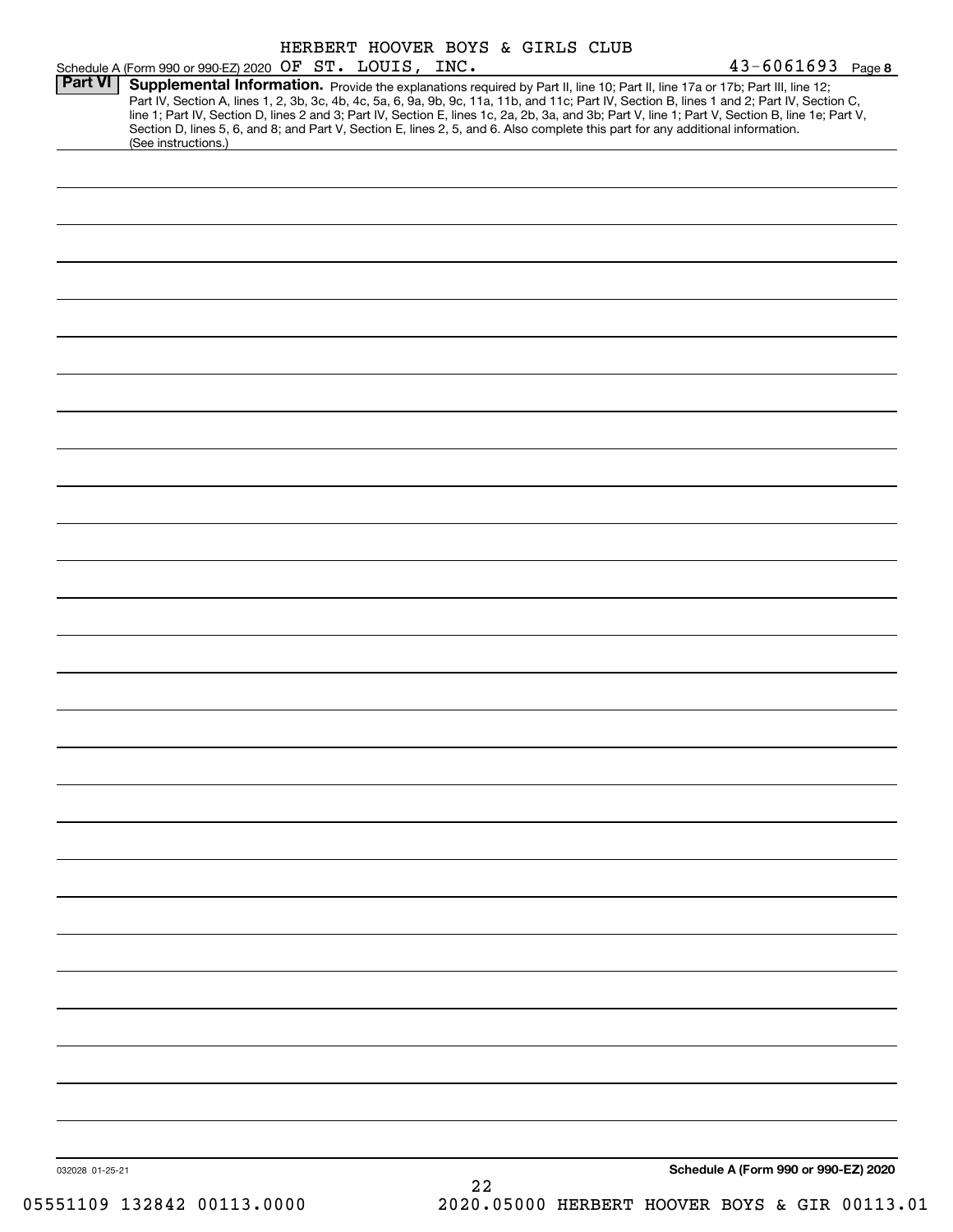HERBERT HOOVER BOYS & GIRLS CLUB

Schedule A (Form 990 or 990-EZ) 2020 OF ST. LOUIS, INC. 43-6061693 Page **8**

**Part VI** **Supplemental Information.** Provide the explanations required by Part II, line 10; Part II, line 17a or 17b; Part III, line 12; Part IV, Section A, lines 1, 2, 3b, 3c, 4b, 4c, 5a, 6, 9a, 9b, 9c, 11a, 11b, and 11c; Part IV, Section B, lines 1 and 2; Part IV, Section C, line 1; Part IV, Section D, lines 2 and 3; Part IV, Section E, lines 1c, 2a, 2b, 3a, and 3b; Part V, line 1; Part V, Section B, line 1e; Part V, Section D, lines 5, 6, and 8; and Part V, Section E, lines 2, 5, and 6. Also complete this part for any additional information. (See instructions.)

032028 01-25-21

**Schedule A (Form 990 or 990-EZ) 2020**

05551109 132842 00113.0000 2020.05000 HERBERT HOOVER BOYS & GIR 00113.01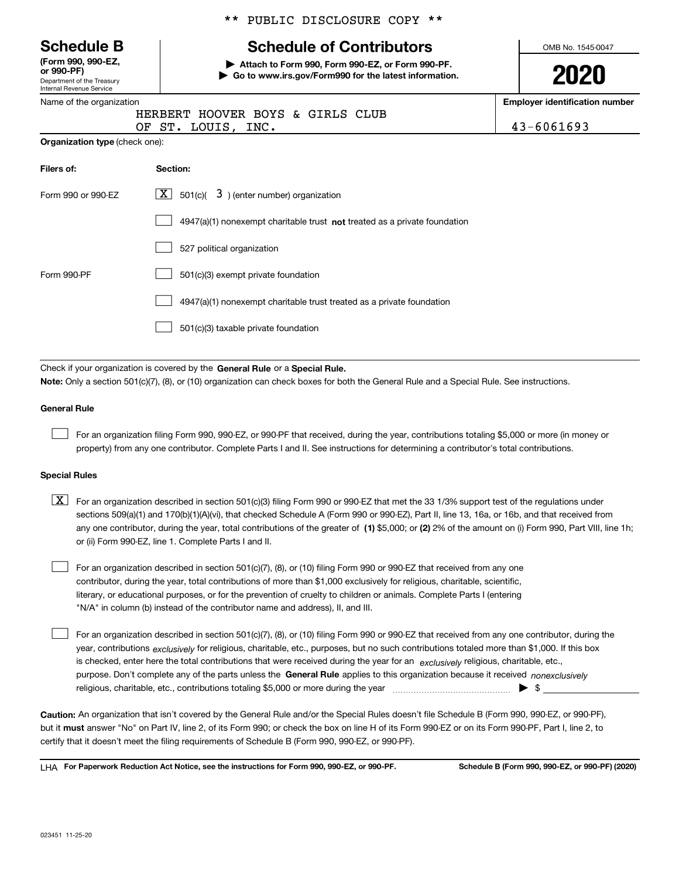** PUBLIC DISCLOSURE COPY **

# Schedule B

**(Form 990, 990-EZ, or 990-PF)**
Department of the Treasury
Internal Revenue Service

## Schedule of Contributors

▶ **Attach to Form 990, Form 990-EZ, or Form 990-PF.**
▶ **Go to www.irs.gov/Form990 for the latest information.**

OMB No. 1545-0047

**2020**

Name of the organization: HERBERT HOOVER BOYS & GIRLS CLUB OF ST. LOUIS, INC.

**Employer identification number:** 43-6061693

**Organization type** (check one):

| **Filers of:** | **Section:** |
|---|---|
| Form 990 or 990-EZ | [X] 501(c)( 3 ) (enter number) organization |
| | [ ] 4947(a)(1) nonexempt charitable trust **not** treated as a private foundation |
| | [ ] 527 political organization |
| Form 990-PF | [ ] 501(c)(3) exempt private foundation |
| | [ ] 4947(a)(1) nonexempt charitable trust treated as a private foundation |
| | [ ] 501(c)(3) taxable private foundation |

Check if your organization is covered by the **General Rule** or a **Special Rule.**

**Note:** Only a section 501(c)(7), (8), or (10) organization can check boxes for both the General Rule and a Special Rule. See instructions.

### General Rule

[ ] For an organization filing Form 990, 990-EZ, or 990-PF that received, during the year, contributions totaling $5,000 or more (in money or property) from any one contributor. Complete Parts I and II. See instructions for determining a contributor's total contributions.

### Special Rules

[X] For an organization described in section 501(c)(3) filing Form 990 or 990-EZ that met the 33 1/3% support test of the regulations under sections 509(a)(1) and 170(b)(1)(A)(vi), that checked Schedule A (Form 990 or 990-EZ), Part II, line 13, 16a, or 16b, and that received from any one contributor, during the year, total contributions of the greater of **(1)** $5,000; or **(2)** 2% of the amount on (i) Form 990, Part VIII, line 1h; or (ii) Form 990-EZ, line 1. Complete Parts I and II.

[ ] For an organization described in section 501(c)(7), (8), or (10) filing Form 990 or 990-EZ that received from any one contributor, during the year, total contributions of more than $1,000 exclusively for religious, charitable, scientific, literary, or educational purposes, or for the prevention of cruelty to children or animals. Complete Parts I (entering "N/A" in column (b) instead of the contributor name and address), II, and III.

[ ] For an organization described in section 501(c)(7), (8), or (10) filing Form 990 or 990-EZ that received from any one contributor, during the year, contributions *exclusively* for religious, charitable, etc., purposes, but no such contributions totaled more than $1,000. If this box is checked, enter here the total contributions that were received during the year for an *exclusively* religious, charitable, etc., purpose. Don't complete any of the parts unless the **General Rule** applies to this organization because it received *nonexclusively* religious, charitable, etc., contributions totaling $5,000 or more during the year ▶ $ ____________

**Caution:** An organization that isn't covered by the General Rule and/or the Special Rules doesn't file Schedule B (Form 990, 990-EZ, or 990-PF), but it **must** answer "No" on Part IV, line 2, of its Form 990; or check the box on line H of its Form 990-EZ or on its Form 990-PF, Part I, line 2, to certify that it doesn't meet the filing requirements of Schedule B (Form 990, 990-EZ, or 990-PF).

LHA **For Paperwork Reduction Act Notice, see the instructions for Form 990, 990-EZ, or 990-PF.** **Schedule B (Form 990, 990-EZ, or 990-PF) (2020)**

023451 11-25-20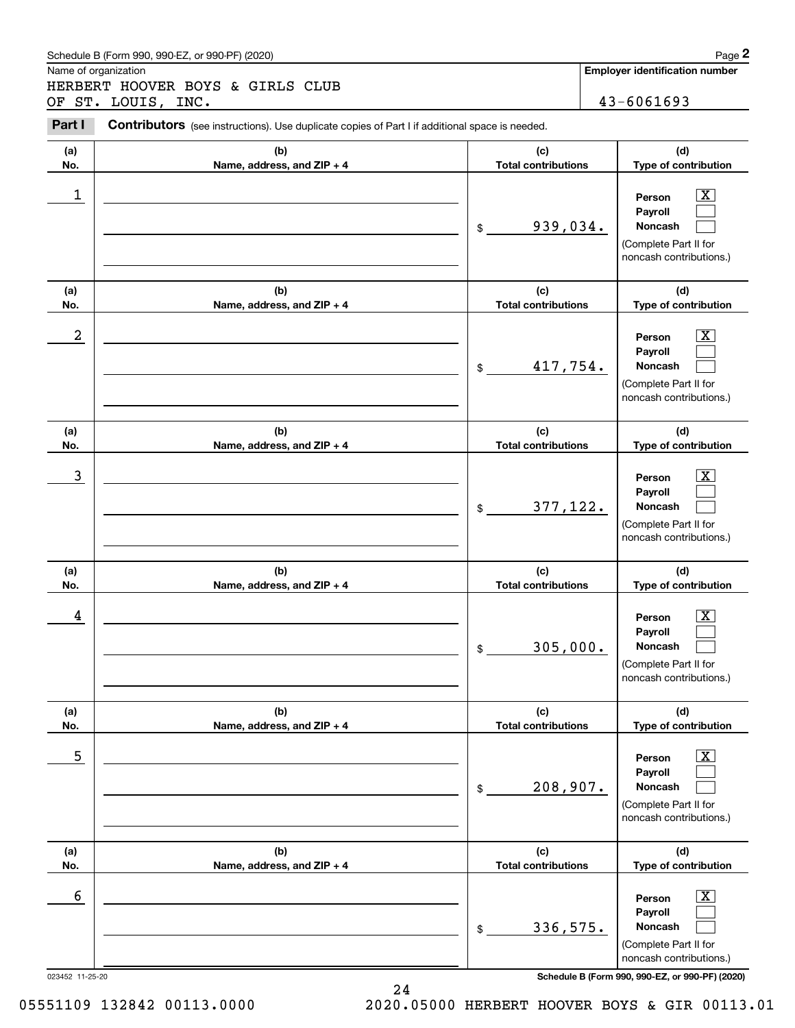Schedule B (Form 990, 990-EZ, or 990-PF) (2020)

Name of organization

HERBERT HOOVER BOYS & GIRLS CLUB OF ST. LOUIS, INC.

**Employer identification number**

43-6061693

**Part I** **Contributors** (see instructions). Use duplicate copies of Part I if additional space is needed.

| (a) No. | (b) Name, address, and ZIP + 4 | (c) Total contributions | (d) Type of contribution |
|---|---|---|---|
| 1 | | $ 939,034. | Person [X] Payroll [ ] Noncash [ ] (Complete Part II for noncash contributions.) |
| 2 | | $ 417,754. | Person [X] Payroll [ ] Noncash [ ] (Complete Part II for noncash contributions.) |
| 3 | | $ 377,122. | Person [X] Payroll [ ] Noncash [ ] (Complete Part II for noncash contributions.) |
| 4 | | $ 305,000. | Person [X] Payroll [ ] Noncash [ ] (Complete Part II for noncash contributions.) |
| 5 | | $ 208,907. | Person [X] Payroll [ ] Noncash [ ] (Complete Part II for noncash contributions.) |
| 6 | | $ 336,575. | Person [X] Payroll [ ] Noncash [ ] (Complete Part II for noncash contributions.) |

023452 11-25-20

**Schedule B (Form 990, 990-EZ, or 990-PF) (2020)**

05551109 132842 00113.0000 2020.05000 HERBERT HOOVER BOYS & GIR 00113.01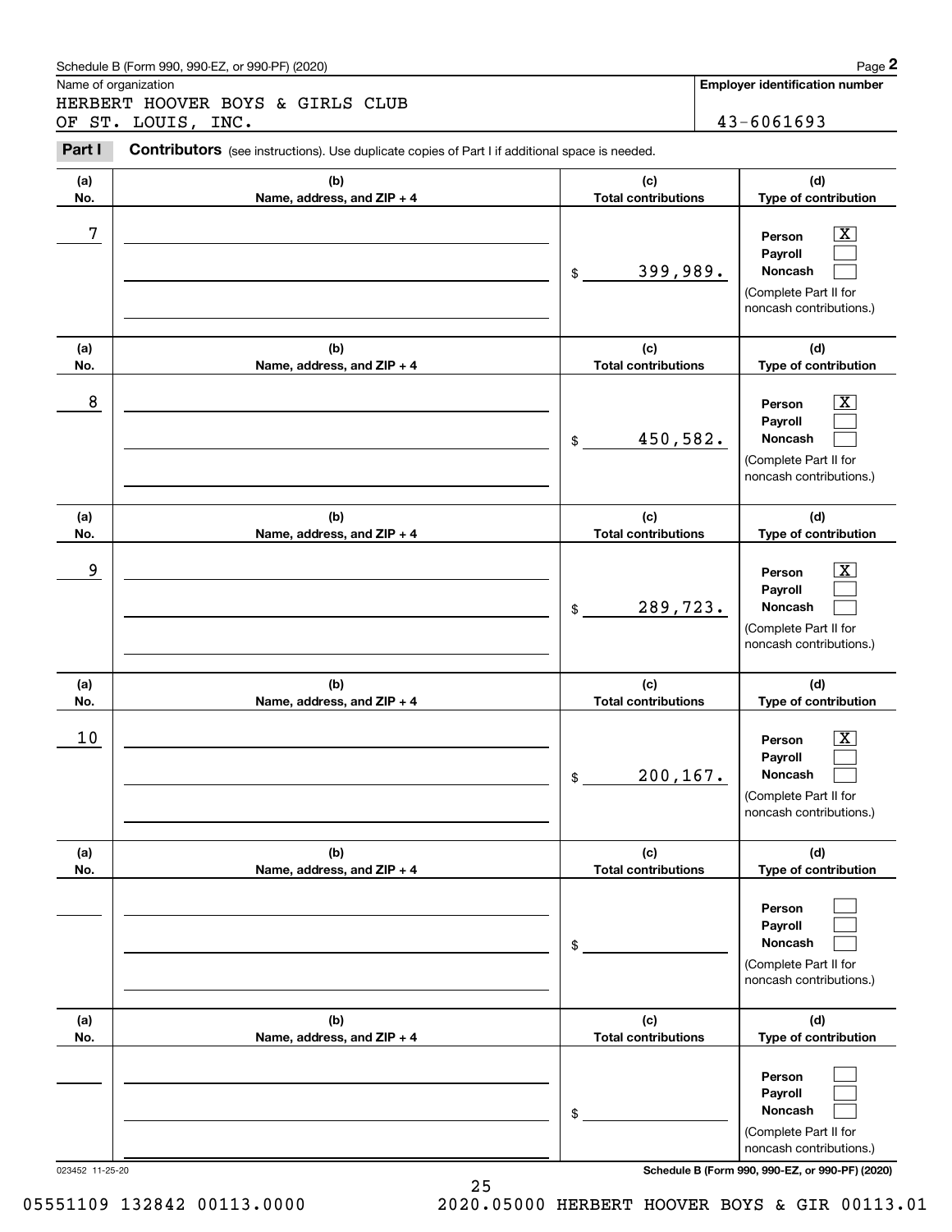Schedule B (Form 990, 990-EZ, or 990-PF) (2020) Page **2**

Name of organization: HERBERT HOOVER BOYS & GIRLS CLUB OF ST. LOUIS, INC.

**Employer identification number:** 43-6061693

**Part I** **Contributors** (see instructions). Use duplicate copies of Part I if additional space is needed.

| (a) No. | (b) Name, address, and ZIP + 4 | (c) Total contributions | (d) Type of contribution |
|---|---|---|---|
| 7 | | $ 399,989. | Person [X] Payroll [ ] Noncash [ ] (Complete Part II for noncash contributions.) |
| 8 | | $ 450,582. | Person [X] Payroll [ ] Noncash [ ] (Complete Part II for noncash contributions.) |
| 9 | | $ 289,723. | Person [X] Payroll [ ] Noncash [ ] (Complete Part II for noncash contributions.) |
| 10 | | $ 200,167. | Person [X] Payroll [ ] Noncash [ ] (Complete Part II for noncash contributions.) |
| | | $ | Person [ ] Payroll [ ] Noncash [ ] (Complete Part II for noncash contributions.) |
| | | $ | Person [ ] Payroll [ ] Noncash [ ] (Complete Part II for noncash contributions.) |

023452 11-25-20 **Schedule B (Form 990, 990-EZ, or 990-PF) (2020)**

05551109 132842 00113.0000 2020.05000 HERBERT HOOVER BOYS & GIR 00113.01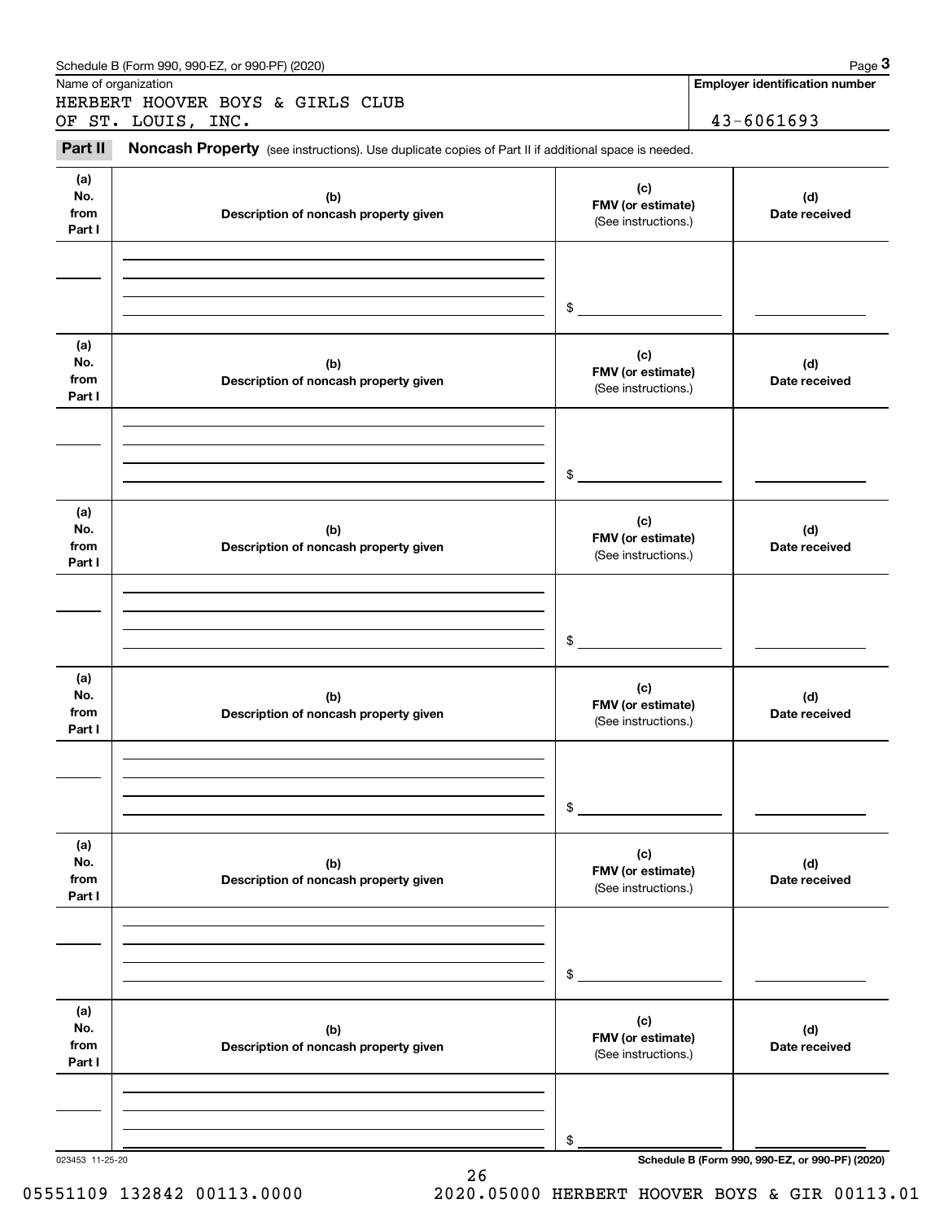Schedule B (Form 990, 990-EZ, or 990-PF) (2020) Page **3**

Name of organization

HERBERT HOOVER BOYS & GIRLS CLUB OF ST. LOUIS, INC.

**Employer identification number**

43-6061693

**Part II** **Noncash Property** (see instructions). Use duplicate copies of Part II if additional space is needed.

| (a) No. from Part I | (b) Description of noncash property given | (c) FMV (or estimate) (See instructions.) | (d) Date received |
|---|---|---|---|
| | | $ | |

| (a) No. from Part I | (b) Description of noncash property given | (c) FMV (or estimate) (See instructions.) | (d) Date received |
|---|---|---|---|
| | | $ | |

| (a) No. from Part I | (b) Description of noncash property given | (c) FMV (or estimate) (See instructions.) | (d) Date received |
|---|---|---|---|
| | | $ | |

| (a) No. from Part I | (b) Description of noncash property given | (c) FMV (or estimate) (See instructions.) | (d) Date received |
|---|---|---|---|
| | | $ | |

| (a) No. from Part I | (b) Description of noncash property given | (c) FMV (or estimate) (See instructions.) | (d) Date received |
|---|---|---|---|
| | | $ | |

| (a) No. from Part I | (b) Description of noncash property given | (c) FMV (or estimate) (See instructions.) | (d) Date received |
|---|---|---|---|
| | | $ | |

023453 11-25-20

**Schedule B (Form 990, 990-EZ, or 990-PF) (2020)**

05551109 132842 00113.0000 2020.05000 HERBERT HOOVER BOYS & GIR 00113.01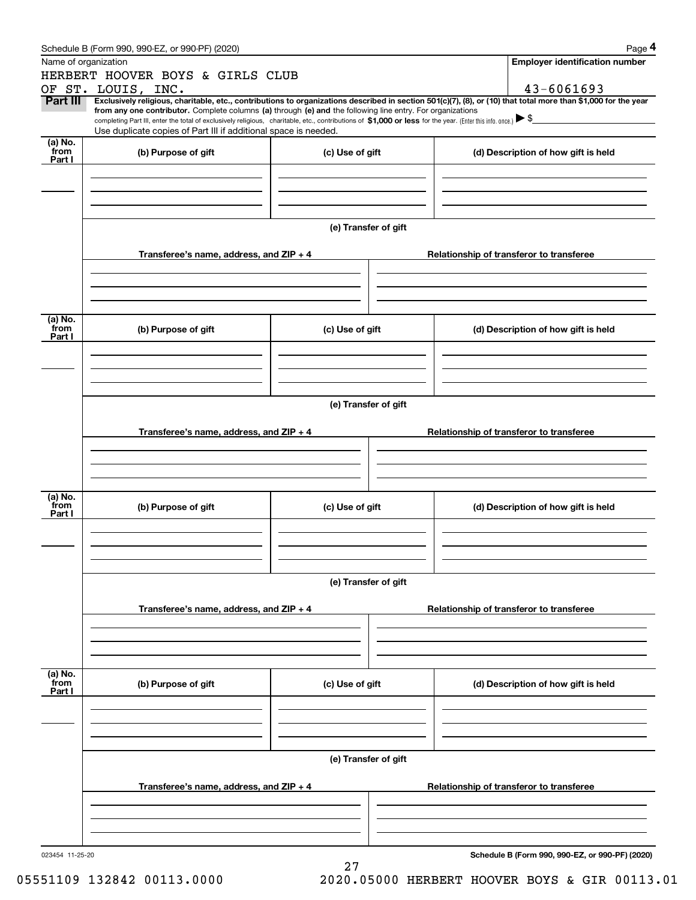Schedule B (Form 990, 990-EZ, or 990-PF) (2020) Page **4**

| Name of organization | Employer identification number |
|---|---|
| HERBERT HOOVER BOYS & GIRLS CLUB OF ST. LOUIS, INC. | 43-6061693 |

**Part III** **Exclusively religious, charitable, etc., contributions to organizations described in section 501(c)(7), (8), or (10) that total more than $1,000 for the year from any one contributor.** Complete columns **(a)** through **(e) and** the following line entry. For organizations completing Part III, enter the total of exclusively religious, charitable, etc., contributions of **$1,000 or less** for the year. (Enter this info. once.) ▶ $

Use duplicate copies of Part III if additional space is needed.

| (a) No. from Part I | (b) Purpose of gift | (c) Use of gift | (d) Description of how gift is held |
|---|---|---|---|
| | | | |

**(e) Transfer of gift**

| Transferee's name, address, and ZIP + 4 | Relationship of transferor to transferee |
|---|---|
| | |

| (a) No. from Part I | (b) Purpose of gift | (c) Use of gift | (d) Description of how gift is held |
|---|---|---|---|
| | | | |

**(e) Transfer of gift**

| Transferee's name, address, and ZIP + 4 | Relationship of transferor to transferee |
|---|---|
| | |

| (a) No. from Part I | (b) Purpose of gift | (c) Use of gift | (d) Description of how gift is held |
|---|---|---|---|
| | | | |

**(e) Transfer of gift**

| Transferee's name, address, and ZIP + 4 | Relationship of transferor to transferee |
|---|---|
| | |

| (a) No. from Part I | (b) Purpose of gift | (c) Use of gift | (d) Description of how gift is held |
|---|---|---|---|
| | | | |

**(e) Transfer of gift**

| Transferee's name, address, and ZIP + 4 | Relationship of transferor to transferee |
|---|---|
| | |

023454 11-25-20 **Schedule B (Form 990, 990-EZ, or 990-PF) (2020)**

05551109 132842 00113.0000 2020.05000 HERBERT HOOVER BOYS & GIR 00113.01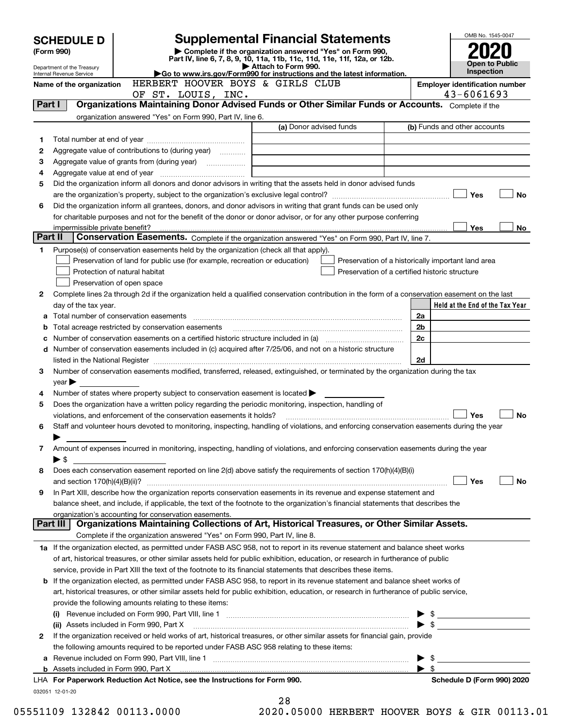# SCHEDULE D (Form 990)

Department of the Treasury
Internal Revenue Service

## Supplemental Financial Statements

▶ Complete if the organization answered "Yes" on Form 990, Part IV, line 6, 7, 8, 9, 10, 11a, 11b, 11c, 11d, 11e, 11f, 12a, or 12b.
▶ Attach to Form 990.
▶Go to www.irs.gov/Form990 for instructions and the latest information.

OMB No. 1545-0047

**2020**

**Open to Public Inspection**

Name of the organization: HERBERT HOOVER BOYS & GIRLS CLUB OF ST. LOUIS, INC.

Employer identification number: 43-6061693

### Part I — Organizations Maintaining Donor Advised Funds or Other Similar Funds or Accounts. Complete if the organization answered "Yes" on Form 990, Part IV, line 6.

| | | (a) Donor advised funds | (b) Funds and other accounts |
|---|---|---|---|
| 1 | Total number at end of year | | |
| 2 | Aggregate value of contributions to (during year) | | |
| 3 | Aggregate value of grants from (during year) | | |
| 4 | Aggregate value at end of year | | |

5 Did the organization inform all donors and donor advisors in writing that the assets held in donor advised funds are the organization's property, subject to the organization's exclusive legal control? ☐ Yes ☐ No

6 Did the organization inform all grantees, donors, and donor advisors in writing that grant funds can be used only for charitable purposes and not for the benefit of the donor or donor advisor, or for any other purpose conferring impermissible private benefit? ☐ Yes ☐ No

### Part II — Conservation Easements. Complete if the organization answered "Yes" on Form 990, Part IV, line 7.

1 Purpose(s) of conservation easements held by the organization (check all that apply).

- ☐ Preservation of land for public use (for example, recreation or education)
- ☐ Protection of natural habitat
- ☐ Preservation of open space
- ☐ Preservation of a historically important land area
- ☐ Preservation of a certified historic structure

2 Complete lines 2a through 2d if the organization held a qualified conservation contribution in the form of a conservation easement on the last day of the tax year.

| | | | Held at the End of the Tax Year |
|---|---|---|---|
| a | Total number of conservation easements | 2a | |
| b | Total acreage restricted by conservation easements | 2b | |
| c | Number of conservation easements on a certified historic structure included in (a) | 2c | |
| d | Number of conservation easements included in (c) acquired after 7/25/06, and not on a historic structure listed in the National Register | 2d | |

3 Number of conservation easements modified, transferred, released, extinguished, or terminated by the organization during the tax year ▶

4 Number of states where property subject to conservation easement is located ▶

5 Does the organization have a written policy regarding the periodic monitoring, inspection, handling of violations, and enforcement of the conservation easements it holds? ☐ Yes ☐ No

6 Staff and volunteer hours devoted to monitoring, inspecting, handling of violations, and enforcing conservation easements during the year ▶

7 Amount of expenses incurred in monitoring, inspecting, handling of violations, and enforcing conservation easements during the year ▶ $

8 Does each conservation easement reported on line 2(d) above satisfy the requirements of section 170(h)(4)(B)(i) and section 170(h)(4)(B)(ii)? ☐ Yes ☐ No

9 In Part XIII, describe how the organization reports conservation easements in its revenue and expense statement and balance sheet, and include, if applicable, the text of the footnote to the organization's financial statements that describes the organization's accounting for conservation easements.

### Part III — Organizations Maintaining Collections of Art, Historical Treasures, or Other Similar Assets.

Complete if the organization answered "Yes" on Form 990, Part IV, line 8.

1a If the organization elected, as permitted under FASB ASC 958, not to report in its revenue statement and balance sheet works of art, historical treasures, or other similar assets held for public exhibition, education, or research in furtherance of public service, provide in Part XIII the text of the footnote to its financial statements that describes these items.

b If the organization elected, as permitted under FASB ASC 958, to report in its revenue statement and balance sheet works of art, historical treasures, or other similar assets held for public exhibition, education, or research in furtherance of public service, provide the following amounts relating to these items:

(i) Revenue included on Form 990, Part VIII, line 1 ▶ $

(ii) Assets included in Form 990, Part X ▶ $

2 If the organization received or held works of art, historical treasures, or other similar assets for financial gain, provide the following amounts required to be reported under FASB ASC 958 relating to these items:

a Revenue included on Form 990, Part VIII, line 1 ▶ $

b Assets included in Form 990, Part X ▶ $

LHA For Paperwork Reduction Act Notice, see the Instructions for Form 990. Schedule D (Form 990) 2020

032051 12-01-20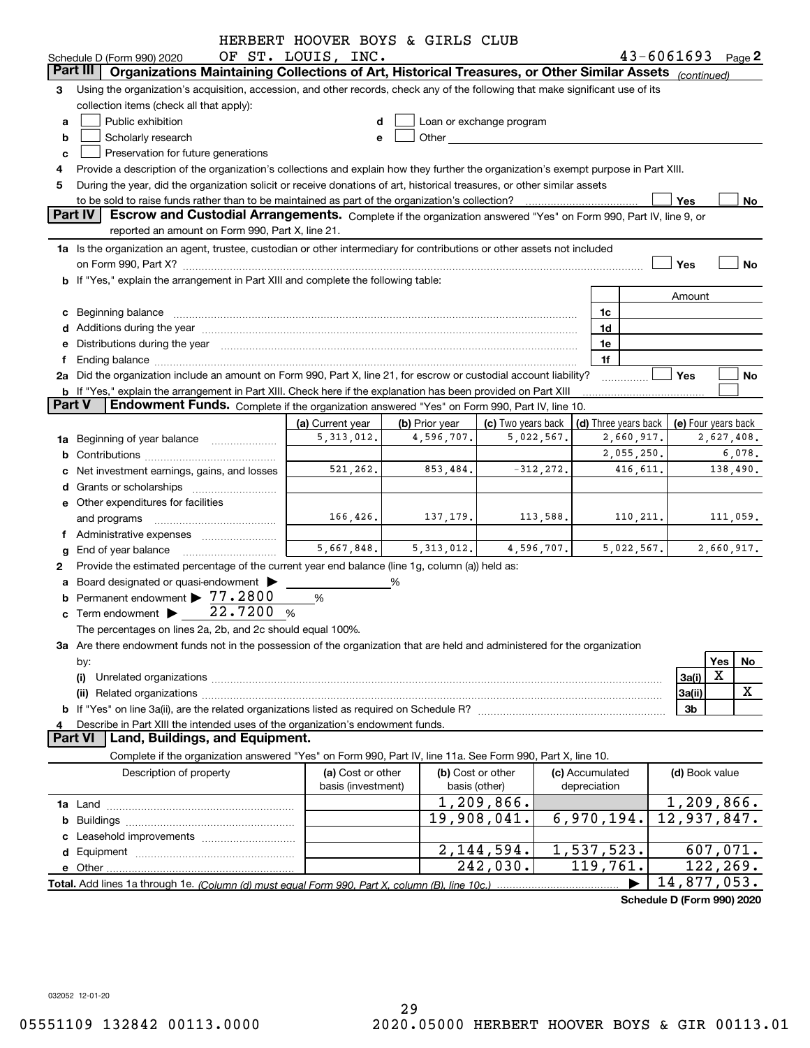HERBERT HOOVER BOYS & GIRLS CLUB

Schedule D (Form 990) 2020 OF ST. LOUIS, INC. 43-6061693 Page **2**

## Part III Organizations Maintaining Collections of Art, Historical Treasures, or Other Similar Assets *(continued)*

**3** Using the organization's acquisition, accession, and other records, check any of the following that make significant use of its collection items (check all that apply):

- **a** ☐ Public exhibition
- **b** ☐ Scholarly research
- **c** ☐ Preservation for future generations
- **d** ☐ Loan or exchange program
- **e** ☐ Other

**4** Provide a description of the organization's collections and explain how they further the organization's exempt purpose in Part XIII.

**5** During the year, did the organization solicit or receive donations of art, historical treasures, or other similar assets to be sold to raise funds rather than to be maintained as part of the organization's collection? ☐ Yes ☐ No

## Part IV Escrow and Custodial Arrangements.

Complete if the organization answered "Yes" on Form 990, Part IV, line 9, or reported an amount on Form 990, Part X, line 21.

**1a** Is the organization an agent, trustee, custodian or other intermediary for contributions or other assets not included on Form 990, Part X? ☐ Yes ☐ No

**b** If "Yes," explain the arrangement in Part XIII and complete the following table:

| | | Amount |
|---|---|---|
| **c** Beginning balance | 1c | |
| **d** Additions during the year | 1d | |
| **e** Distributions during the year | 1e | |
| **f** Ending balance | 1f | |

**2a** Did the organization include an amount on Form 990, Part X, line 21, for escrow or custodial account liability? ☐ Yes ☐ No

**b** If "Yes," explain the arrangement in Part XIII. Check here if the explanation has been provided on Part XIII ☐

## Part V Endowment Funds.

Complete if the organization answered "Yes" on Form 990, Part IV, line 10.

| | (a) Current year | (b) Prior year | (c) Two years back | (d) Three years back | (e) Four years back |
|---|---|---|---|---|---|
| **1a** Beginning of year balance | 5,313,012. | 4,596,707. | 5,022,567. | 2,660,917. | 2,627,408. |
| **b** Contributions | | | | 2,055,250. | 6,078. |
| **c** Net investment earnings, gains, and losses | 521,262. | 853,484. | -312,272. | 416,611. | 138,490. |
| **d** Grants or scholarships | | | | | |
| **e** Other expenditures for facilities and programs | 166,426. | 137,179. | 113,588. | 110,211. | 111,059. |
| **f** Administrative expenses | | | | | |
| **g** End of year balance | 5,667,848. | 5,313,012. | 4,596,707. | 5,022,567. | 2,660,917. |

**2** Provide the estimated percentage of the current year end balance (line 1g, column (a)) held as:

- **a** Board designated or quasi-endowment ▶ ______ %
- **b** Permanent endowment ▶ 77.2800 %
- **c** Term endowment ▶ 22.7200 %

The percentages on lines 2a, 2b, and 2c should equal 100%.

**3a** Are there endowment funds not in the possession of the organization that are held and administered for the organization by:

| | | Yes | No |
|---|---|---|---|
| **(i)** Unrelated organizations | 3a(i) | X | |
| **(ii)** Related organizations | 3a(ii) | | X |
| **b** If "Yes" on line 3a(ii), are the related organizations listed as required on Schedule R? | 3b | | |

**4** Describe in Part XIII the intended uses of the organization's endowment funds.

## Part VI Land, Buildings, and Equipment.

Complete if the organization answered "Yes" on Form 990, Part IV, line 11a. See Form 990, Part X, line 10.

| Description of property | (a) Cost or other basis (investment) | (b) Cost or other basis (other) | (c) Accumulated depreciation | (d) Book value |
|---|---|---|---|---|
| **1a** Land | | 1,209,866. | | 1,209,866. |
| **b** Buildings | | 19,908,041. | 6,970,194. | 12,937,847. |
| **c** Leasehold improvements | | | | |
| **d** Equipment | | 2,144,594. | 1,537,523. | 607,071. |
| **e** Other | | 242,030. | 119,761. | 122,269. |
| **Total.** Add lines 1a through 1e. *(Column (d) must equal Form 990, Part X, column (B), line 10c.)* ▶ | | | | 14,877,053. |

**Schedule D (Form 990) 2020**

032052 12-01-20

05551109 132842 00113.0000 2020.05000 HERBERT HOOVER BOYS & GIR 00113.01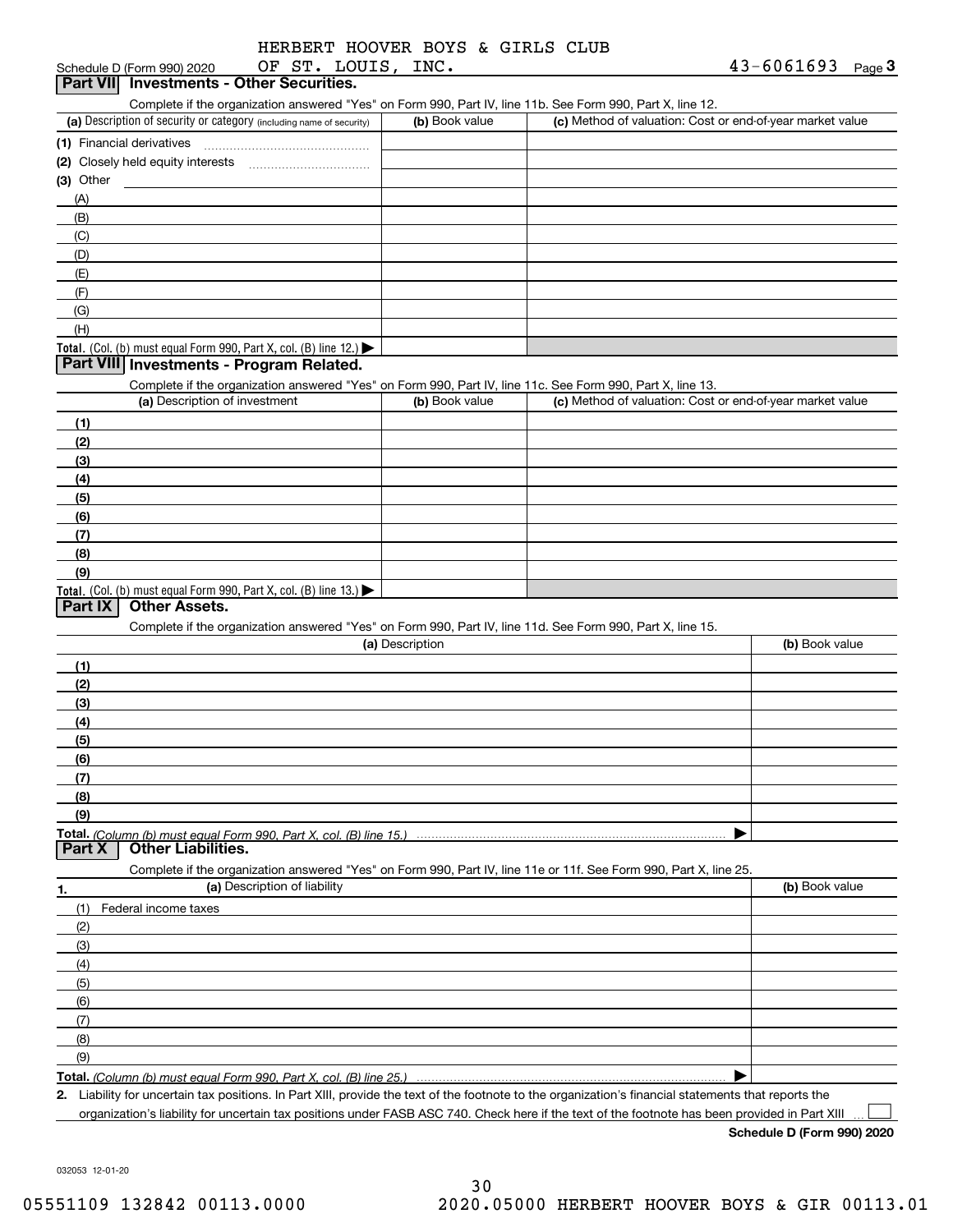HERBERT HOOVER BOYS & GIRLS CLUB

Schedule D (Form 990) 2020 OF ST. LOUIS, INC. 43-6061693 Page 3

## Part VII Investments - Other Securities.

Complete if the organization answered "Yes" on Form 990, Part IV, line 11b. See Form 990, Part X, line 12.

| (a) Description of security or category (including name of security) | (b) Book value | (c) Method of valuation: Cost or end-of-year market value |
|---|---|---|
| (1) Financial derivatives | | |
| (2) Closely held equity interests | | |
| (3) Other | | |
| (A) | | |
| (B) | | |
| (C) | | |
| (D) | | |
| (E) | | |
| (F) | | |
| (G) | | |
| (H) | | |
| Total. (Col. (b) must equal Form 990, Part X, col. (B) line 12.) | | |

## Part VIII Investments - Program Related.

Complete if the organization answered "Yes" on Form 990, Part IV, line 11c. See Form 990, Part X, line 13.

| (a) Description of investment | (b) Book value | (c) Method of valuation: Cost or end-of-year market value |
|---|---|---|
| (1) | | |
| (2) | | |
| (3) | | |
| (4) | | |
| (5) | | |
| (6) | | |
| (7) | | |
| (8) | | |
| (9) | | |
| Total. (Col. (b) must equal Form 990, Part X, col. (B) line 13.) | | |

## Part IX Other Assets.

Complete if the organization answered "Yes" on Form 990, Part IV, line 11d. See Form 990, Part X, line 15.

| (a) Description | (b) Book value |
|---|---|
| (1) | |
| (2) | |
| (3) | |
| (4) | |
| (5) | |
| (6) | |
| (7) | |
| (8) | |
| (9) | |
| Total. *(Column (b) must equal Form 990, Part X, col. (B) line 15.)* | |

## Part X Other Liabilities.

Complete if the organization answered "Yes" on Form 990, Part IV, line 11e or 11f. See Form 990, Part X, line 25.

| 1. (a) Description of liability | (b) Book value |
|---|---|
| (1) Federal income taxes | |
| (2) | |
| (3) | |
| (4) | |
| (5) | |
| (6) | |
| (7) | |
| (8) | |
| (9) | |
| Total. *(Column (b) must equal Form 990, Part X, col. (B) line 25.)* | |

2. Liability for uncertain tax positions. In Part XIII, provide the text of the footnote to the organization's financial statements that reports the organization's liability for uncertain tax positions under FASB ASC 740. Check here if the text of the footnote has been provided in Part XIII ☐

**Schedule D (Form 990) 2020**

032053 12-01-20

05551109 132842 00113.0000 2020.05000 HERBERT HOOVER BOYS & GIR 00113.01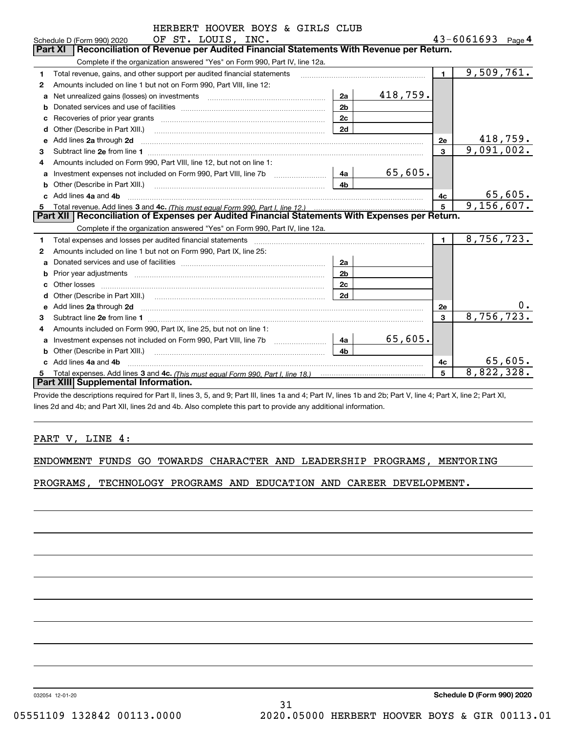HERBERT HOOVER BOYS & GIRLS CLUB

Schedule D (Form 990) 2020 OF ST. LOUIS, INC. 43-6061693 Page 4

## Part XI Reconciliation of Revenue per Audited Financial Statements With Revenue per Return.

Complete if the organization answered "Yes" on Form 990, Part IV, line 12a.

| | | | | | |
|---|---|---|---|---|---|
| 1 | Total revenue, gains, and other support per audited financial statements | | | 1 | 9,509,761. |
| 2 | Amounts included on line 1 but not on Form 990, Part VIII, line 12: | | | | |
| a | Net unrealized gains (losses) on investments | 2a | 418,759. | | |
| b | Donated services and use of facilities | 2b | | | |
| c | Recoveries of prior year grants | 2c | | | |
| d | Other (Describe in Part XIII.) | 2d | | | |
| e | Add lines 2a through 2d | | | 2e | 418,759. |
| 3 | Subtract line 2e from line 1 | | | 3 | 9,091,002. |
| 4 | Amounts included on Form 990, Part VIII, line 12, but not on line 1: | | | | |
| a | Investment expenses not included on Form 990, Part VIII, line 7b | 4a | 65,605. | | |
| b | Other (Describe in Part XIII.) | 4b | | | |
| c | Add lines 4a and 4b | | | 4c | 65,605. |
| 5 | Total revenue. Add lines 3 and 4c. *(This must equal Form 990, Part I, line 12.)* | | | 5 | 9,156,607. |

## Part XII Reconciliation of Expenses per Audited Financial Statements With Expenses per Return.

Complete if the organization answered "Yes" on Form 990, Part IV, line 12a.

| | | | | | |
|---|---|---|---|---|---|
| 1 | Total expenses and losses per audited financial statements | | | 1 | 8,756,723. |
| 2 | Amounts included on line 1 but not on Form 990, Part IX, line 25: | | | | |
| a | Donated services and use of facilities | 2a | | | |
| b | Prior year adjustments | 2b | | | |
| c | Other losses | 2c | | | |
| d | Other (Describe in Part XIII.) | 2d | | | |
| e | Add lines 2a through 2d | | | 2e | 0. |
| 3 | Subtract line 2e from line 1 | | | 3 | 8,756,723. |
| 4 | Amounts included on Form 990, Part IX, line 25, but not on line 1: | | | | |
| a | Investment expenses not included on Form 990, Part VIII, line 7b | 4a | 65,605. | | |
| b | Other (Describe in Part XIII.) | 4b | | | |
| c | Add lines 4a and 4b | | | 4c | 65,605. |
| 5 | Total expenses. Add lines 3 and 4c. *(This must equal Form 990, Part I, line 18.)* | | | 5 | 8,822,328. |

## Part XIII Supplemental Information.

Provide the descriptions required for Part II, lines 3, 5, and 9; Part III, lines 1a and 4; Part IV, lines 1b and 2b; Part V, line 4; Part X, line 2; Part XI, lines 2d and 4b; and Part XII, lines 2d and 4b. Also complete this part to provide any additional information.

PART V, LINE 4:

ENDOWMENT FUNDS GO TOWARDS CHARACTER AND LEADERSHIP PROGRAMS, MENTORING PROGRAMS, TECHNOLOGY PROGRAMS AND EDUCATION AND CAREER DEVELOPMENT.

032054 12-01-20 Schedule D (Form 990) 2020

05551109 132842 00113.0000 2020.05000 HERBERT HOOVER BOYS & GIR 00113.01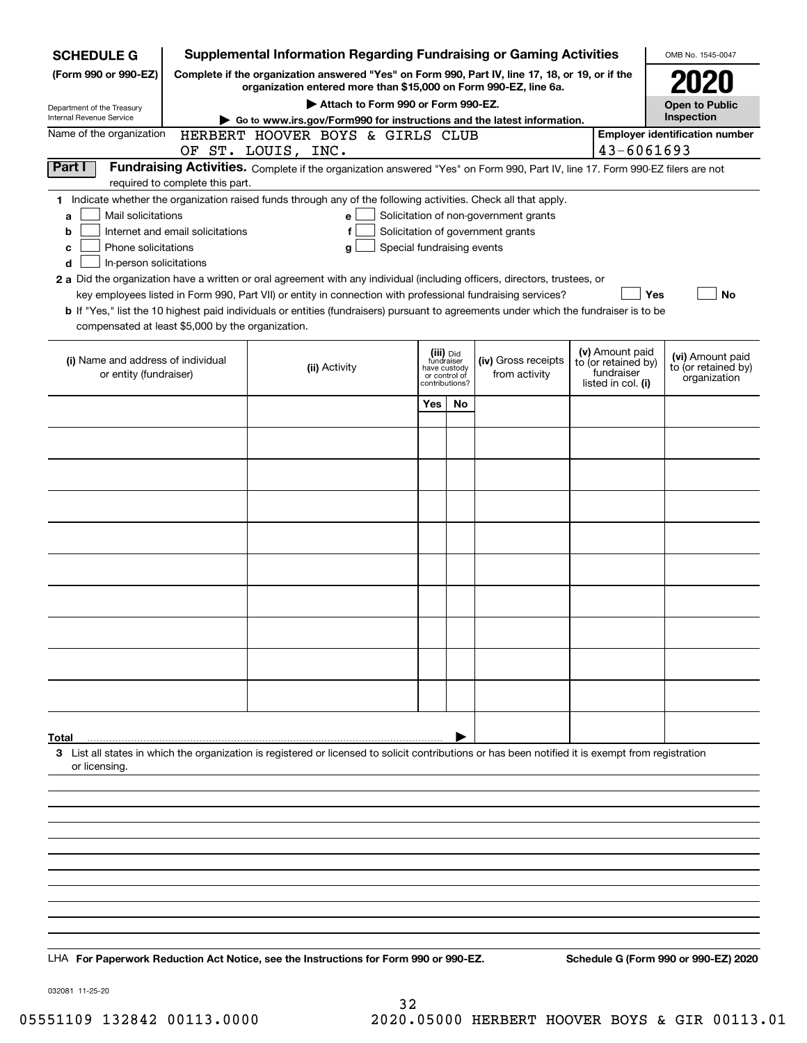**SCHEDULE G**
**(Form 990 or 990-EZ)**

Department of the Treasury
Internal Revenue Service

# Supplemental Information Regarding Fundraising or Gaming Activities

**Complete if the organization answered "Yes" on Form 990, Part IV, line 17, 18, or 19, or if the organization entered more than $15,000 on Form 990-EZ, line 6a.**

**▶ Attach to Form 990 or Form 990-EZ.**

**▶ Go to www.irs.gov/Form990 for instructions and the latest information.**

OMB No. 1545-0047

**2020**

**Open to Public Inspection**

Name of the organization: HERBERT HOOVER BOYS & GIRLS CLUB OF ST. LOUIS, INC.

**Employer identification number** 43-6061693

**Part I** **Fundraising Activities.** Complete if the organization answered "Yes" on Form 990, Part IV, line 17. Form 990-EZ filers are not required to complete this part.

**1** Indicate whether the organization raised funds through any of the following activities. Check all that apply.

- **a** ☐ Mail solicitations
- **b** ☐ Internet and email solicitations
- **c** ☐ Phone solicitations
- **d** ☐ In-person solicitations
- **e** ☐ Solicitation of non-government grants
- **f** ☐ Solicitation of government grants
- **g** ☐ Special fundraising events

**2 a** Did the organization have a written or oral agreement with any individual (including officers, directors, trustees, or key employees listed in Form 990, Part VII) or entity in connection with professional fundraising services? ☐ **Yes** ☐ **No**

**b** If "Yes," list the 10 highest paid individuals or entities (fundraisers) pursuant to agreements under which the fundraiser is to be compensated at least $5,000 by the organization.

| **(i)** Name and address of individual or entity (fundraiser) | **(ii)** Activity | **(iii)** Did fundraiser have custody or control of contributions? Yes | No | **(iv)** Gross receipts from activity | **(v)** Amount paid to (or retained by) fundraiser listed in col. **(i)** | **(vi)** Amount paid to (or retained by) organization |
|---|---|---|---|---|---|---|
| | | | | | | |
| | | | | | | |
| | | | | | | |
| | | | | | | |
| | | | | | | |
| | | | | | | |
| | | | | | | |
| | | | | | | |
| | | | | | | |
| | | | | | | |
| **Total** ▶ | | | | | | |

**3** List all states in which the organization is registered or licensed to solicit contributions or has been notified it is exempt from registration or licensing.

LHA **For Paperwork Reduction Act Notice, see the Instructions for Form 990 or 990-EZ.** **Schedule G (Form 990 or 990-EZ) 2020**

032081 11-25-20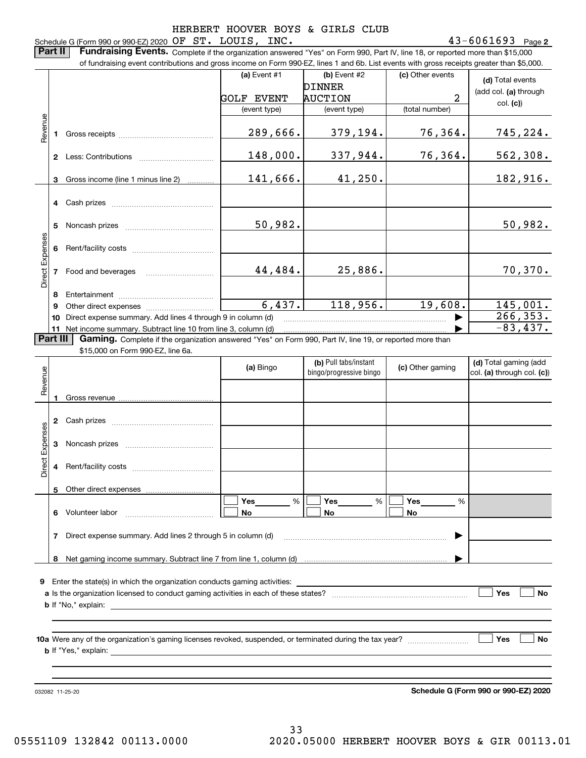HERBERT HOOVER BOYS & GIRLS CLUB

Schedule G (Form 990 or 990-EZ) 2020 OF ST. LOUIS, INC. 43-6061693 Page **2**

**Part II** **Fundraising Events.** Complete if the organization answered "Yes" on Form 990, Part IV, line 18, or reported more than $15,000 of fundraising event contributions and gross income on Form 990-EZ, lines 1 and 6b. List events with gross receipts greater than $5,000.

| | | (a) Event #1 | (b) Event #2 | (c) Other events | (d) Total events (add col. (a) through col. (c)) |
|---|---|---|---|---|---|
| | | GOLF EVENT | DINNER AUCTION | 2 | |
| | | (event type) | (event type) | (total number) | |
| Revenue | 1 Gross receipts | 289,666. | 379,194. | 76,364. | 745,224. |
| | 2 Less: Contributions | 148,000. | 337,944. | 76,364. | 562,308. |
| | 3 Gross income (line 1 minus line 2) | 141,666. | 41,250. | | 182,916. |
| Direct Expenses | 4 Cash prizes | | | | |
| | 5 Noncash prizes | 50,982. | | | 50,982. |
| | 6 Rent/facility costs | | | | |
| | 7 Food and beverages | 44,484. | 25,886. | | 70,370. |
| | 8 Entertainment | | | | |
| | 9 Other direct expenses | 6,437. | 118,956. | 19,608. | 145,001. |
| | 10 Direct expense summary. Add lines 4 through 9 in column (d) | | | ▶ | 266,353. |
| | 11 Net income summary. Subtract line 10 from line 3, column (d) | | | ▶ | -83,437. |

**Part III** **Gaming.** Complete if the organization answered "Yes" on Form 990, Part IV, line 19, or reported more than $15,000 on Form 990-EZ, line 6a.

| | | (a) Bingo | (b) Pull tabs/instant bingo/progressive bingo | (c) Other gaming | (d) Total gaming (add col. (a) through col. (c)) |
|---|---|---|---|---|---|
| Revenue | 1 Gross revenue | | | | |
| Direct Expenses | 2 Cash prizes | | | | |
| | 3 Noncash prizes | | | | |
| | 4 Rent/facility costs | | | | |
| | 5 Other direct expenses | | | | |
| | 6 Volunteer labor | ☐ Yes ____ % ☐ No | ☐ Yes ____ % ☐ No | ☐ Yes ____ % ☐ No | |
| | 7 Direct expense summary. Add lines 2 through 5 in column (d) | | | ▶ | |
| | 8 Net gaming income summary. Subtract line 7 from line 1, column (d) | | | ▶ | |

**9** Enter the state(s) in which the organization conducts gaming activities: ______

**a** Is the organization licensed to conduct gaming activities in each of these states? ☐ Yes ☐ No

**b** If "No," explain: ______

**10a** Were any of the organization's gaming licenses revoked, suspended, or terminated during the tax year? ☐ Yes ☐ No

**b** If "Yes," explain: ______

032082 11-25-20 **Schedule G (Form 990 or 990-EZ) 2020**

05551109 132842 00113.0000 2020.05000 HERBERT HOOVER BOYS & GIR 00113.01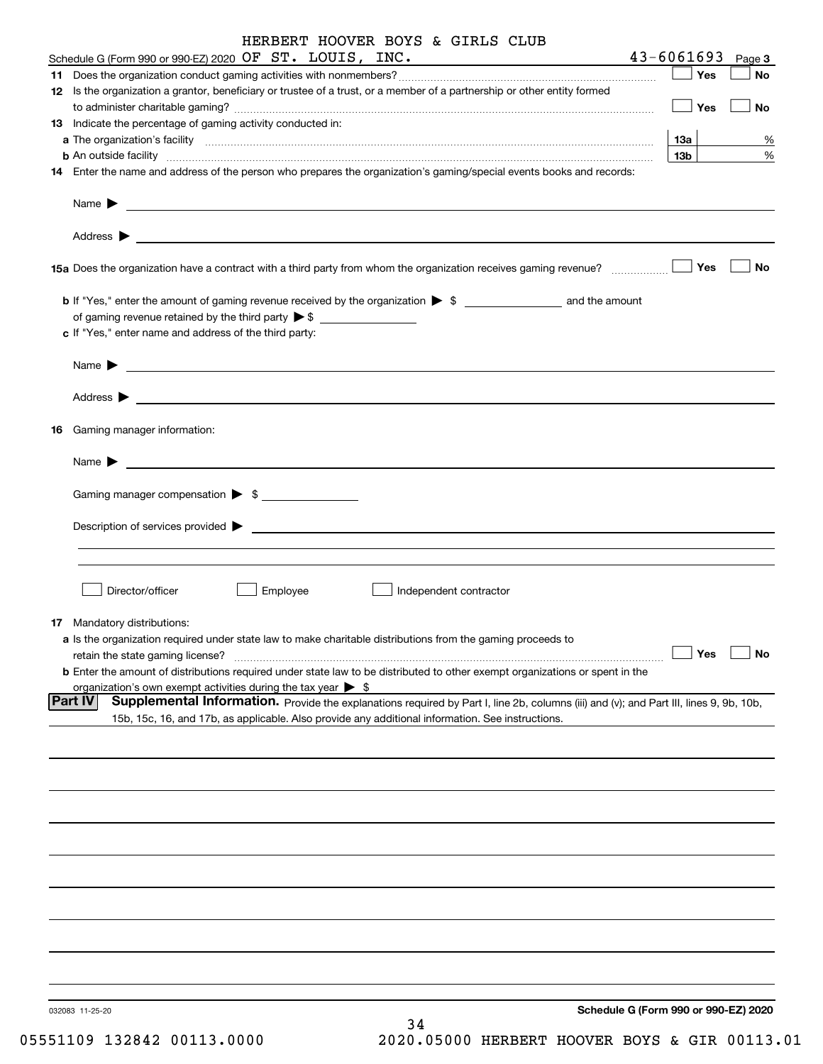HERBERT HOOVER BOYS & GIRLS CLUB

Schedule G (Form 990 or 990-EZ) 2020 OF ST. LOUIS, INC. 43-6061693 Page **3**

**11** Does the organization conduct gaming activities with nonmembers? ☐ **Yes** ☐ **No**

**12** Is the organization a grantor, beneficiary or trustee of a trust, or a member of a partnership or other entity formed to administer charitable gaming? ☐ **Yes** ☐ **No**

**13** Indicate the percentage of gaming activity conducted in:

**a** The organization's facility **13a** %

**b** An outside facility **13b** %

**14** Enter the name and address of the person who prepares the organization's gaming/special events books and records:

Name ▶

Address ▶

**15a** Does the organization have a contract with a third party from whom the organization receives gaming revenue? ☐ **Yes** ☐ **No**

**b** If "Yes," enter the amount of gaming revenue received by the organization ▶ $ ________ and the amount of gaming revenue retained by the third party ▶ $ ________

**c** If "Yes," enter name and address of the third party:

Name ▶

Address ▶

**16** Gaming manager information:

Name ▶

Gaming manager compensation ▶ $

Description of services provided ▶

☐ Director/officer ☐ Employee ☐ Independent contractor

**17** Mandatory distributions:

**a** Is the organization required under state law to make charitable distributions from the gaming proceeds to retain the state gaming license? ☐ **Yes** ☐ **No**

**b** Enter the amount of distributions required under state law to be distributed to other exempt organizations or spent in the organization's own exempt activities during the tax year ▶ $

**Part IV** **Supplemental Information.** Provide the explanations required by Part I, line 2b, columns (iii) and (v); and Part III, lines 9, 9b, 10b, 15b, 15c, 16, and 17b, as applicable. Also provide any additional information. See instructions.

032083 11-25-20 **Schedule G (Form 990 or 990-EZ) 2020**

05551109 132842 00113.0000 2020.05000 HERBERT HOOVER BOYS & GIR 00113.01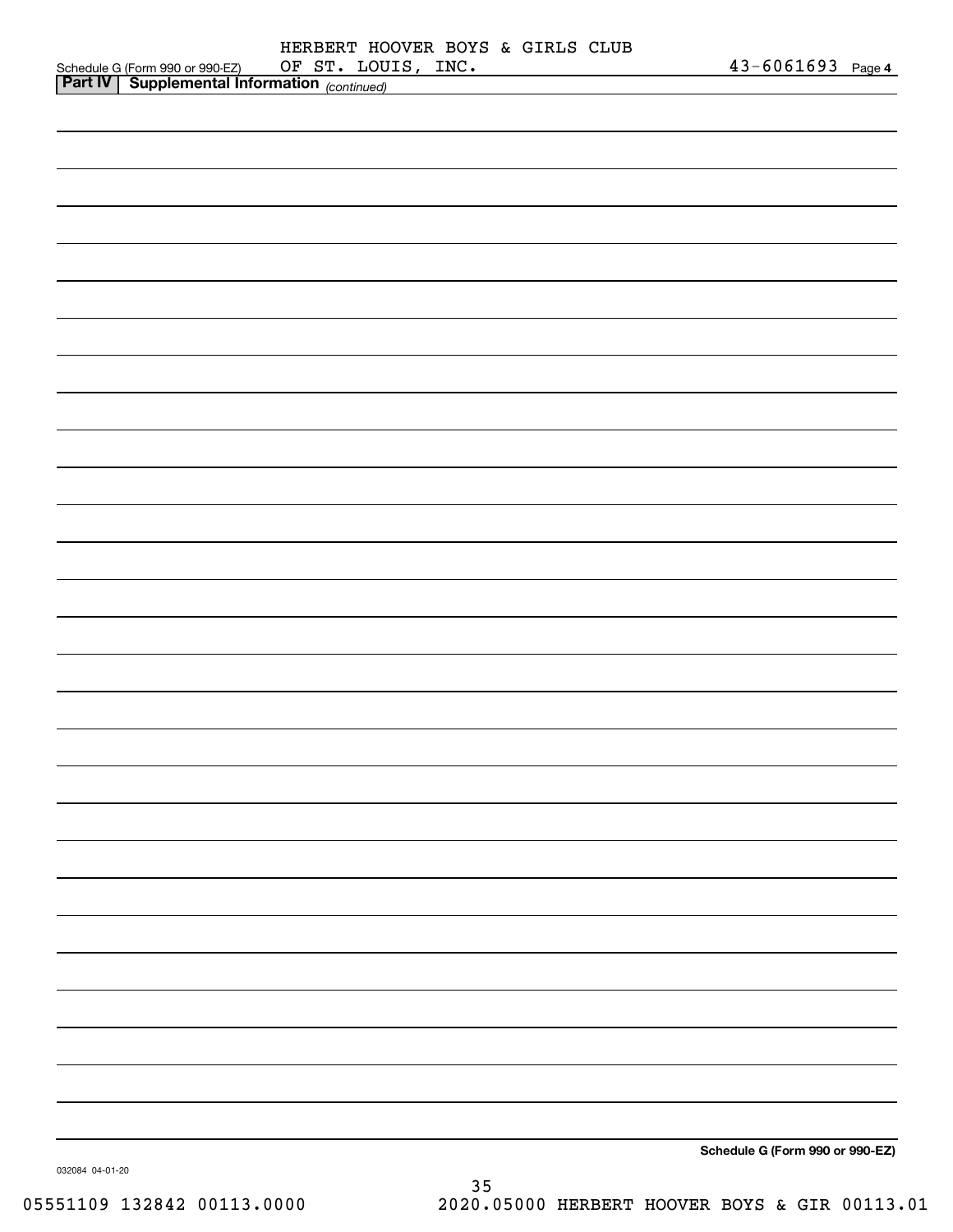Schedule G (Form 990 or 990-EZ) HERBERT HOOVER BOYS & GIRLS CLUB OF ST. LOUIS, INC. 43-6061693 Page **4**

**Part IV | Supplemental Information** *(continued)*

**Schedule G (Form 990 or 990-EZ)**

032084 04-01-20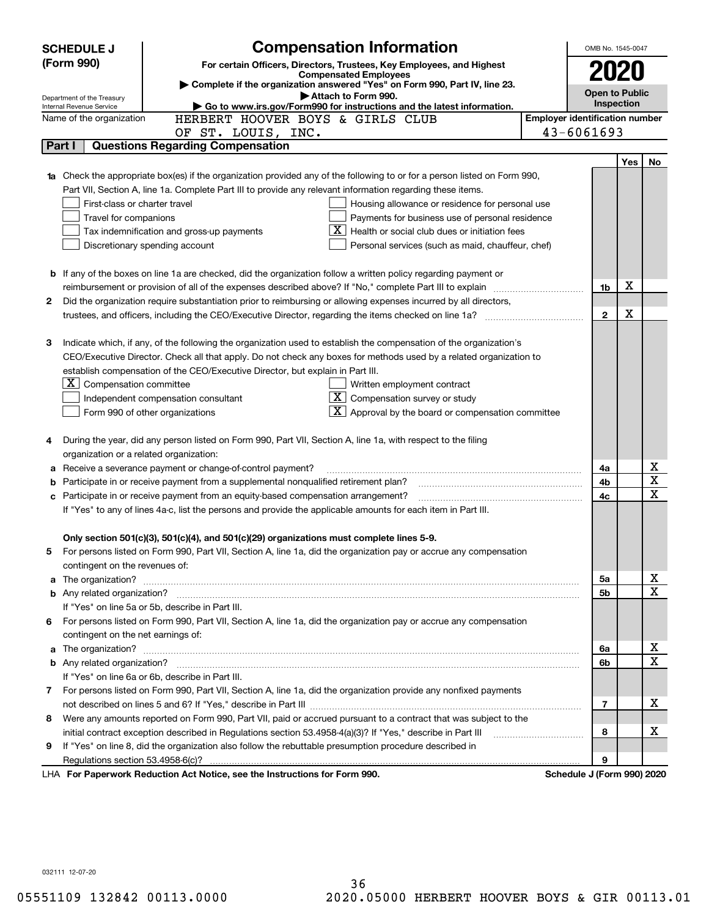**SCHEDULE J (Form 990)**

Department of the Treasury
Internal Revenue Service

# Compensation Information

**For certain Officers, Directors, Trustees, Key Employees, and Highest Compensated Employees**

▶ Complete if the organization answered "Yes" on Form 990, Part IV, line 23.

▶ Attach to Form 990.

▶ Go to www.irs.gov/Form990 for instructions and the latest information.

OMB No. 1545-0047

**2020**

**Open to Public Inspection**

Name of the organization: HERBERT HOOVER BOYS & GIRLS CLUB OF ST. LOUIS, INC.

Employer identification number: 43-6061693

## Part I — Questions Regarding Compensation

| | | | Yes | No |
|---|---|---|---|---|
| **1a** | Check the appropriate box(es) if the organization provided any of the following to or for a person listed on Form 990, Part VII, Section A, line 1a. Complete Part III to provide any relevant information regarding these items.<br>☐ First-class or charter travel ☐ Housing allowance or residence for personal use<br>☐ Travel for companions ☐ Payments for business use of personal residence<br>☐ Tax indemnification and gross-up payments ☒ Health or social club dues or initiation fees<br>☐ Discretionary spending account ☐ Personal services (such as maid, chauffeur, chef) | | | |
| **b** | If any of the boxes on line 1a are checked, did the organization follow a written policy regarding payment or reimbursement or provision of all of the expenses described above? If "No," complete Part III to explain | 1b | X | |
| **2** | Did the organization require substantiation prior to reimbursing or allowing expenses incurred by all directors, trustees, and officers, including the CEO/Executive Director, regarding the items checked on line 1a? | 2 | X | |
| **3** | Indicate which, if any, of the following the organization used to establish the compensation of the organization's CEO/Executive Director. Check all that apply. Do not check any boxes for methods used by a related organization to establish compensation of the CEO/Executive Director, but explain in Part III.<br>☒ Compensation committee ☐ Written employment contract<br>☐ Independent compensation consultant ☒ Compensation survey or study<br>☐ Form 990 of other organizations ☒ Approval by the board or compensation committee | | | |
| **4** | During the year, did any person listed on Form 990, Part VII, Section A, line 1a, with respect to the filing organization or a related organization: | | | |
| **a** | Receive a severance payment or change-of-control payment? | 4a | | X |
| **b** | Participate in or receive payment from a supplemental nonqualified retirement plan? | 4b | | X |
| **c** | Participate in or receive payment from an equity-based compensation arrangement? | 4c | | X |
| | If "Yes" to any of lines 4a-c, list the persons and provide the applicable amounts for each item in Part III. | | | |
| | **Only section 501(c)(3), 501(c)(4), and 501(c)(29) organizations must complete lines 5-9.** | | | |
| **5** | For persons listed on Form 990, Part VII, Section A, line 1a, did the organization pay or accrue any compensation contingent on the revenues of: | | | |
| **a** | The organization? | 5a | | X |
| **b** | Any related organization? | 5b | | X |
| | If "Yes" on line 5a or 5b, describe in Part III. | | | |
| **6** | For persons listed on Form 990, Part VII, Section A, line 1a, did the organization pay or accrue any compensation contingent on the net earnings of: | | | |
| **a** | The organization? | 6a | | X |
| **b** | Any related organization? | 6b | | X |
| | If "Yes" on line 6a or 6b, describe in Part III. | | | |
| **7** | For persons listed on Form 990, Part VII, Section A, line 1a, did the organization provide any nonfixed payments not described on lines 5 and 6? If "Yes," describe in Part III | 7 | | X |
| **8** | Were any amounts reported on Form 990, Part VII, paid or accrued pursuant to a contract that was subject to the initial contract exception described in Regulations section 53.4958-4(a)(3)? If "Yes," describe in Part III | 8 | | X |
| **9** | If "Yes" on line 8, did the organization also follow the rebuttable presumption procedure described in Regulations section 53.4958-6(c)? | 9 | | |

LHA **For Paperwork Reduction Act Notice, see the Instructions for Form 990.** **Schedule J (Form 990) 2020**

032111 12-07-20

05551109 132842 00113.0000 2020.05000 HERBERT HOOVER BOYS & GIR 00113.01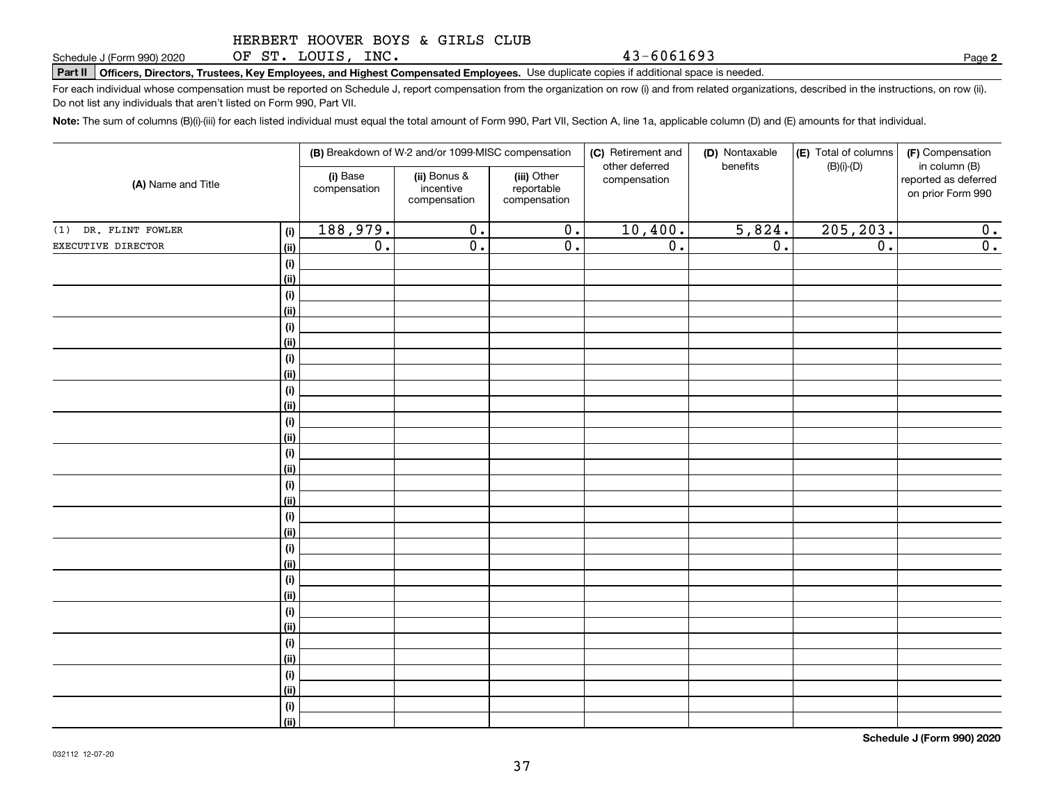HERBERT HOOVER BOYS & GIRLS CLUB OF ST. LOUIS, INC. 43-6061693

Schedule J (Form 990) 2020 Page **2**

**Part II** **Officers, Directors, Trustees, Key Employees, and Highest Compensated Employees.** Use duplicate copies if additional space is needed.

For each individual whose compensation must be reported on Schedule J, report compensation from the organization on row (i) and from related organizations, described in the instructions, on row (ii). Do not list any individuals that aren't listed on Form 990, Part VII.

**Note:** The sum of columns (B)(i)-(iii) for each listed individual must equal the total amount of Form 990, Part VII, Section A, line 1a, applicable column (D) and (E) amounts for that individual.

| (A) Name and Title | | (B) Breakdown of W-2 and/or 1099-MISC compensation | | | (C) Retirement and other deferred compensation | (D) Nontaxable benefits | (E) Total of columns (B)(i)-(D) | (F) Compensation in column (B) reported as deferred on prior Form 990 |
|---|---|---|---|---|---|---|---|---|
| | | (i) Base compensation | (ii) Bonus & incentive compensation | (iii) Other reportable compensation | | | | |
| (1) DR. FLINT FOWLER | (i) | 188,979. | 0. | 0. | 10,400. | 5,824. | 205,203. | 0. |
| EXECUTIVE DIRECTOR | (ii) | 0. | 0. | 0. | 0. | 0. | 0. | 0. |
| | (i) | | | | | | | |
| | (ii) | | | | | | | |
| | (i) | | | | | | | |
| | (ii) | | | | | | | |
| | (i) | | | | | | | |
| | (ii) | | | | | | | |
| | (i) | | | | | | | |
| | (ii) | | | | | | | |
| | (i) | | | | | | | |
| | (ii) | | | | | | | |
| | (i) | | | | | | | |
| | (ii) | | | | | | | |
| | (i) | | | | | | | |
| | (ii) | | | | | | | |
| | (i) | | | | | | | |
| | (ii) | | | | | | | |
| | (i) | | | | | | | |
| | (ii) | | | | | | | |
| | (i) | | | | | | | |
| | (ii) | | | | | | | |
| | (i) | | | | | | | |
| | (ii) | | | | | | | |
| | (i) | | | | | | | |
| | (ii) | | | | | | | |
| | (i) | | | | | | | |
| | (ii) | | | | | | | |
| | (i) | | | | | | | |
| | (ii) | | | | | | | |
| | (i) | | | | | | | |
| | (ii) | | | | | | | |

**Schedule J (Form 990) 2020**

032112 12-07-20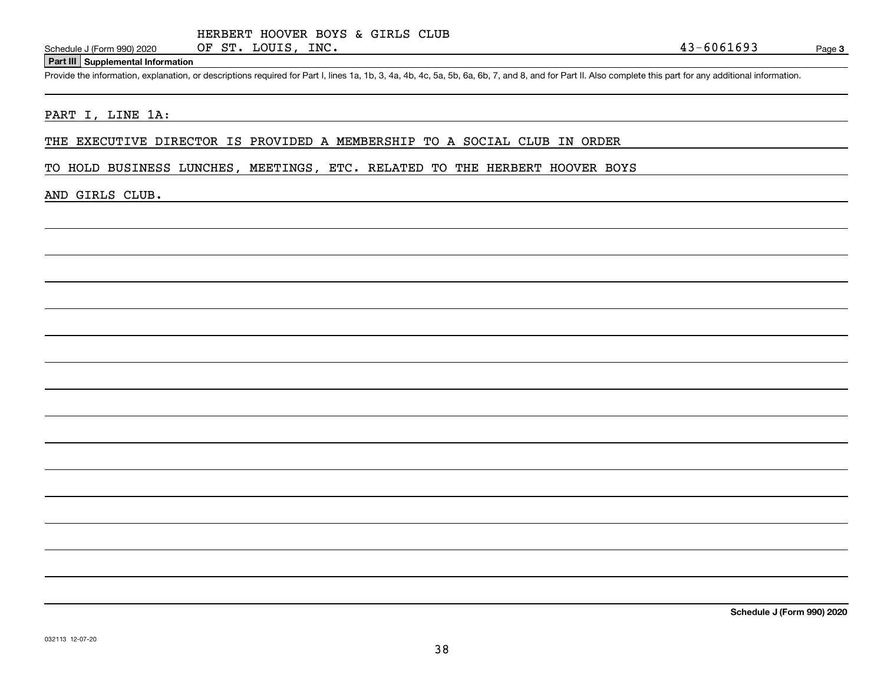Schedule J (Form 990) 2020 HERBERT HOOVER BOYS & GIRLS CLUB OF ST. LOUIS, INC. 43-6061693 Page **3**

**Part III Supplemental Information**

Provide the information, explanation, or descriptions required for Part I, lines 1a, 1b, 3, 4a, 4b, 4c, 5a, 5b, 6a, 6b, 7, and 8, and for Part II. Also complete this part for any additional information.

PART I, LINE 1A:

THE EXECUTIVE DIRECTOR IS PROVIDED A MEMBERSHIP TO A SOCIAL CLUB IN ORDER TO HOLD BUSINESS LUNCHES, MEETINGS, ETC. RELATED TO THE HERBERT HOOVER BOYS AND GIRLS CLUB.

**Schedule J (Form 990) 2020**

032113 12-07-20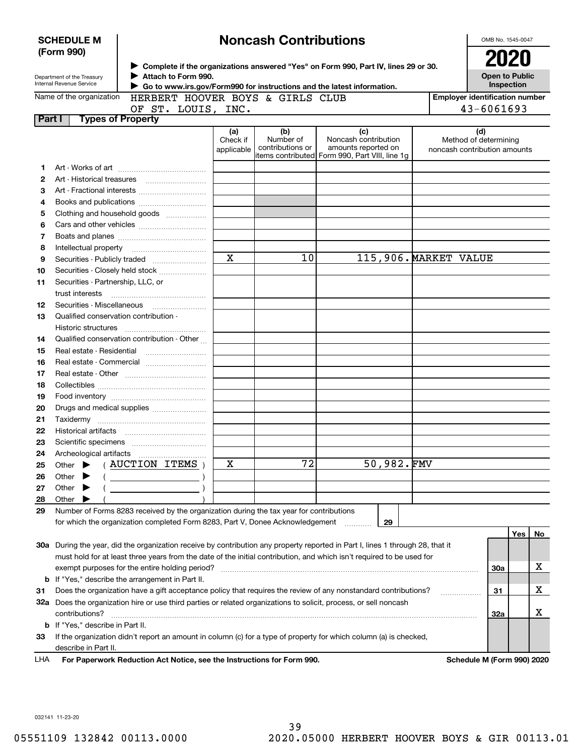**SCHEDULE M (Form 990)**

Department of the Treasury
Internal Revenue Service

# Noncash Contributions

▶ Complete if the organizations answered "Yes" on Form 990, Part IV, lines 29 or 30.
▶ Attach to Form 990.
▶ Go to www.irs.gov/Form990 for instructions and the latest information.

OMB No. 1545-0047

**2020**

**Open to Public Inspection**

Name of the organization: HERBERT HOOVER BOYS & GIRLS CLUB OF ST. LOUIS, INC.

Employer identification number: 43-6061693

## Part I Types of Property

| | | (a) Check if applicable | (b) Number of contributions or items contributed | (c) Noncash contribution amounts reported on Form 990, Part VIII, line 1g | (d) Method of determining noncash contribution amounts |
|---|---|---|---|---|---|
| 1 | Art - Works of art | | | | |
| 2 | Art - Historical treasures | | | | |
| 3 | Art - Fractional interests | | | | |
| 4 | Books and publications | | | | |
| 5 | Clothing and household goods | | | | |
| 6 | Cars and other vehicles | | | | |
| 7 | Boats and planes | | | | |
| 8 | Intellectual property | | | | |
| 9 | Securities - Publicly traded | X | 10 | 115,906. | MARKET VALUE |
| 10 | Securities - Closely held stock | | | | |
| 11 | Securities - Partnership, LLC, or trust interests | | | | |
| 12 | Securities - Miscellaneous | | | | |
| 13 | Qualified conservation contribution - Historic structures | | | | |
| 14 | Qualified conservation contribution - Other | | | | |
| 15 | Real estate - Residential | | | | |
| 16 | Real estate - Commercial | | | | |
| 17 | Real estate - Other | | | | |
| 18 | Collectibles | | | | |
| 19 | Food inventory | | | | |
| 20 | Drugs and medical supplies | | | | |
| 21 | Taxidermy | | | | |
| 22 | Historical artifacts | | | | |
| 23 | Scientific specimens | | | | |
| 24 | Archeological artifacts | | | | |
| 25 | Other ▶ ( AUCTION ITEMS ) | X | 72 | 50,982. | FMV |
| 26 | Other ▶ ( ) | | | | |
| 27 | Other ▶ ( ) | | | | |
| 28 | Other ▶ ( ) | | | | |

29 Number of Forms 8283 received by the organization during the tax year for contributions for which the organization completed Form 8283, Part V, Donee Acknowledgement ..... 29

| | | | Yes | No |
|---|---|---|---|---|
| 30a | During the year, did the organization receive by contribution any property reported in Part I, lines 1 through 28, that it must hold for at least three years from the date of the initial contribution, and which isn't required to be used for exempt purposes for the entire holding period? | 30a | | X |
| b | If "Yes," describe the arrangement in Part II. | | | |
| 31 | Does the organization have a gift acceptance policy that requires the review of any nonstandard contributions? | 31 | | X |
| 32a | Does the organization hire or use third parties or related organizations to solicit, process, or sell noncash contributions? | 32a | | X |
| b | If "Yes," describe in Part II. | | | |
| 33 | If the organization didn't report an amount in column (c) for a type of property for which column (a) is checked, describe in Part II. | | | |

LHA For Paperwork Reduction Act Notice, see the Instructions for Form 990. Schedule M (Form 990) 2020

032141 11-23-20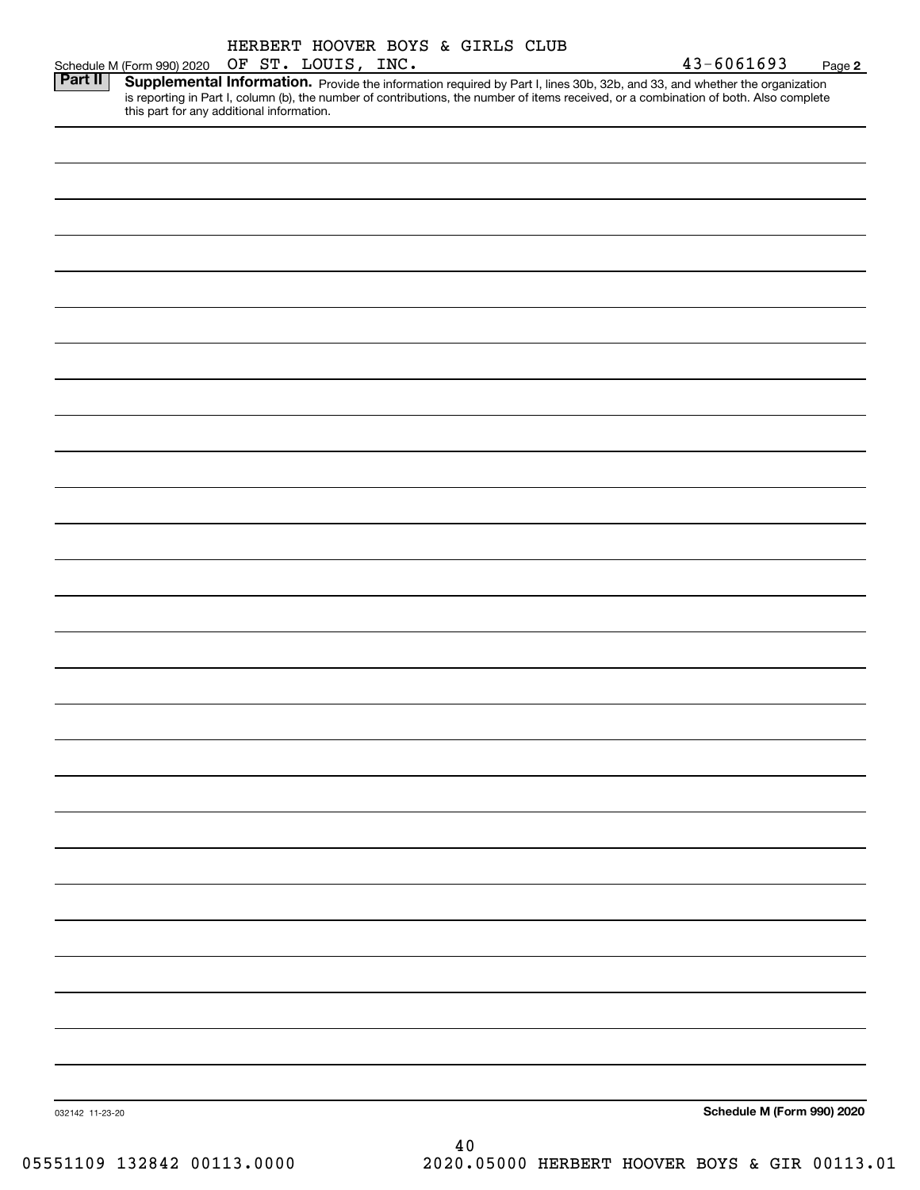Schedule M (Form 990) 2020 HERBERT HOOVER BOYS & GIRLS CLUB OF ST. LOUIS, INC. 43-6061693 Page **2**

**Part II** **Supplemental Information.** Provide the information required by Part I, lines 30b, 32b, and 33, and whether the organization is reporting in Part I, column (b), the number of contributions, the number of items received, or a combination of both. Also complete this part for any additional information.

032142 11-23-20 **Schedule M (Form 990) 2020**

05551109 132842 00113.0000 2020.05000 HERBERT HOOVER BOYS & GIR 00113.01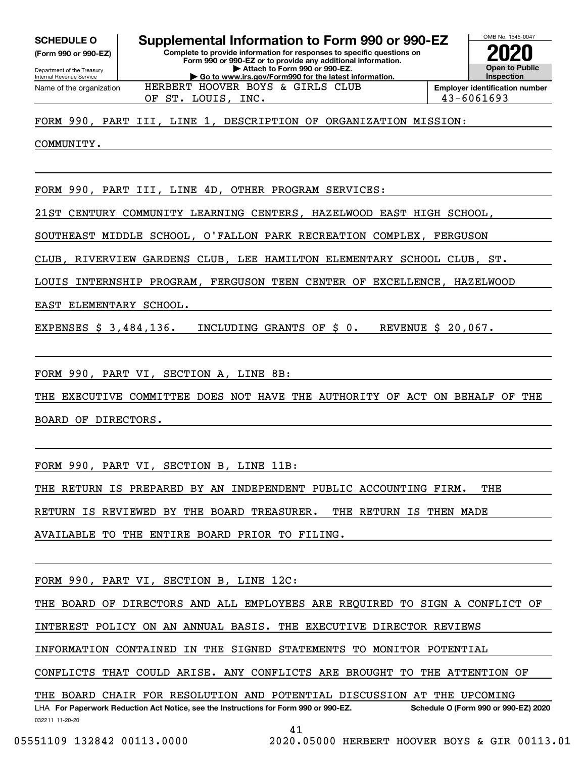**SCHEDULE O** (Form 990 or 990-EZ)

Department of the Treasury
Internal Revenue Service

# Supplemental Information to Form 990 or 990-EZ

**Complete to provide information for responses to specific questions on Form 990 or 990-EZ or to provide any additional information.**
**▶ Attach to Form 990 or 990-EZ.**
**▶ Go to www.irs.gov/Form990 for the latest information.**

OMB No. 1545-0047

**2020**

**Open to Public Inspection**

Name of the organization: HERBERT HOOVER BOYS & GIRLS CLUB OF ST. LOUIS, INC.

**Employer identification number:** 43-6061693

FORM 990, PART III, LINE 1, DESCRIPTION OF ORGANIZATION MISSION:

COMMUNITY.

FORM 990, PART III, LINE 4D, OTHER PROGRAM SERVICES:

21ST CENTURY COMMUNITY LEARNING CENTERS, HAZELWOOD EAST HIGH SCHOOL, SOUTHEAST MIDDLE SCHOOL, O'FALLON PARK RECREATION COMPLEX, FERGUSON CLUB, RIVERVIEW GARDENS CLUB, LEE HAMILTON ELEMENTARY SCHOOL CLUB, ST. LOUIS INTERNSHIP PROGRAM, FERGUSON TEEN CENTER OF EXCELLENCE, HAZELWOOD EAST ELEMENTARY SCHOOL.

EXPENSES $ 3,484,136.   INCLUDING GRANTS OF $ 0.   REVENUE $ 20,067.

FORM 990, PART VI, SECTION A, LINE 8B:

THE EXECUTIVE COMMITTEE DOES NOT HAVE THE AUTHORITY OF ACT ON BEHALF OF THE BOARD OF DIRECTORS.

FORM 990, PART VI, SECTION B, LINE 11B:

THE RETURN IS PREPARED BY AN INDEPENDENT PUBLIC ACCOUNTING FIRM. THE RETURN IS REVIEWED BY THE BOARD TREASURER. THE RETURN IS THEN MADE AVAILABLE TO THE ENTIRE BOARD PRIOR TO FILING.

FORM 990, PART VI, SECTION B, LINE 12C:

THE BOARD OF DIRECTORS AND ALL EMPLOYEES ARE REQUIRED TO SIGN A CONFLICT OF INTEREST POLICY ON AN ANNUAL BASIS. THE EXECUTIVE DIRECTOR REVIEWS INFORMATION CONTAINED IN THE SIGNED STATEMENTS TO MONITOR POTENTIAL CONFLICTS THAT COULD ARISE. ANY CONFLICTS ARE BROUGHT TO THE ATTENTION OF THE BOARD CHAIR FOR RESOLUTION AND POTENTIAL DISCUSSION AT THE UPCOMING

LHA **For Paperwork Reduction Act Notice, see the Instructions for Form 990 or 990-EZ.** **Schedule O (Form 990 or 990-EZ) 2020**

032211 11-20-20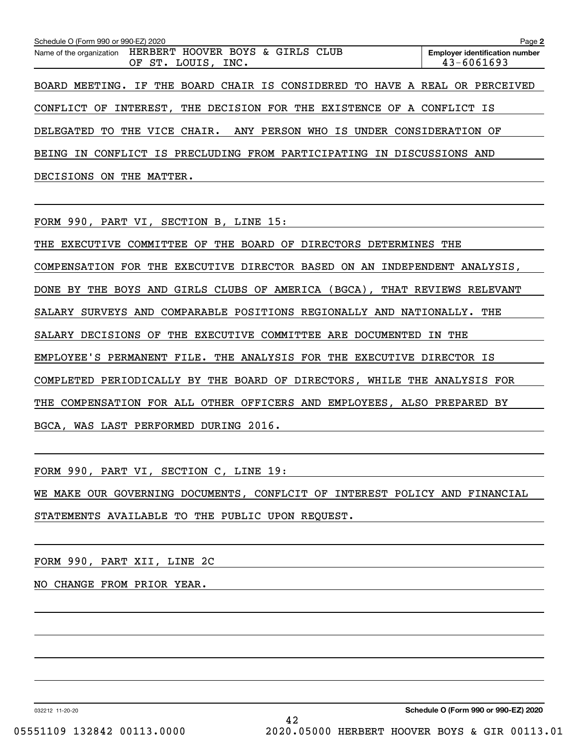Schedule O (Form 990 or 990-EZ) 2020 Page **2**

| Name of the organization | Employer identification number |
|---|---|
| HERBERT HOOVER BOYS & GIRLS CLUB OF ST. LOUIS, INC. | 43-6061693 |

BOARD MEETING. IF THE BOARD CHAIR IS CONSIDERED TO HAVE A REAL OR PERCEIVED CONFLICT OF INTEREST, THE DECISION FOR THE EXISTENCE OF A CONFLICT IS DELEGATED TO THE VICE CHAIR. ANY PERSON WHO IS UNDER CONSIDERATION OF BEING IN CONFLICT IS PRECLUDING FROM PARTICIPATING IN DISCUSSIONS AND DECISIONS ON THE MATTER.

FORM 990, PART VI, SECTION B, LINE 15:

THE EXECUTIVE COMMITTEE OF THE BOARD OF DIRECTORS DETERMINES THE COMPENSATION FOR THE EXECUTIVE DIRECTOR BASED ON AN INDEPENDENT ANALYSIS, DONE BY THE BOYS AND GIRLS CLUBS OF AMERICA (BGCA), THAT REVIEWS RELEVANT SALARY SURVEYS AND COMPARABLE POSITIONS REGIONALLY AND NATIONALLY. THE SALARY DECISIONS OF THE EXECUTIVE COMMITTEE ARE DOCUMENTED IN THE EMPLOYEE'S PERMANENT FILE. THE ANALYSIS FOR THE EXECUTIVE DIRECTOR IS COMPLETED PERIODICALLY BY THE BOARD OF DIRECTORS, WHILE THE ANALYSIS FOR THE COMPENSATION FOR ALL OTHER OFFICERS AND EMPLOYEES, ALSO PREPARED BY BGCA, WAS LAST PERFORMED DURING 2016.

FORM 990, PART VI, SECTION C, LINE 19:

WE MAKE OUR GOVERNING DOCUMENTS, CONFLCIT OF INTEREST POLICY AND FINANCIAL STATEMENTS AVAILABLE TO THE PUBLIC UPON REQUEST.

FORM 990, PART XII, LINE 2C

NO CHANGE FROM PRIOR YEAR.

032212 11-20-20 **Schedule O (Form 990 or 990-EZ) 2020**

05551109 132842 00113.0000 2020.05000 HERBERT HOOVER BOYS & GIR 00113.01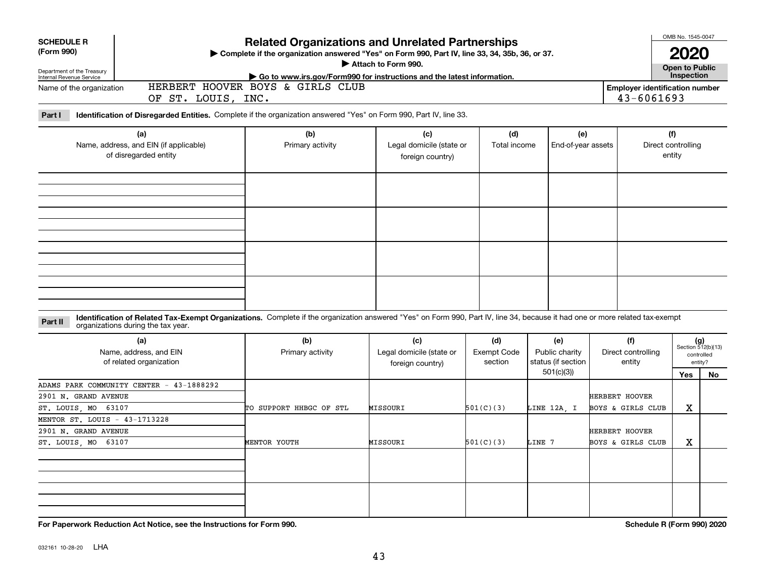**SCHEDULE R**
**(Form 990)**

Department of the Treasury
Internal Revenue Service

# Related Organizations and Unrelated Partnerships

▶ Complete if the organization answered "Yes" on Form 990, Part IV, line 33, 34, 35b, 36, or 37.
▶ Attach to Form 990.
▶ Go to www.irs.gov/Form990 for instructions and the latest information.

OMB No. 1545-0047

**2020**

**Open to Public Inspection**

Name of the organization: HERBERT HOOVER BOYS & GIRLS CLUB OF ST. LOUIS, INC.

Employer identification number: 43-6061693

**Part I** **Identification of Disregarded Entities.** Complete if the organization answered "Yes" on Form 990, Part IV, line 33.

| (a) Name, address, and EIN (if applicable) of disregarded entity | (b) Primary activity | (c) Legal domicile (state or foreign country) | (d) Total income | (e) End-of-year assets | (f) Direct controlling entity |
|---|---|---|---|---|---|
| | | | | | |
| | | | | | |
| | | | | | |
| | | | | | |

**Part II** **Identification of Related Tax-Exempt Organizations.** Complete if the organization answered "Yes" on Form 990, Part IV, line 34, because it had one or more related tax-exempt organizations during the tax year.

| (a) Name, address, and EIN of related organization | (b) Primary activity | (c) Legal domicile (state or foreign country) | (d) Exempt Code section | (e) Public charity status (if section 501(c)(3)) | (f) Direct controlling entity | (g) Section 512(b)(13) controlled entity? Yes | No |
|---|---|---|---|---|---|---|---|
| ADAMS PARK COMMUNITY CENTER - 43-1888292<br>2901 N. GRAND AVENUE<br>ST. LOUIS, MO 63107 | TO SUPPORT HHBGC OF STL | MISSOURI | 501(C)(3) | LINE 12A, I | HERBERT HOOVER BOYS & GIRLS CLUB | X | |
| MENTOR ST. LOUIS - 43-1713228<br>2901 N. GRAND AVENUE<br>ST. LOUIS, MO 63107 | MENTOR YOUTH | MISSOURI | 501(C)(3) | LINE 7 | HERBERT HOOVER BOYS & GIRLS CLUB | X | |
| | | | | | | | |
| | | | | | | | |

**For Paperwork Reduction Act Notice, see the Instructions for Form 990.** **Schedule R (Form 990) 2020**

032161 10-28-20 LHA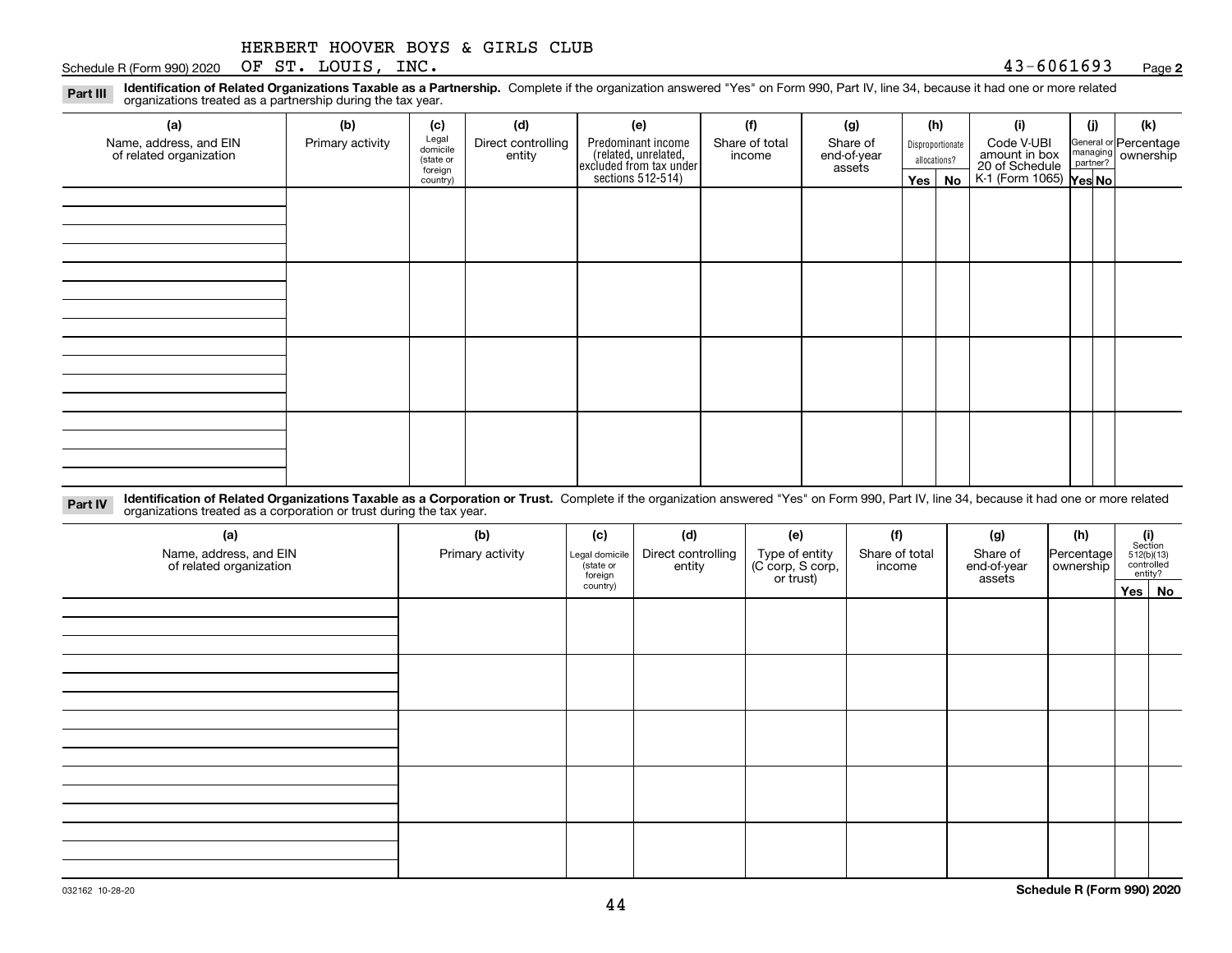HERBERT HOOVER BOYS & GIRLS CLUB OF ST. LOUIS, INC. 43-6061693

Schedule R (Form 990) 2020 Page **2**

**Part III** **Identification of Related Organizations Taxable as a Partnership.** Complete if the organization answered "Yes" on Form 990, Part IV, line 34, because it had one or more related organizations treated as a partnership during the tax year.

| (a) Name, address, and EIN of related organization | (b) Primary activity | (c) Legal domicile (state or foreign country) | (d) Direct controlling entity | (e) Predominant income (related, unrelated, excluded from tax under sections 512-514) | (f) Share of total income | (g) Share of end-of-year assets | (h) Disproportionate allocations? Yes | No | (i) Code V-UBI amount in box 20 of Schedule K-1 (Form 1065) | (j) General or managing partner? Yes | No | (k) Percentage ownership |
|---|---|---|---|---|---|---|---|---|---|---|---|---|
| | | | | | | | | | | | | |
| | | | | | | | | | | | | |
| | | | | | | | | | | | | |
| | | | | | | | | | | | | |

**Part IV** **Identification of Related Organizations Taxable as a Corporation or Trust.** Complete if the organization answered "Yes" on Form 990, Part IV, line 34, because it had one or more related organizations treated as a corporation or trust during the tax year.

| (a) Name, address, and EIN of related organization | (b) Primary activity | (c) Legal domicile (state or foreign country) | (d) Direct controlling entity | (e) Type of entity (C corp, S corp, or trust) | (f) Share of total income | (g) Share of end-of-year assets | (h) Percentage ownership | (i) Section 512(b)(13) controlled entity? Yes | No |
|---|---|---|---|---|---|---|---|---|---|
| | | | | | | | | | |
| | | | | | | | | | |
| | | | | | | | | | |
| | | | | | | | | | |
| | | | | | | | | | |

032162 10-28-20 **Schedule R (Form 990) 2020**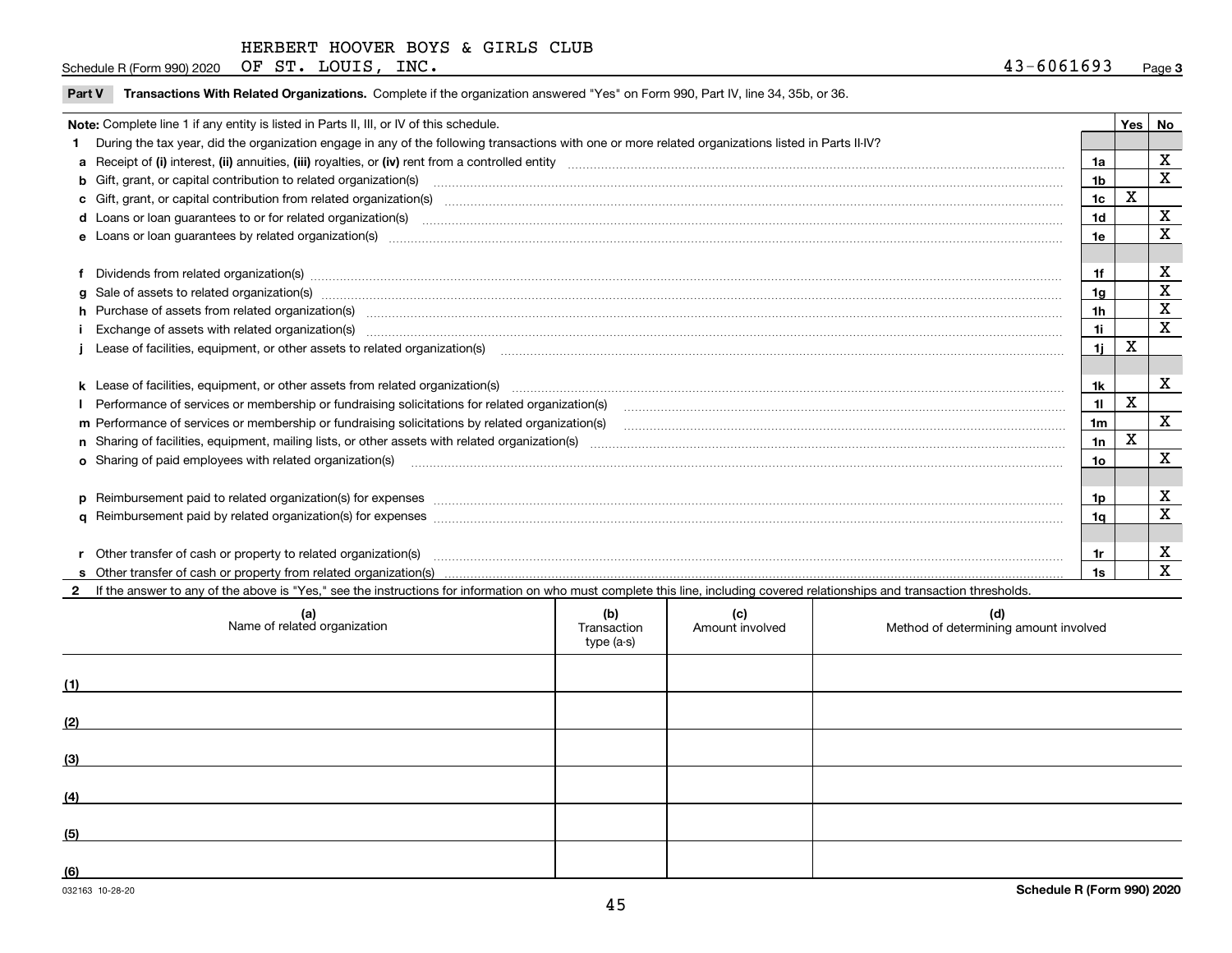HERBERT HOOVER BOYS & GIRLS CLUB

Schedule R (Form 990) 2020 OF ST. LOUIS, INC. 43-6061693 Page **3**

**Part V Transactions With Related Organizations.** Complete if the organization answered "Yes" on Form 990, Part IV, line 34, 35b, or 36.

| **Note:** Complete line 1 if any entity is listed in Parts II, III, or IV of this schedule. | | **Yes** | **No** |
|---|---|---|---|
| **1** During the tax year, did the organization engage in any of the following transactions with one or more related organizations listed in Parts II-IV? | | | |
| **a** Receipt of **(i)** interest, **(ii)** annuities, **(iii)** royalties, or **(iv)** rent from a controlled entity | **1a** | | X |
| **b** Gift, grant, or capital contribution to related organization(s) | **1b** | | X |
| **c** Gift, grant, or capital contribution from related organization(s) | **1c** | X | |
| **d** Loans or loan guarantees to or for related organization(s) | **1d** | | X |
| **e** Loans or loan guarantees by related organization(s) | **1e** | | X |
| **f** Dividends from related organization(s) | **1f** | | X |
| **g** Sale of assets to related organization(s) | **1g** | | X |
| **h** Purchase of assets from related organization(s) | **1h** | | X |
| **i** Exchange of assets with related organization(s) | **1i** | | X |
| **j** Lease of facilities, equipment, or other assets to related organization(s) | **1j** | X | |
| **k** Lease of facilities, equipment, or other assets from related organization(s) | **1k** | | X |
| **l** Performance of services or membership or fundraising solicitations for related organization(s) | **1l** | X | |
| **m** Performance of services or membership or fundraising solicitations by related organization(s) | **1m** | | X |
| **n** Sharing of facilities, equipment, mailing lists, or other assets with related organization(s) | **1n** | X | |
| **o** Sharing of paid employees with related organization(s) | **1o** | | X |
| **p** Reimbursement paid to related organization(s) for expenses | **1p** | | X |
| **q** Reimbursement paid by related organization(s) for expenses | **1q** | | X |
| **r** Other transfer of cash or property to related organization(s) | **1r** | | X |
| **s** Other transfer of cash or property from related organization(s) | **1s** | | X |

**2** If the answer to any of the above is "Yes," see the instructions for information on who must complete this line, including covered relationships and transaction thresholds.

| | (a) Name of related organization | (b) Transaction type (a-s) | (c) Amount involved | (d) Method of determining amount involved |
|---|---|---|---|---|
| (1) | | | | |
| (2) | | | | |
| (3) | | | | |
| (4) | | | | |
| (5) | | | | |
| (6) | | | | |

032163 10-28-20 **Schedule R (Form 990) 2020**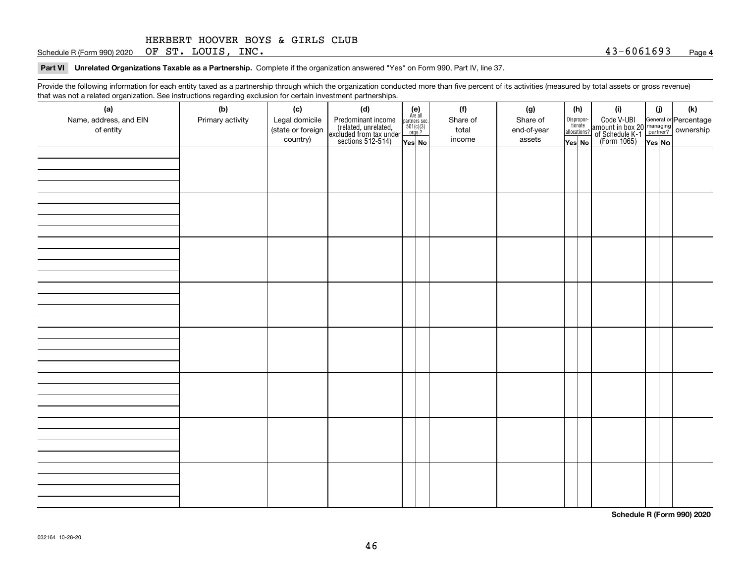HERBERT HOOVER BOYS & GIRLS CLUB
Schedule R (Form 990) 2020 OF ST. LOUIS, INC. 43-6061693 Page 4

**Part VI Unrelated Organizations Taxable as a Partnership.** Complete if the organization answered "Yes" on Form 990, Part IV, line 37.

Provide the following information for each entity taxed as a partnership through which the organization conducted more than five percent of its activities (measured by total assets or gross revenue) that was not a related organization. See instructions regarding exclusion for certain investment partnerships.

| (a) Name, address, and EIN of entity | (b) Primary activity | (c) Legal domicile (state or foreign country) | (d) Predominant income (related, unrelated, excluded from tax under sections 512-514) | (e) Are all partners sec. 501(c)(3) orgs.? | | (f) Share of total income | (g) Share of end-of-year assets | (h) Disproportionate allocations? | | (i) Code V-UBI amount in box 20 of Schedule K-1 (Form 1065) | (j) General or managing partner? | | (k) Percentage ownership |
|---|---|---|---|---|---|---|---|---|---|---|---|---|---|
| | | | | Yes | No | | | Yes | No | | Yes | No | |
| | | | | | | | | | | | | | |
| | | | | | | | | | | | | | |
| | | | | | | | | | | | | | |
| | | | | | | | | | | | | | |
| | | | | | | | | | | | | | |
| | | | | | | | | | | | | | |
| | | | | | | | | | | | | | |
| | | | | | | | | | | | | | |

**Schedule R (Form 990) 2020**

032164 10-28-20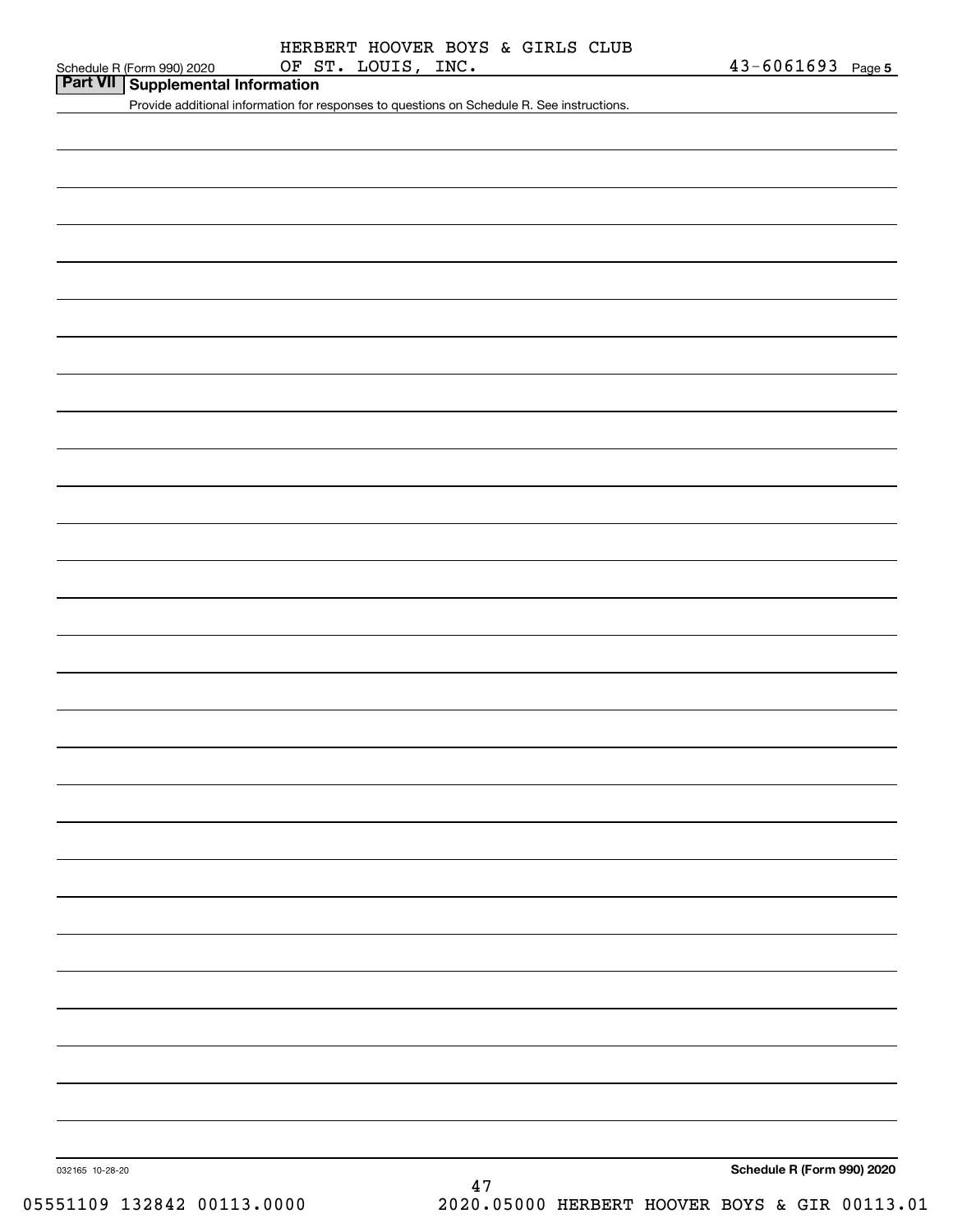Schedule R (Form 990) 2020 HERBERT HOOVER BOYS & GIRLS CLUB OF ST. LOUIS, INC. 43-6061693 Page 5

## Part VII Supplemental Information

Provide additional information for responses to questions on Schedule R. See instructions.

032165 10-28-20

**Schedule R (Form 990) 2020**

05551109 132842 00113.0000 2020.05000 HERBERT HOOVER BOYS & GIR 00113.01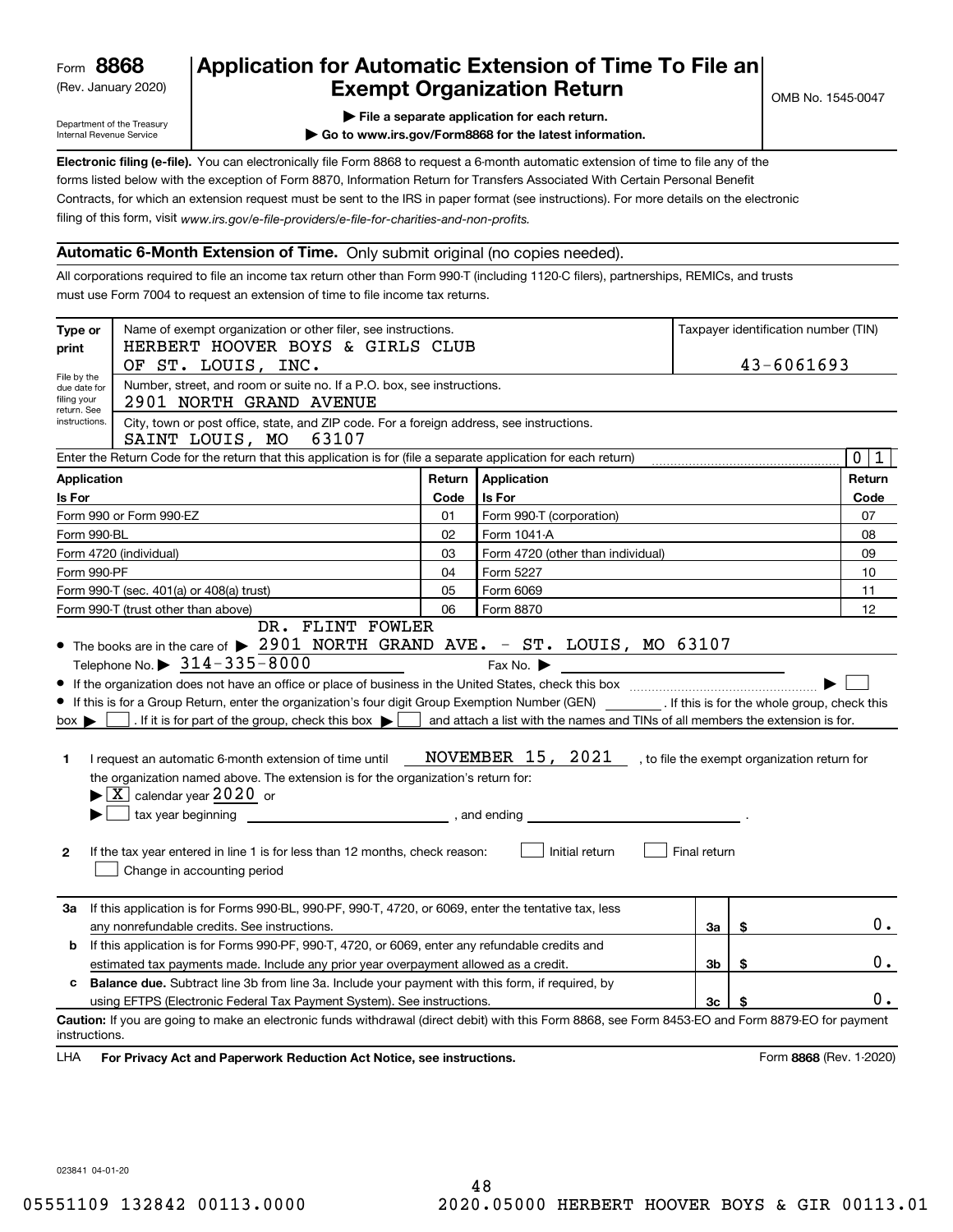Form **8868**
(Rev. January 2020)

Department of the Treasury
Internal Revenue Service

# Application for Automatic Extension of Time To File an Exempt Organization Return

OMB No. 1545-0047

▶ File a separate application for each return.

▶ Go to www.irs.gov/Form8868 for the latest information.

**Electronic filing (e-file).** You can electronically file Form 8868 to request a 6-month automatic extension of time to file any of the forms listed below with the exception of Form 8870, Information Return for Transfers Associated With Certain Personal Benefit Contracts, for which an extension request must be sent to the IRS in paper format (see instructions). For more details on the electronic filing of this form, visit *www.irs.gov/e-file-providers/e-file-for-charities-and-non-profits.*

## Automatic 6-Month Extension of Time. Only submit original (no copies needed).

All corporations required to file an income tax return other than Form 990-T (including 1120-C filers), partnerships, REMICs, and trusts must use Form 7004 to request an extension of time to file income tax returns.

**Type or print**

File by the due date for filing your return. See instructions.

Name of exempt organization or other filer, see instructions.
HERBERT HOOVER BOYS & GIRLS CLUB OF ST. LOUIS, INC.

Taxpayer identification number (TIN): 43-6061693

Number, street, and room or suite no. If a P.O. box, see instructions.
2901 NORTH GRAND AVENUE

City, town or post office, state, and ZIP code. For a foreign address, see instructions.
SAINT LOUIS, MO 63107

Enter the Return Code for the return that this application is for (file a separate application for each return) ..... 01

| Application Is For | Return Code | Application Is For | Return Code |
|---|---|---|---|
| Form 990 or Form 990-EZ | 01 | Form 990-T (corporation) | 07 |
| Form 990-BL | 02 | Form 1041-A | 08 |
| Form 4720 (individual) | 03 | Form 4720 (other than individual) | 09 |
| Form 990-PF | 04 | Form 5227 | 10 |
| Form 990-T (sec. 401(a) or 408(a) trust) | 05 | Form 6069 | 11 |
| Form 990-T (trust other than above) | 06 | Form 8870 | 12 |

- The books are in the care of ▶ DR. FLINT FOWLER 2901 NORTH GRAND AVE. - ST. LOUIS, MO 63107
  Telephone No. ▶ 314-335-8000 Fax No. ▶
- If the organization does not have an office or place of business in the United States, check this box ..... ▶ ☐
- If this is for a Group Return, enter the organization's four digit Group Exemption Number (GEN) ______. If this is for the whole group, check this box ▶ ☐. If it is for part of the group, check this box ▶ ☐ and attach a list with the names and TINs of all members the extension is for.

**1** I request an automatic 6-month extension of time until NOVEMBER 15, 2021, to file the exempt organization return for the organization named above. The extension is for the organization's return for:
▶ ☒ calendar year 2020 or
▶ ☐ tax year beginning ______, and ending ______.

**2** If the tax year entered in line 1 is for less than 12 months, check reason: ☐ Initial return ☐ Final return
☐ Change in accounting period

| | | | | |
|---|---|---|---|---|
| **3a** | If this application is for Forms 990-BL, 990-PF, 990-T, 4720, or 6069, enter the tentative tax, less any nonrefundable credits. See instructions. | 3a | $ | 0. |
| **b** | If this application is for Forms 990-PF, 990-T, 4720, or 6069, enter any refundable credits and estimated tax payments made. Include any prior year overpayment allowed as a credit. | 3b | $ | 0. |
| **c** | **Balance due.** Subtract line 3b from line 3a. Include your payment with this form, if required, by using EFTPS (Electronic Federal Tax Payment System). See instructions. | 3c | $ | 0. |

**Caution:** If you are going to make an electronic funds withdrawal (direct debit) with this Form 8868, see Form 8453-EO and Form 8879-EO for payment instructions.

LHA **For Privacy Act and Paperwork Reduction Act Notice, see instructions.** Form **8868** (Rev. 1-2020)

023841 04-01-20

05551109 132842 00113.0000 2020.05000 HERBERT HOOVER BOYS & GIR 00113.01